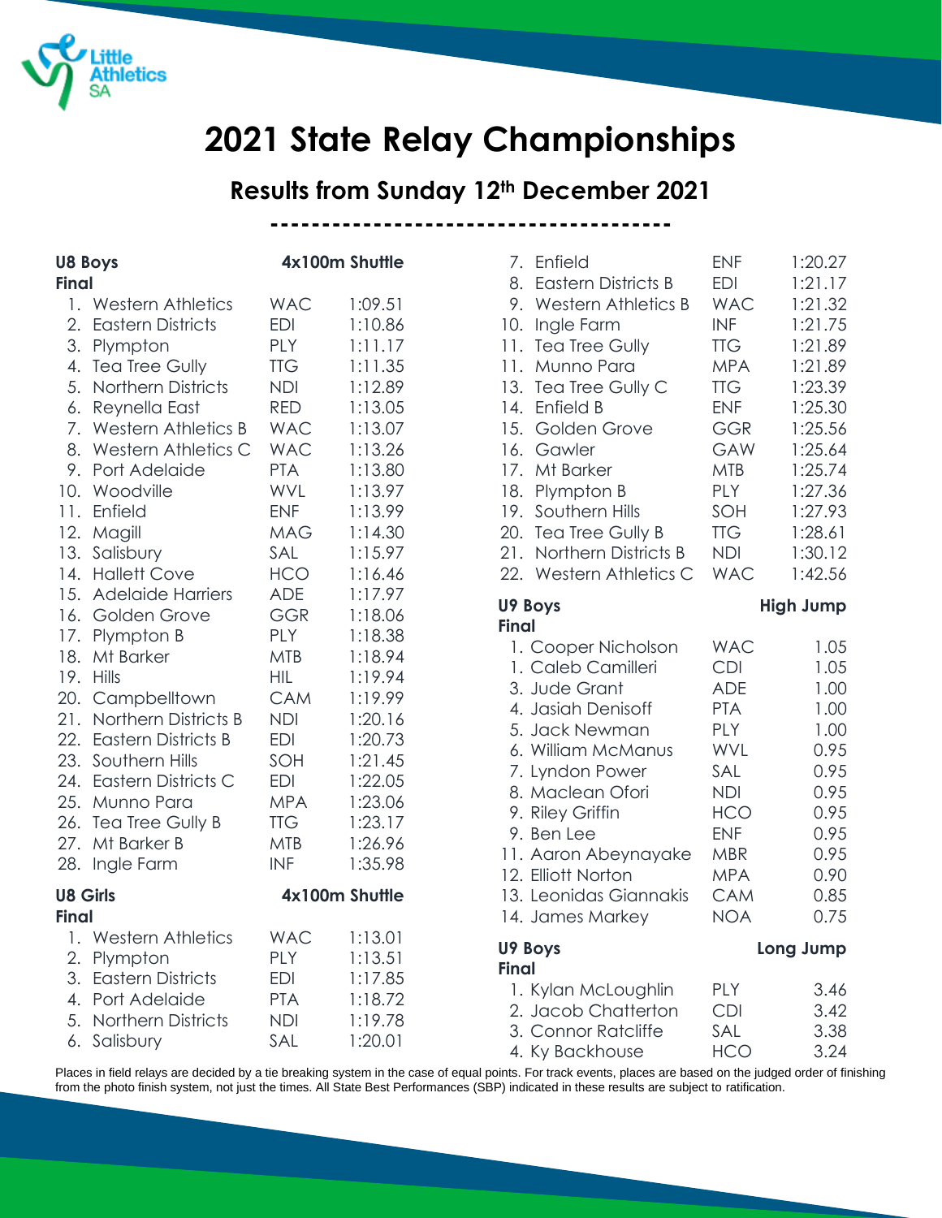# 2021 State Relay Championships

## Results from Sunday 12th December 2021

---

### U8 Boys — 4x100m Shuttle

**Final**

| Place | Team | Club | Time |
|---|---|---|---|
| 1. | Western Athletics | WAC | 1:09.51 |
| 2. | Eastern Districts | EDI | 1:10.86 |
| 3. | Plympton | PLY | 1:11.17 |
| 4. | Tea Tree Gully | TTG | 1:11.35 |
| 5. | Northern Districts | NDI | 1:12.89 |
| 6. | Reynella East | RED | 1:13.05 |
| 7. | Western Athletics B | WAC | 1:13.07 |
| 8. | Western Athletics C | WAC | 1:13.26 |
| 9. | Port Adelaide | PTA | 1:13.80 |
| 10. | Woodville | WVL | 1:13.97 |
| 11. | Enfield | ENF | 1:13.99 |
| 12. | Magill | MAG | 1:14.30 |
| 13. | Salisbury | SAL | 1:15.97 |
| 14. | Hallett Cove | HCO | 1:16.46 |
| 15. | Adelaide Harriers | ADE | 1:17.97 |
| 16. | Golden Grove | GGR | 1:18.06 |
| 17. | Plympton B | PLY | 1:18.38 |
| 18. | Mt Barker | MTB | 1:18.94 |
| 19. | Hills | HIL | 1:19.94 |
| 20. | Campbelltown | CAM | 1:19.99 |
| 21. | Northern Districts B | NDI | 1:20.16 |
| 22. | Eastern Districts B | EDI | 1:20.73 |
| 23. | Southern Hills | SOH | 1:21.45 |
| 24. | Eastern Districts C | EDI | 1:22.05 |
| 25. | Munno Para | MPA | 1:23.06 |
| 26. | Tea Tree Gully B | TTG | 1:23.17 |
| 27. | Mt Barker B | MTB | 1:26.96 |
| 28. | Ingle Farm | INF | 1:35.98 |

### U8 Girls — 4x100m Shuttle

**Final**

| Place | Team | Club | Time |
|---|---|---|---|
| 1. | Western Athletics | WAC | 1:13.01 |
| 2. | Plympton | PLY | 1:13.51 |
| 3. | Eastern Districts | EDI | 1:17.85 |
| 4. | Port Adelaide | PTA | 1:18.72 |
| 5. | Northern Districts | NDI | 1:19.78 |
| 6. | Salisbury | SAL | 1:20.01 |
| 7. | Enfield | ENF | 1:20.27 |
| 8. | Eastern Districts B | EDI | 1:21.17 |
| 9. | Western Athletics B | WAC | 1:21.32 |
| 10. | Ingle Farm | INF | 1:21.75 |
| 11. | Tea Tree Gully | TTG | 1:21.89 |
| 11. | Munno Para | MPA | 1:21.89 |
| 13. | Tea Tree Gully C | TTG | 1:23.39 |
| 14. | Enfield B | ENF | 1:25.30 |
| 15. | Golden Grove | GGR | 1:25.56 |
| 16. | Gawler | GAW | 1:25.64 |
| 17. | Mt Barker | MTB | 1:25.74 |
| 18. | Plympton B | PLY | 1:27.36 |
| 19. | Southern Hills | SOH | 1:27.93 |
| 20. | Tea Tree Gully B | TTG | 1:28.61 |
| 21. | Northern Districts B | NDI | 1:30.12 |
| 22. | Western Athletics C | WAC | 1:42.56 |

### U9 Boys — High Jump

**Final**

| Place | Name | Club | Result |
|---|---|---|---|
| 1. | Cooper Nicholson | WAC | 1.05 |
| 1. | Caleb Camilleri | CDI | 1.05 |
| 3. | Jude Grant | ADE | 1.00 |
| 4. | Jasiah Denisoff | PTA | 1.00 |
| 5. | Jack Newman | PLY | 1.00 |
| 6. | William McManus | WVL | 0.95 |
| 7. | Lyndon Power | SAL | 0.95 |
| 8. | Maclean Ofori | NDI | 0.95 |
| 9. | Riley Griffin | HCO | 0.95 |
| 9. | Ben Lee | ENF | 0.95 |
| 11. | Aaron Abeynayake | MBR | 0.95 |
| 12. | Elliott Norton | MPA | 0.90 |
| 13. | Leonidas Giannakis | CAM | 0.85 |
| 14. | James Markey | NOA | 0.75 |

### U9 Boys — Long Jump

**Final**

| Place | Name | Club | Result |
|---|---|---|---|
| 1. | Kylan McLoughlin | PLY | 3.46 |
| 2. | Jacob Chatterton | CDI | 3.42 |
| 3. | Connor Ratcliffe | SAL | 3.38 |
| 4. | Ky Backhouse | HCO | 3.24 |

Places in field relays are decided by a tie breaking system in the case of equal points. For track events, places are based on the judged order of finishing from the photo finish system, not just the times. All State Best Performances (SBP) indicated in these results are subject to ratification.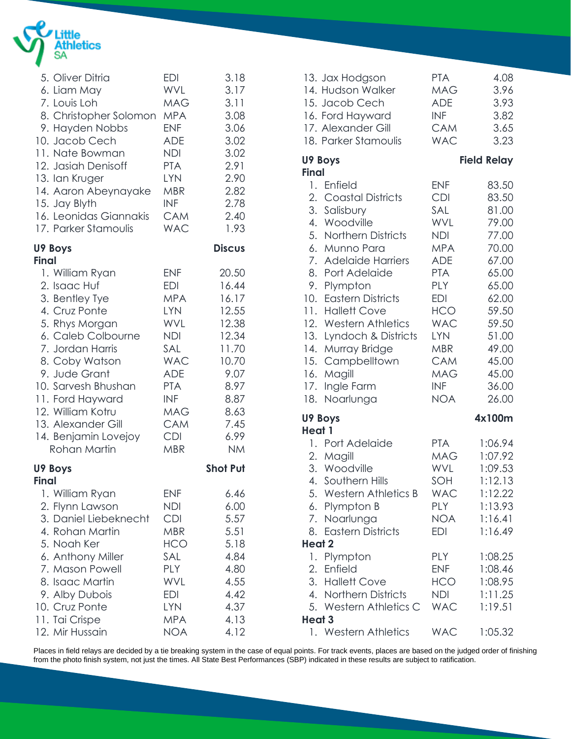| Place | Name | Club | Result |
|---|---|---|---|
| 5. | Oliver Ditria | EDI | 3.18 |
| 6. | Liam May | WVL | 3.17 |
| 7. | Louis Loh | MAG | 3.11 |
| 8. | Christopher Solomon | MPA | 3.08 |
| 9. | Hayden Nobbs | ENF | 3.06 |
| 10. | Jacob Cech | ADE | 3.02 |
| 11. | Nate Bowman | NDI | 3.02 |
| 12. | Jasiah Denisoff | PTA | 2.91 |
| 13. | Ian Kruger | LYN | 2.90 |
| 14. | Aaron Abeynayake | MBR | 2.82 |
| 15. | Jay Blyth | INF | 2.78 |
| 16. | Leonidas Giannakis | CAM | 2.40 |
| 17. | Parker Stamoulis | WAC | 1.93 |

### U9 Boys — Discus

**Final**

| Place | Name | Club | Result |
|---|---|---|---|
| 1. | William Ryan | ENF | 20.50 |
| 2. | Isaac Huf | EDI | 16.44 |
| 3. | Bentley Tye | MPA | 16.17 |
| 4. | Cruz Ponte | LYN | 12.55 |
| 5. | Rhys Morgan | WVL | 12.38 |
| 6. | Caleb Colbourne | NDI | 12.34 |
| 7. | Jordan Harris | SAL | 11.70 |
| 8. | Coby Watson | WAC | 10.70 |
| 9. | Jude Grant | ADE | 9.07 |
| 10. | Sarvesh Bhushan | PTA | 8.97 |
| 11. | Ford Hayward | INF | 8.87 |
| 12. | William Kotru | MAG | 8.63 |
| 13. | Alexander Gill | CAM | 7.45 |
| 14. | Benjamin Lovejoy | CDI | 6.99 |
| | Rohan Martin | MBR | NM |

### U9 Boys — Shot Put

**Final**

| Place | Name | Club | Result |
|---|---|---|---|
| 1. | William Ryan | ENF | 6.46 |
| 2. | Flynn Lawson | NDI | 6.00 |
| 3. | Daniel Liebeknecht | CDI | 5.57 |
| 4. | Rohan Martin | MBR | 5.51 |
| 5. | Noah Ker | HCO | 5.18 |
| 6. | Anthony Miller | SAL | 4.84 |
| 7. | Mason Powell | PLY | 4.80 |
| 8. | Isaac Martin | WVL | 4.55 |
| 9. | Alby Dubois | EDI | 4.42 |
| 10. | Cruz Ponte | LYN | 4.37 |
| 11. | Tai Crispe | MPA | 4.13 |
| 12. | Mir Hussain | NOA | 4.12 |
| 13. | Jax Hodgson | PTA | 4.08 |
| 14. | Hudson Walker | MAG | 3.96 |
| 15. | Jacob Cech | ADE | 3.93 |
| 16. | Ford Hayward | INF | 3.82 |
| 17. | Alexander Gill | CAM | 3.65 |
| 18. | Parker Stamoulis | WAC | 3.23 |

### U9 Boys — Field Relay

**Final**

| Place | Team | Club | Points |
|---|---|---|---|
| 1. | Enfield | ENF | 83.50 |
| 2. | Coastal Districts | CDI | 83.50 |
| 3. | Salisbury | SAL | 81.00 |
| 4. | Woodville | WVL | 79.00 |
| 5. | Northern Districts | NDI | 77.00 |
| 6. | Munno Para | MPA | 70.00 |
| 7. | Adelaide Harriers | ADE | 67.00 |
| 8. | Port Adelaide | PTA | 65.00 |
| 9. | Plympton | PLY | 65.00 |
| 10. | Eastern Districts | EDI | 62.00 |
| 11. | Hallett Cove | HCO | 59.50 |
| 12. | Western Athletics | WAC | 59.50 |
| 13. | Lyndoch & Districts | LYN | 51.00 |
| 14. | Murray Bridge | MBR | 49.00 |
| 15. | Campbelltown | CAM | 45.00 |
| 16. | Magill | MAG | 45.00 |
| 17. | Ingle Farm | INF | 36.00 |
| 18. | Noarlunga | NOA | 26.00 |

### U9 Boys — 4x100m

**Heat 1**

| Place | Team | Club | Time |
|---|---|---|---|
| 1. | Port Adelaide | PTA | 1:06.94 |
| 2. | Magill | MAG | 1:07.92 |
| 3. | Woodville | WVL | 1:09.53 |
| 4. | Southern Hills | SOH | 1:12.13 |
| 5. | Western Athletics B | WAC | 1:12.22 |
| 6. | Plympton B | PLY | 1:13.93 |
| 7. | Noarlunga | NOA | 1:16.41 |
| 8. | Eastern Districts | EDI | 1:16.49 |

**Heat 2**

| Place | Team | Club | Time |
|---|---|---|---|
| 1. | Plympton | PLY | 1:08.25 |
| 2. | Enfield | ENF | 1:08.46 |
| 3. | Hallett Cove | HCO | 1:08.95 |
| 4. | Northern Districts | NDI | 1:11.25 |
| 5. | Western Athletics C | WAC | 1:19.51 |

**Heat 3**

| Place | Team | Club | Time |
|---|---|---|---|
| 1. | Western Athletics | WAC | 1:05.32 |

Places in field relays are decided by a tie breaking system in the case of equal points. For track events, places are based on the judged order of finishing from the photo finish system, not just the times. All State Best Performances (SBP) indicated in these results are subject to ratification.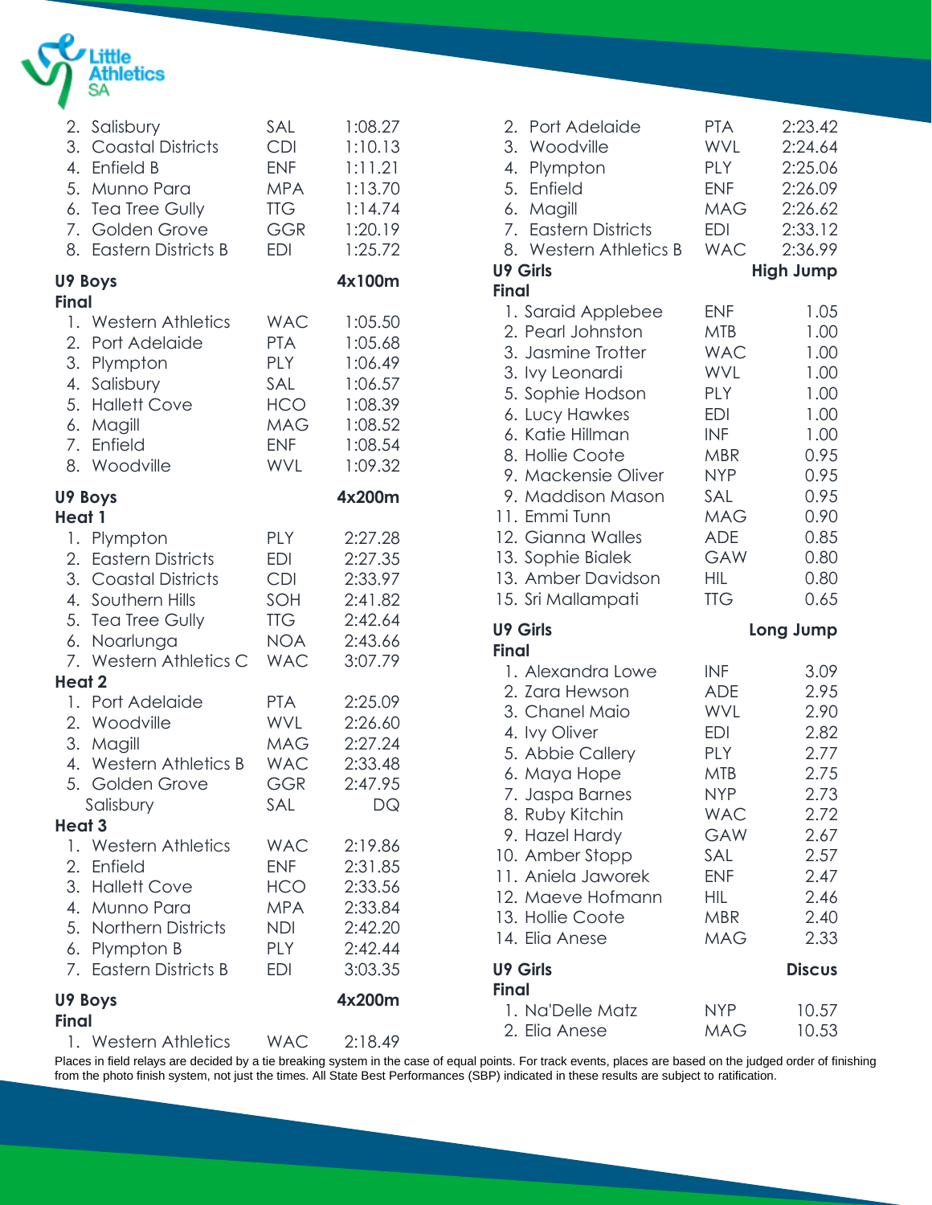| Place | Team | Code | Time |
|---|---|---|---|
| 2. | Salisbury | SAL | 1:08.27 |
| 3. | Coastal Districts | CDI | 1:10.13 |
| 4. | Enfield B | ENF | 1:11.21 |
| 5. | Munno Para | MPA | 1:13.70 |
| 6. | Tea Tree Gully | TTG | 1:14.74 |
| 7. | Golden Grove | GGR | 1:20.19 |
| 8. | Eastern Districts B | EDI | 1:25.72 |

## U9 Boys 4x100m

### Final

| Place | Team | Code | Time |
|---|---|---|---|
| 1. | Western Athletics | WAC | 1:05.50 |
| 2. | Port Adelaide | PTA | 1:05.68 |
| 3. | Plympton | PLY | 1:06.49 |
| 4. | Salisbury | SAL | 1:06.57 |
| 5. | Hallett Cove | HCO | 1:08.39 |
| 6. | Magill | MAG | 1:08.52 |
| 7. | Enfield | ENF | 1:08.54 |
| 8. | Woodville | WVL | 1:09.32 |

## U9 Boys 4x200m

### Heat 1

| Place | Team | Code | Time |
|---|---|---|---|
| 1. | Plympton | PLY | 2:27.28 |
| 2. | Eastern Districts | EDI | 2:27.35 |
| 3. | Coastal Districts | CDI | 2:33.97 |
| 4. | Southern Hills | SOH | 2:41.82 |
| 5. | Tea Tree Gully | TTG | 2:42.64 |
| 6. | Noarlunga | NOA | 2:43.66 |
| 7. | Western Athletics C | WAC | 3:07.79 |

### Heat 2

| Place | Team | Code | Time |
|---|---|---|---|
| 1. | Port Adelaide | PTA | 2:25.09 |
| 2. | Woodville | WVL | 2:26.60 |
| 3. | Magill | MAG | 2:27.24 |
| 4. | Western Athletics B | WAC | 2:33.48 |
| 5. | Golden Grove | GGR | 2:47.95 |
| | Salisbury | SAL | DQ |

### Heat 3

| Place | Team | Code | Time |
|---|---|---|---|
| 1. | Western Athletics | WAC | 2:19.86 |
| 2. | Enfield | ENF | 2:31.85 |
| 3. | Hallett Cove | HCO | 2:33.56 |
| 4. | Munno Para | MPA | 2:33.84 |
| 5. | Northern Districts | NDI | 2:42.20 |
| 6. | Plympton B | PLY | 2:42.44 |
| 7. | Eastern Districts B | EDI | 3:03.35 |

## U9 Boys 4x200m

### Final

| Place | Team | Code | Time |
|---|---|---|---|
| 1. | Western Athletics | WAC | 2:18.49 |
| 2. | Port Adelaide | PTA | 2:23.42 |
| 3. | Woodville | WVL | 2:24.64 |
| 4. | Plympton | PLY | 2:25.06 |
| 5. | Enfield | ENF | 2:26.09 |
| 6. | Magill | MAG | 2:26.62 |
| 7. | Eastern Districts | EDI | 2:33.12 |
| 8. | Western Athletics B | WAC | 2:36.99 |

## U9 Girls High Jump

### Final

| Place | Name | Code | Height |
|---|---|---|---|
| 1. | Saraid Applebee | ENF | 1.05 |
| 2. | Pearl Johnston | MTB | 1.00 |
| 3. | Jasmine Trotter | WAC | 1.00 |
| 3. | Ivy Leonardi | WVL | 1.00 |
| 5. | Sophie Hodson | PLY | 1.00 |
| 6. | Lucy Hawkes | EDI | 1.00 |
| 6. | Katie Hillman | INF | 1.00 |
| 8. | Hollie Coote | MBR | 0.95 |
| 9. | Mackensie Oliver | NYP | 0.95 |
| 9. | Maddison Mason | SAL | 0.95 |
| 11. | Emmi Tunn | MAG | 0.90 |
| 12. | Gianna Walles | ADE | 0.85 |
| 13. | Sophie Bialek | GAW | 0.80 |
| 13. | Amber Davidson | HIL | 0.80 |
| 15. | Sri Mallampati | TTG | 0.65 |

## U9 Girls Long Jump

### Final

| Place | Name | Code | Distance |
|---|---|---|---|
| 1. | Alexandra Lowe | INF | 3.09 |
| 2. | Zara Hewson | ADE | 2.95 |
| 3. | Chanel Maio | WVL | 2.90 |
| 4. | Ivy Oliver | EDI | 2.82 |
| 5. | Abbie Callery | PLY | 2.77 |
| 6. | Maya Hope | MTB | 2.75 |
| 7. | Jaspa Barnes | NYP | 2.73 |
| 8. | Ruby Kitchin | WAC | 2.72 |
| 9. | Hazel Hardy | GAW | 2.67 |
| 10. | Amber Stopp | SAL | 2.57 |
| 11. | Aniela Jaworek | ENF | 2.47 |
| 12. | Maeve Hofmann | HIL | 2.46 |
| 13. | Hollie Coote | MBR | 2.40 |
| 14. | Elia Anese | MAG | 2.33 |

## U9 Girls Discus

### Final

| Place | Name | Code | Distance |
|---|---|---|---|
| 1. | Na'Delle Matz | NYP | 10.57 |
| 2. | Elia Anese | MAG | 10.53 |

Places in field relays are decided by a tie breaking system in the case of equal points. For track events, places are based on the judged order of finishing from the photo finish system, not just the times. All State Best Performances (SBP) indicated in these results are subject to ratification.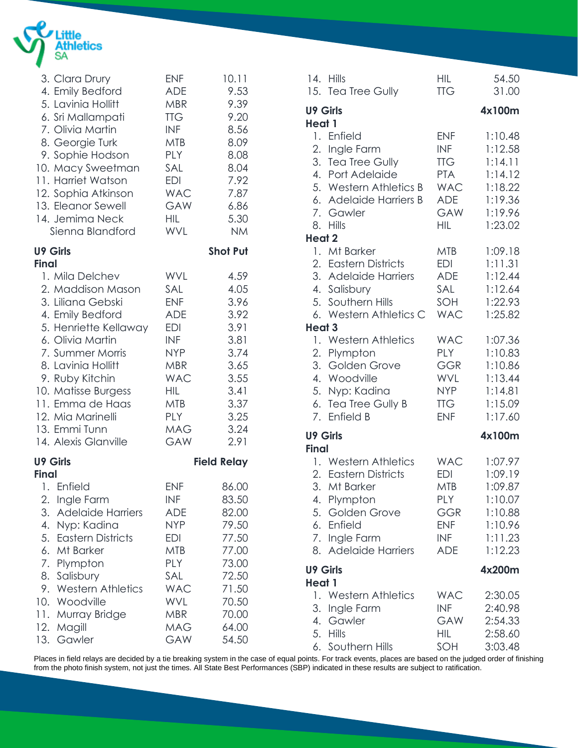| Place | Name | Club | Result |
|---|---|---|---|
| 3. | Clara Drury | ENF | 10.11 |
| 4. | Emily Bedford | ADE | 9.53 |
| 5. | Lavinia Hollitt | MBR | 9.39 |
| 6. | Sri Mallampati | TTG | 9.20 |
| 7. | Olivia Martin | INF | 8.56 |
| 8. | Georgie Turk | MTB | 8.09 |
| 9. | Sophie Hodson | PLY | 8.08 |
| 10. | Macy Sweetman | SAL | 8.04 |
| 11. | Harriet Watson | EDI | 7.92 |
| 12. | Sophia Atkinson | WAC | 7.87 |
| 13. | Eleanor Sewell | GAW | 6.86 |
| 14. | Jemima Neck | HIL | 5.30 |
| | Sienna Blandford | WVL | NM |

**U9 Girls** **Shot Put**
**Final**

| Place | Name | Club | Result |
|---|---|---|---|
| 1. | Mila Delchev | WVL | 4.59 |
| 2. | Maddison Mason | SAL | 4.05 |
| 3. | Liliana Gebski | ENF | 3.96 |
| 4. | Emily Bedford | ADE | 3.92 |
| 5. | Henriette Kellaway | EDI | 3.91 |
| 6. | Olivia Martin | INF | 3.81 |
| 7. | Summer Morris | NYP | 3.74 |
| 8. | Lavinia Hollitt | MBR | 3.65 |
| 9. | Ruby Kitchin | WAC | 3.55 |
| 10. | Matisse Burgess | HIL | 3.41 |
| 11. | Emma de Haas | MTB | 3.37 |
| 12. | Mia Marinelli | PLY | 3.25 |
| 13. | Emmi Tunn | MAG | 3.24 |
| 14. | Alexis Glanville | GAW | 2.91 |

**U9 Girls** **Field Relay**
**Final**

| Place | Team | Club | Result |
|---|---|---|---|
| 1. | Enfield | ENF | 86.00 |
| 2. | Ingle Farm | INF | 83.50 |
| 3. | Adelaide Harriers | ADE | 82.00 |
| 4. | Nyp: Kadina | NYP | 79.50 |
| 5. | Eastern Districts | EDI | 77.50 |
| 6. | Mt Barker | MTB | 77.00 |
| 7. | Plympton | PLY | 73.00 |
| 8. | Salisbury | SAL | 72.50 |
| 9. | Western Athletics | WAC | 71.50 |
| 10. | Woodville | WVL | 70.50 |
| 11. | Murray Bridge | MBR | 70.00 |
| 12. | Magill | MAG | 64.00 |
| 13. | Gawler | GAW | 54.50 |
| 14. | Hills | HIL | 54.50 |
| 15. | Tea Tree Gully | TTG | 31.00 |

**U9 Girls** **4x100m**
**Heat 1**

| Place | Team | Club | Time |
|---|---|---|---|
| 1. | Enfield | ENF | 1:10.48 |
| 2. | Ingle Farm | INF | 1:12.58 |
| 3. | Tea Tree Gully | TTG | 1:14.11 |
| 4. | Port Adelaide | PTA | 1:14.12 |
| 5. | Western Athletics B | WAC | 1:18.22 |
| 6. | Adelaide Harriers B | ADE | 1:19.36 |
| 7. | Gawler | GAW | 1:19.96 |
| 8. | Hills | HIL | 1:23.02 |

**Heat 2**

| Place | Team | Club | Time |
|---|---|---|---|
| 1. | Mt Barker | MTB | 1:09.18 |
| 2. | Eastern Districts | EDI | 1:11.31 |
| 3. | Adelaide Harriers | ADE | 1:12.44 |
| 4. | Salisbury | SAL | 1:12.64 |
| 5. | Southern Hills | SOH | 1:22.93 |
| 6. | Western Athletics C | WAC | 1:25.82 |

**Heat 3**

| Place | Team | Club | Time |
|---|---|---|---|
| 1. | Western Athletics | WAC | 1:07.36 |
| 2. | Plympton | PLY | 1:10.83 |
| 3. | Golden Grove | GGR | 1:10.86 |
| 4. | Woodville | WVL | 1:13.44 |
| 5. | Nyp: Kadina | NYP | 1:14.81 |
| 6. | Tea Tree Gully B | TTG | 1:15.09 |
| 7. | Enfield B | ENF | 1:17.60 |

**U9 Girls** **4x100m**
**Final**

| Place | Team | Club | Time |
|---|---|---|---|
| 1. | Western Athletics | WAC | 1:07.97 |
| 2. | Eastern Districts | EDI | 1:09.19 |
| 3. | Mt Barker | MTB | 1:09.87 |
| 4. | Plympton | PLY | 1:10.07 |
| 5. | Golden Grove | GGR | 1:10.88 |
| 6. | Enfield | ENF | 1:10.96 |
| 7. | Ingle Farm | INF | 1:11.23 |
| 8. | Adelaide Harriers | ADE | 1:12.23 |

**U9 Girls** **4x200m**
**Heat 1**

| Place | Team | Club | Time |
|---|---|---|---|
| 1. | Western Athletics | WAC | 2:30.05 |
| 3. | Ingle Farm | INF | 2:40.98 |
| 4. | Gawler | GAW | 2:54.33 |
| 5. | Hills | HIL | 2:58.60 |
| 6. | Southern Hills | SOH | 3:03.48 |

Places in field relays are decided by a tie breaking system in the case of equal points. For track events, places are based on the judged order of finishing from the photo finish system, not just the times. All State Best Performances (SBP) indicated in these results are subject to ratification.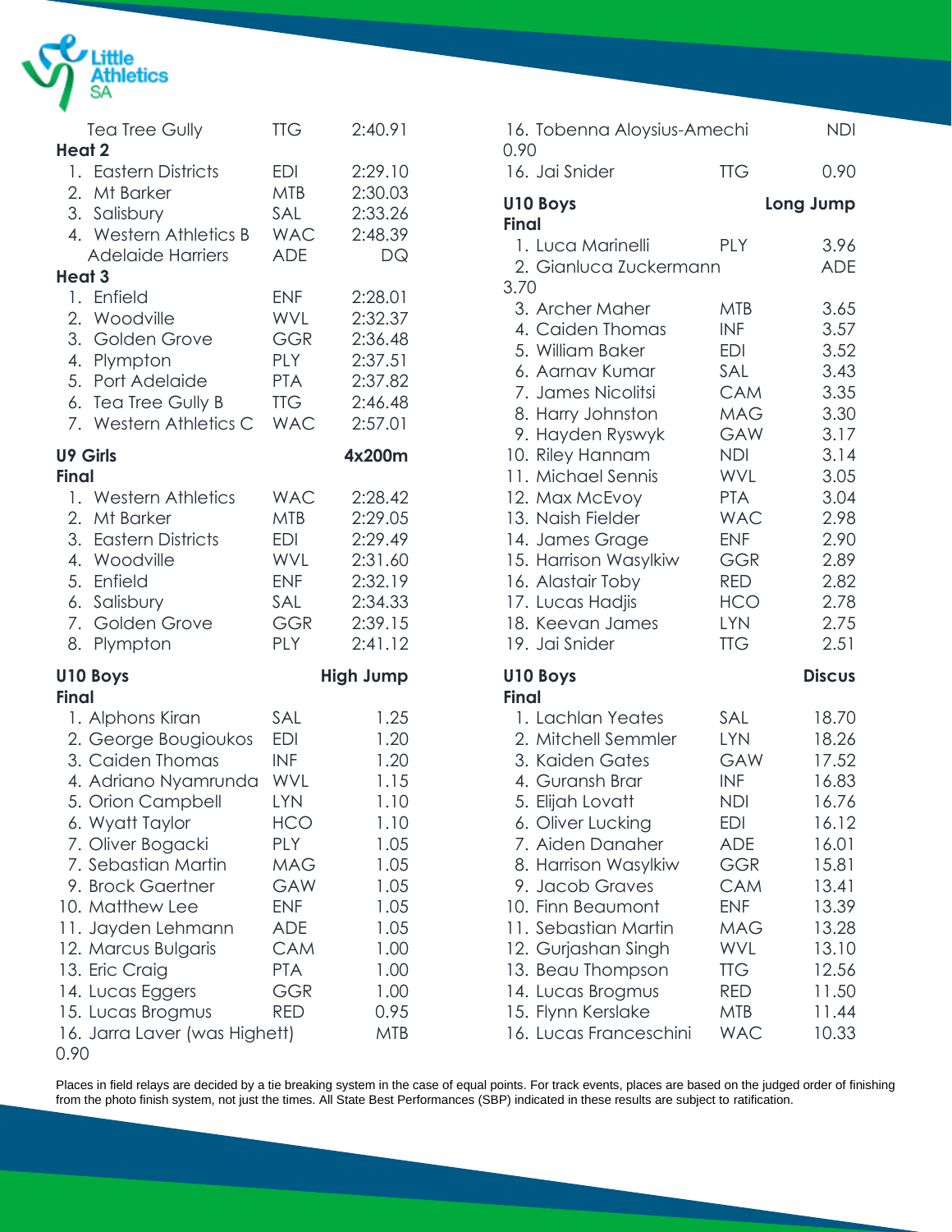| | | |
|---|---|---|
| Tea Tree Gully | TTG | 2:40.91 |

**Heat 2**

| Place | Team | Club | Time |
|---|---|---|---|
| 1. | Eastern Districts | EDI | 2:29.10 |
| 2. | Mt Barker | MTB | 2:30.03 |
| 3. | Salisbury | SAL | 2:33.26 |
| 4. | Western Athletics B | WAC | 2:48.39 |
| | Adelaide Harriers | ADE | DQ |

**Heat 3**

| Place | Team | Club | Time |
|---|---|---|---|
| 1. | Enfield | ENF | 2:28.01 |
| 2. | Woodville | WVL | 2:32.37 |
| 3. | Golden Grove | GGR | 2:36.48 |
| 4. | Plympton | PLY | 2:37.51 |
| 5. | Port Adelaide | PTA | 2:37.82 |
| 6. | Tea Tree Gully B | TTG | 2:46.48 |
| 7. | Western Athletics C | WAC | 2:57.01 |

## U9 Girls — 4x200m

**Final**

| Place | Team | Club | Time |
|---|---|---|---|
| 1. | Western Athletics | WAC | 2:28.42 |
| 2. | Mt Barker | MTB | 2:29.05 |
| 3. | Eastern Districts | EDI | 2:29.49 |
| 4. | Woodville | WVL | 2:31.60 |
| 5. | Enfield | ENF | 2:32.19 |
| 6. | Salisbury | SAL | 2:34.33 |
| 7. | Golden Grove | GGR | 2:39.15 |
| 8. | Plympton | PLY | 2:41.12 |

## U10 Boys — High Jump

**Final**

| Place | Name | Club | Result |
|---|---|---|---|
| 1. | Alphons Kiran | SAL | 1.25 |
| 2. | George Bougioukos | EDI | 1.20 |
| 3. | Caiden Thomas | INF | 1.20 |
| 4. | Adriano Nyamrunda | WVL | 1.15 |
| 5. | Orion Campbell | LYN | 1.10 |
| 6. | Wyatt Taylor | HCO | 1.10 |
| 7. | Oliver Bogacki | PLY | 1.05 |
| 7. | Sebastian Martin | MAG | 1.05 |
| 9. | Brock Gaertner | GAW | 1.05 |
| 10. | Matthew Lee | ENF | 1.05 |
| 11. | Jayden Lehmann | ADE | 1.05 |
| 12. | Marcus Bulgaris | CAM | 1.00 |
| 13. | Eric Craig | PTA | 1.00 |
| 14. | Lucas Eggers | GGR | 1.00 |
| 15. | Lucas Brogmus | RED | 0.95 |
| 16. | Jarra Laver (was Highett) | MTB | 0.90 |
| 16. | Tobenna Aloysius-Amechi | NDI | 0.90 |
| 16. | Jai Snider | TTG | 0.90 |

## U10 Boys — Long Jump

**Final**

| Place | Name | Club | Result |
|---|---|---|---|
| 1. | Luca Marinelli | PLY | 3.96 |
| 2. | Gianluca Zuckermann | ADE | 3.70 |
| 3. | Archer Maher | MTB | 3.65 |
| 4. | Caiden Thomas | INF | 3.57 |
| 5. | William Baker | EDI | 3.52 |
| 6. | Aarnav Kumar | SAL | 3.43 |
| 7. | James Nicolitsi | CAM | 3.35 |
| 8. | Harry Johnston | MAG | 3.30 |
| 9. | Hayden Ryswyk | GAW | 3.17 |
| 10. | Riley Hannam | NDI | 3.14 |
| 11. | Michael Sennis | WVL | 3.05 |
| 12. | Max McEvoy | PTA | 3.04 |
| 13. | Naish Fielder | WAC | 2.98 |
| 14. | James Grage | ENF | 2.90 |
| 15. | Harrison Wasylkiw | GGR | 2.89 |
| 16. | Alastair Toby | RED | 2.82 |
| 17. | Lucas Hadjis | HCO | 2.78 |
| 18. | Keevan James | LYN | 2.75 |
| 19. | Jai Snider | TTG | 2.51 |

## U10 Boys — Discus

**Final**

| Place | Name | Club | Result |
|---|---|---|---|
| 1. | Lachlan Yeates | SAL | 18.70 |
| 2. | Mitchell Semmler | LYN | 18.26 |
| 3. | Kaiden Gates | GAW | 17.52 |
| 4. | Guransh Brar | INF | 16.83 |
| 5. | Elijah Lovatt | NDI | 16.76 |
| 6. | Oliver Lucking | EDI | 16.12 |
| 7. | Aiden Danaher | ADE | 16.01 |
| 8. | Harrison Wasylkiw | GGR | 15.81 |
| 9. | Jacob Graves | CAM | 13.41 |
| 10. | Finn Beaumont | ENF | 13.39 |
| 11. | Sebastian Martin | MAG | 13.28 |
| 12. | Gurjashan Singh | WVL | 13.10 |
| 13. | Beau Thompson | TTG | 12.56 |
| 14. | Lucas Brogmus | RED | 11.50 |
| 15. | Flynn Kerslake | MTB | 11.44 |
| 16. | Lucas Franceschini | WAC | 10.33 |

Places in field relays are decided by a tie breaking system in the case of equal points. For track events, places are based on the judged order of finishing from the photo finish system, not just the times. All State Best Performances (SBP) indicated in these results are subject to ratification.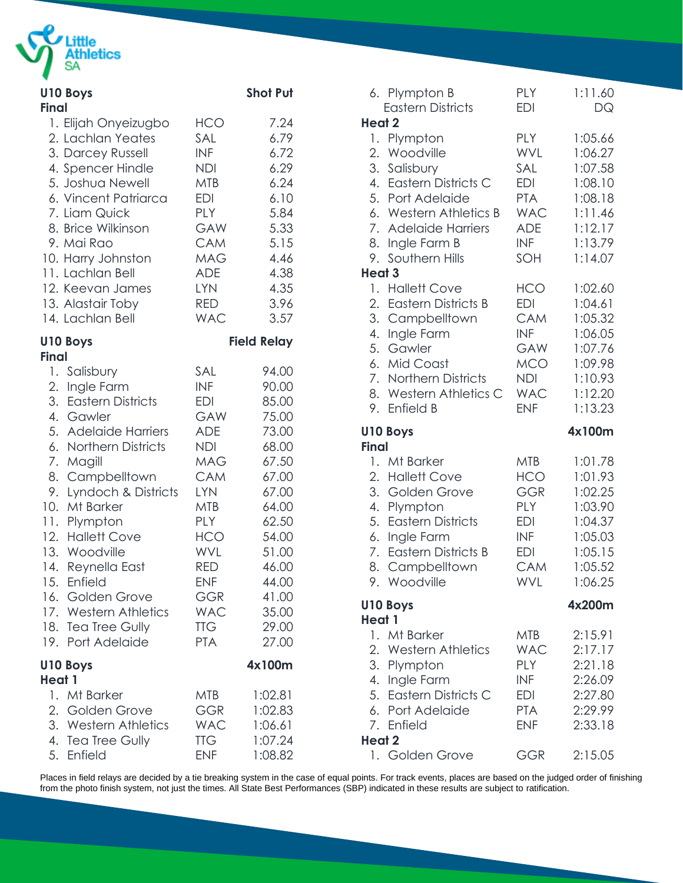## U10 Boys — Shot Put

**Final**

| Place | Name | Club | Result |
|---|---|---|---|
| 1. | Elijah Onyeizugbo | HCO | 7.24 |
| 2. | Lachlan Yeates | SAL | 6.79 |
| 3. | Darcey Russell | INF | 6.72 |
| 4. | Spencer Hindle | NDI | 6.29 |
| 5. | Joshua Newell | MTB | 6.24 |
| 6. | Vincent Patriarca | EDI | 6.10 |
| 7. | Liam Quick | PLY | 5.84 |
| 8. | Brice Wilkinson | GAW | 5.33 |
| 9. | Mai Rao | CAM | 5.15 |
| 10. | Harry Johnston | MAG | 4.46 |
| 11. | Lachlan Bell | ADE | 4.38 |
| 12. | Keevan James | LYN | 4.35 |
| 13. | Alastair Toby | RED | 3.96 |
| 14. | Lachlan Bell | WAC | 3.57 |

## U10 Boys — Field Relay

**Final**

| Place | Team | Club | Result |
|---|---|---|---|
| 1. | Salisbury | SAL | 94.00 |
| 2. | Ingle Farm | INF | 90.00 |
| 3. | Eastern Districts | EDI | 85.00 |
| 4. | Gawler | GAW | 75.00 |
| 5. | Adelaide Harriers | ADE | 73.00 |
| 6. | Northern Districts | NDI | 68.00 |
| 7. | Magill | MAG | 67.50 |
| 8. | Campbelltown | CAM | 67.00 |
| 9. | Lyndoch & Districts | LYN | 67.00 |
| 10. | Mt Barker | MTB | 64.00 |
| 11. | Plympton | PLY | 62.50 |
| 12. | Hallett Cove | HCO | 54.00 |
| 13. | Woodville | WVL | 51.00 |
| 14. | Reynella East | RED | 46.00 |
| 15. | Enfield | ENF | 44.00 |
| 16. | Golden Grove | GGR | 41.00 |
| 17. | Western Athletics | WAC | 35.00 |
| 18. | Tea Tree Gully | TTG | 29.00 |
| 19. | Port Adelaide | PTA | 27.00 |

## U10 Boys — 4x100m

**Heat 1**

| Place | Team | Club | Result |
|---|---|---|---|
| 1. | Mt Barker | MTB | 1:02.81 |
| 2. | Golden Grove | GGR | 1:02.83 |
| 3. | Western Athletics | WAC | 1:06.61 |
| 4. | Tea Tree Gully | TTG | 1:07.24 |
| 5. | Enfield | ENF | 1:08.82 |
| 6. | Plympton B | PLY | 1:11.60 |
| | Eastern Districts | EDI | DQ |

**Heat 2**

| Place | Team | Club | Result |
|---|---|---|---|
| 1. | Plympton | PLY | 1:05.66 |
| 2. | Woodville | WVL | 1:06.27 |
| 3. | Salisbury | SAL | 1:07.58 |
| 4. | Eastern Districts C | EDI | 1:08.10 |
| 5. | Port Adelaide | PTA | 1:08.18 |
| 6. | Western Athletics B | WAC | 1:11.46 |
| 7. | Adelaide Harriers | ADE | 1:12.17 |
| 8. | Ingle Farm B | INF | 1:13.79 |
| 9. | Southern Hills | SOH | 1:14.07 |

**Heat 3**

| Place | Team | Club | Result |
|---|---|---|---|
| 1. | Hallett Cove | HCO | 1:02.60 |
| 2. | Eastern Districts B | EDI | 1:04.61 |
| 3. | Campbelltown | CAM | 1:05.32 |
| 4. | Ingle Farm | INF | 1:06.05 |
| 5. | Gawler | GAW | 1:07.76 |
| 6. | Mid Coast | MCO | 1:09.98 |
| 7. | Northern Districts | NDI | 1:10.93 |
| 8. | Western Athletics C | WAC | 1:12.20 |
| 9. | Enfield B | ENF | 1:13.23 |

## U10 Boys — 4x100m

**Final**

| Place | Team | Club | Result |
|---|---|---|---|
| 1. | Mt Barker | MTB | 1:01.78 |
| 2. | Hallett Cove | HCO | 1:01.93 |
| 3. | Golden Grove | GGR | 1:02.25 |
| 4. | Plympton | PLY | 1:03.90 |
| 5. | Eastern Districts | EDI | 1:04.37 |
| 6. | Ingle Farm | INF | 1:05.03 |
| 7. | Eastern Districts B | EDI | 1:05.15 |
| 8. | Campbelltown | CAM | 1:05.52 |
| 9. | Woodville | WVL | 1:06.25 |

## U10 Boys — 4x200m

**Heat 1**

| Place | Team | Club | Result |
|---|---|---|---|
| 1. | Mt Barker | MTB | 2:15.91 |
| 2. | Western Athletics | WAC | 2:17.17 |
| 3. | Plympton | PLY | 2:21.18 |
| 4. | Ingle Farm | INF | 2:26.09 |
| 5. | Eastern Districts C | EDI | 2:27.80 |
| 6. | Port Adelaide | PTA | 2:29.99 |
| 7. | Enfield | ENF | 2:33.18 |

**Heat 2**

| Place | Team | Club | Result |
|---|---|---|---|
| 1. | Golden Grove | GGR | 2:15.05 |

Places in field relays are decided by a tie breaking system in the case of equal points. For track events, places are based on the judged order of finishing from the photo finish system, not just the times. All State Best Performances (SBP) indicated in these results are subject to ratification.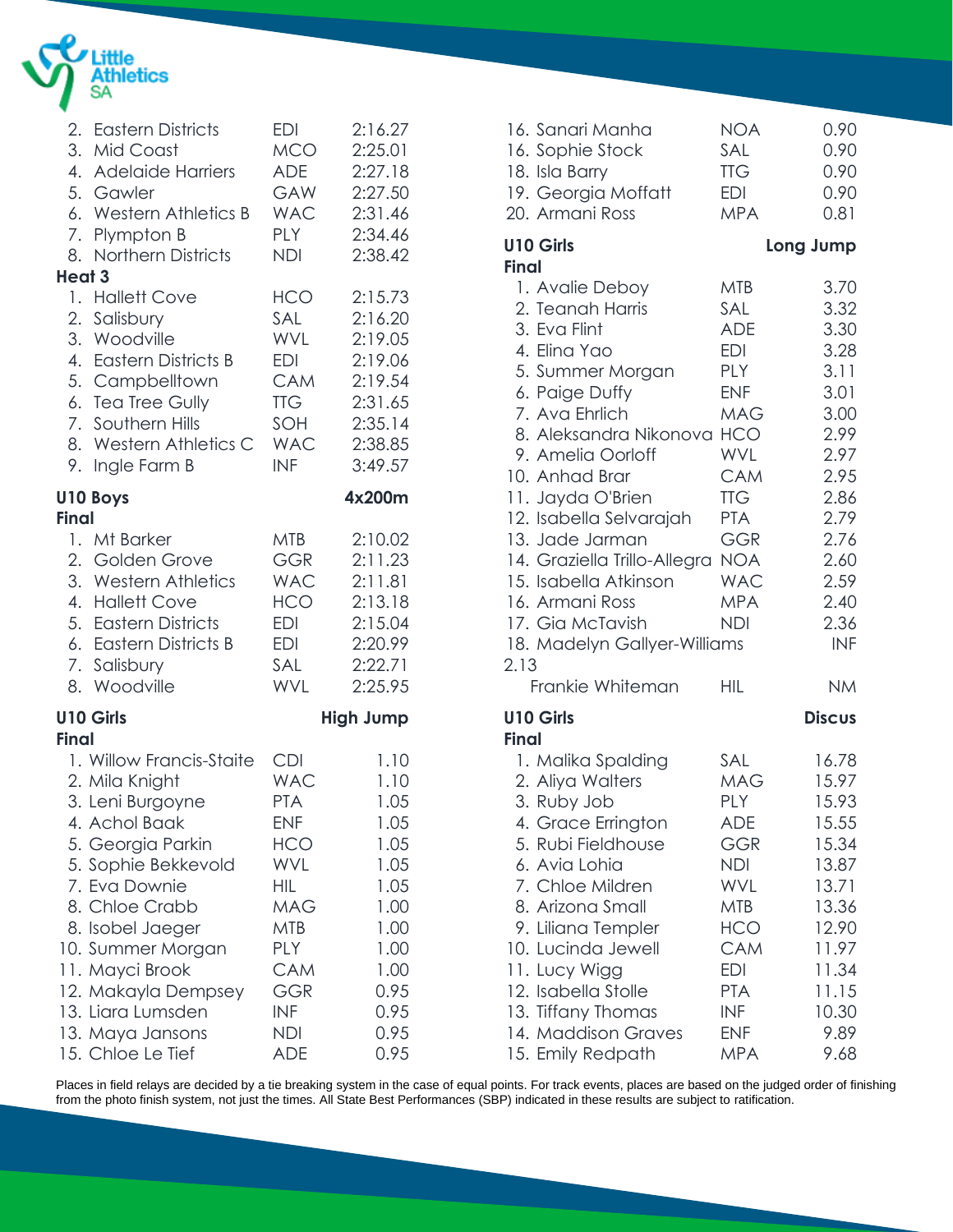| Place | Team | Club | Time |
|---|---|---|---|
| 2. | Eastern Districts | EDI | 2:16.27 |
| 3. | Mid Coast | MCO | 2:25.01 |
| 4. | Adelaide Harriers | ADE | 2:27.18 |
| 5. | Gawler | GAW | 2:27.50 |
| 6. | Western Athletics B | WAC | 2:31.46 |
| 7. | Plympton B | PLY | 2:34.46 |
| 8. | Northern Districts | NDI | 2:38.42 |

**Heat 3**

| Place | Team | Club | Time |
|---|---|---|---|
| 1. | Hallett Cove | HCO | 2:15.73 |
| 2. | Salisbury | SAL | 2:16.20 |
| 3. | Woodville | WVL | 2:19.05 |
| 4. | Eastern Districts B | EDI | 2:19.06 |
| 5. | Campbelltown | CAM | 2:19.54 |
| 6. | Tea Tree Gully | TTG | 2:31.65 |
| 7. | Southern Hills | SOH | 2:35.14 |
| 8. | Western Athletics C | WAC | 2:38.85 |
| 9. | Ingle Farm B | INF | 3:49.57 |

## U10 Boys — 4x200m

**Final**

| Place | Team | Club | Time |
|---|---|---|---|
| 1. | Mt Barker | MTB | 2:10.02 |
| 2. | Golden Grove | GGR | 2:11.23 |
| 3. | Western Athletics | WAC | 2:11.81 |
| 4. | Hallett Cove | HCO | 2:13.18 |
| 5. | Eastern Districts | EDI | 2:15.04 |
| 6. | Eastern Districts B | EDI | 2:20.99 |
| 7. | Salisbury | SAL | 2:22.71 |
| 8. | Woodville | WVL | 2:25.95 |

## U10 Girls — High Jump

**Final**

| Place | Name | Club | Mark |
|---|---|---|---|
| 1. | Willow Francis-Staite | CDI | 1.10 |
| 2. | Mila Knight | WAC | 1.10 |
| 3. | Leni Burgoyne | PTA | 1.05 |
| 4. | Achol Baak | ENF | 1.05 |
| 5. | Georgia Parkin | HCO | 1.05 |
| 5. | Sophie Bekkevold | WVL | 1.05 |
| 7. | Eva Downie | HIL | 1.05 |
| 8. | Chloe Crabb | MAG | 1.00 |
| 8. | Isobel Jaeger | MTB | 1.00 |
| 10. | Summer Morgan | PLY | 1.00 |
| 11. | Mayci Brook | CAM | 1.00 |
| 12. | Makayla Dempsey | GGR | 0.95 |
| 13. | Liara Lumsden | INF | 0.95 |
| 13. | Maya Jansons | NDI | 0.95 |
| 15. | Chloe Le Tief | ADE | 0.95 |
| 16. | Sanari Manha | NOA | 0.90 |
| 16. | Sophie Stock | SAL | 0.90 |
| 18. | Isla Barry | TTG | 0.90 |
| 19. | Georgia Moffatt | EDI | 0.90 |
| 20. | Armani Ross | MPA | 0.81 |

## U10 Girls — Long Jump

**Final**

| Place | Name | Club | Mark |
|---|---|---|---|
| 1. | Avalie Deboy | MTB | 3.70 |
| 2. | Teanah Harris | SAL | 3.32 |
| 3. | Eva Flint | ADE | 3.30 |
| 4. | Elina Yao | EDI | 3.28 |
| 5. | Summer Morgan | PLY | 3.11 |
| 6. | Paige Duffy | ENF | 3.01 |
| 7. | Ava Ehrlich | MAG | 3.00 |
| 8. | Aleksandra Nikonova | HCO | 2.99 |
| 9. | Amelia Oorloff | WVL | 2.97 |
| 10. | Anhad Brar | CAM | 2.95 |
| 11. | Jayda O'Brien | TTG | 2.86 |
| 12. | Isabella Selvarajah | PTA | 2.79 |
| 13. | Jade Jarman | GGR | 2.76 |
| 14. | Graziella Trillo-Allegra | NOA | 2.60 |
| 15. | Isabella Atkinson | WAC | 2.59 |
| 16. | Armani Ross | MPA | 2.40 |
| 17. | Gia McTavish | NDI | 2.36 |
| 18. | Madelyn Gallyer-Williams 2.13 | INF | |
| | Frankie Whiteman | HIL | NM |

## U10 Girls — Discus

**Final**

| Place | Name | Club | Mark |
|---|---|---|---|
| 1. | Malika Spalding | SAL | 16.78 |
| 2. | Aliya Walters | MAG | 15.97 |
| 3. | Ruby Job | PLY | 15.93 |
| 4. | Grace Errington | ADE | 15.55 |
| 5. | Rubi Fieldhouse | GGR | 15.34 |
| 6. | Avia Lohia | NDI | 13.87 |
| 7. | Chloe Mildren | WVL | 13.71 |
| 8. | Arizona Small | MTB | 13.36 |
| 9. | Liliana Templer | HCO | 12.90 |
| 10. | Lucinda Jewell | CAM | 11.97 |
| 11. | Lucy Wigg | EDI | 11.34 |
| 12. | Isabella Stolle | PTA | 11.15 |
| 13. | Tiffany Thomas | INF | 10.30 |
| 14. | Maddison Graves | ENF | 9.89 |
| 15. | Emily Redpath | MPA | 9.68 |

Places in field relays are decided by a tie breaking system in the case of equal points. For track events, places are based on the judged order of finishing from the photo finish system, not just the times. All State Best Performances (SBP) indicated in these results are subject to ratification.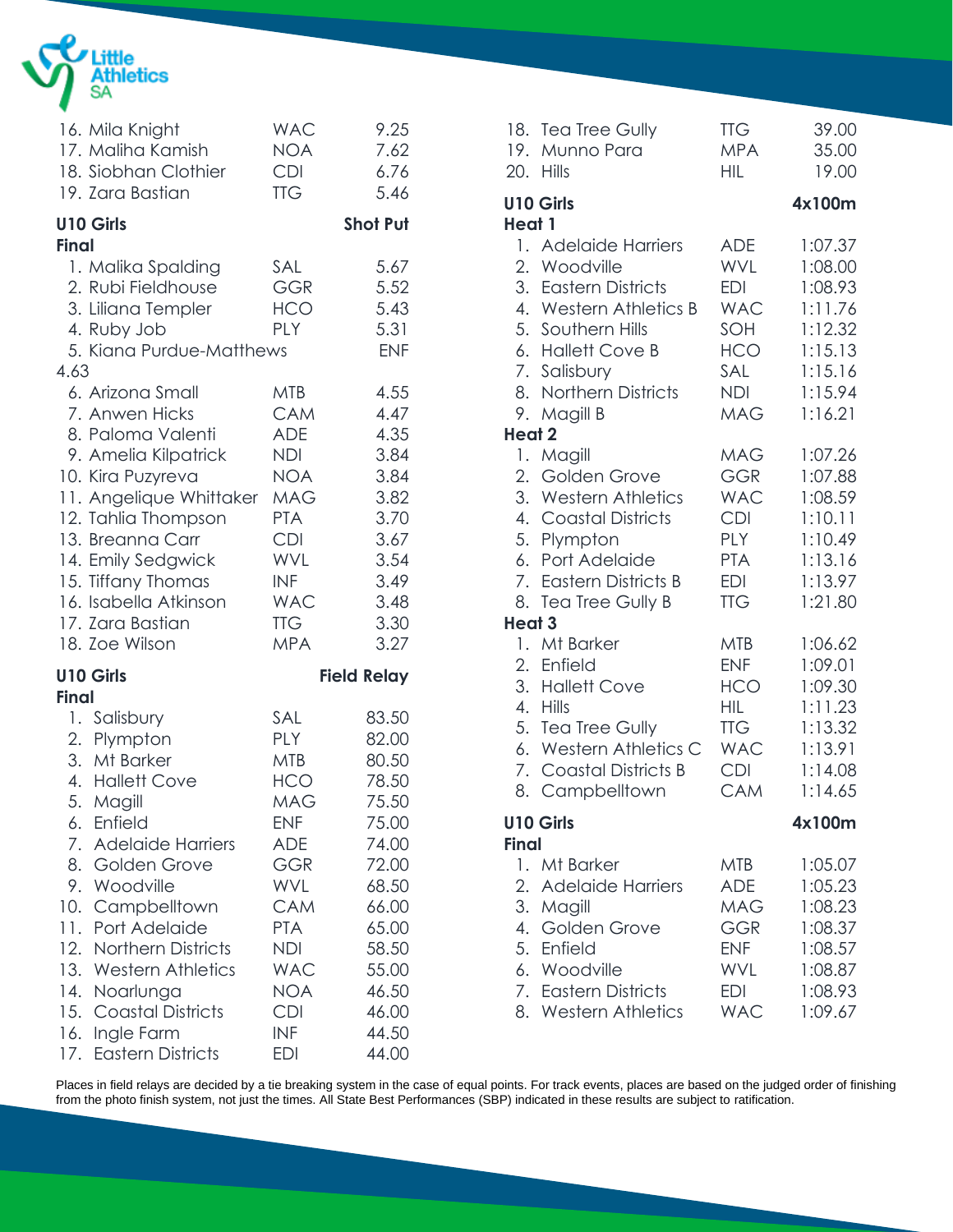| | | |
|---|---|---|
| 16. Mila Knight | WAC | 9.25 |
| 17. Maliha Kamish | NOA | 7.62 |
| 18. Siobhan Clothier | CDI | 6.76 |
| 19. Zara Bastian | TTG | 5.46 |

## U10 Girls — Shot Put

**Final**

| | | |
|---|---|---|
| 1. Malika Spalding | SAL | 5.67 |
| 2. Rubi Fieldhouse | GGR | 5.52 |
| 3. Liliana Templer | HCO | 5.43 |
| 4. Ruby Job | PLY | 5.31 |
| 5. Kiana Purdue-Matthews | ENF | 4.63 |
| 6. Arizona Small | MTB | 4.55 |
| 7. Anwen Hicks | CAM | 4.47 |
| 8. Paloma Valenti | ADE | 4.35 |
| 9. Amelia Kilpatrick | NDI | 3.84 |
| 10. Kira Puzyreva | NOA | 3.84 |
| 11. Angelique Whittaker | MAG | 3.82 |
| 12. Tahlia Thompson | PTA | 3.70 |
| 13. Breanna Carr | CDI | 3.67 |
| 14. Emily Sedgwick | WVL | 3.54 |
| 15. Tiffany Thomas | INF | 3.49 |
| 16. Isabella Atkinson | WAC | 3.48 |
| 17. Zara Bastian | TTG | 3.30 |
| 18. Zoe Wilson | MPA | 3.27 |

## U10 Girls — Field Relay

**Final**

| | | |
|---|---|---|
| 1. Salisbury | SAL | 83.50 |
| 2. Plympton | PLY | 82.00 |
| 3. Mt Barker | MTB | 80.50 |
| 4. Hallett Cove | HCO | 78.50 |
| 5. Magill | MAG | 75.50 |
| 6. Enfield | ENF | 75.00 |
| 7. Adelaide Harriers | ADE | 74.00 |
| 8. Golden Grove | GGR | 72.00 |
| 9. Woodville | WVL | 68.50 |
| 10. Campbelltown | CAM | 66.00 |
| 11. Port Adelaide | PTA | 65.00 |
| 12. Northern Districts | NDI | 58.50 |
| 13. Western Athletics | WAC | 55.00 |
| 14. Noarlunga | NOA | 46.50 |
| 15. Coastal Districts | CDI | 46.00 |
| 16. Ingle Farm | INF | 44.50 |
| 17. Eastern Districts | EDI | 44.00 |
| 18. Tea Tree Gully | TTG | 39.00 |
| 19. Munno Para | MPA | 35.00 |
| 20. Hills | HIL | 19.00 |

## U10 Girls — 4x100m

**Heat 1**

| | | |
|---|---|---|
| 1. Adelaide Harriers | ADE | 1:07.37 |
| 2. Woodville | WVL | 1:08.00 |
| 3. Eastern Districts | EDI | 1:08.93 |
| 4. Western Athletics B | WAC | 1:11.76 |
| 5. Southern Hills | SOH | 1:12.32 |
| 6. Hallett Cove B | HCO | 1:15.13 |
| 7. Salisbury | SAL | 1:15.16 |
| 8. Northern Districts | NDI | 1:15.94 |
| 9. Magill B | MAG | 1:16.21 |

**Heat 2**

| | | |
|---|---|---|
| 1. Magill | MAG | 1:07.26 |
| 2. Golden Grove | GGR | 1:07.88 |
| 3. Western Athletics | WAC | 1:08.59 |
| 4. Coastal Districts | CDI | 1:10.11 |
| 5. Plympton | PLY | 1:10.49 |
| 6. Port Adelaide | PTA | 1:13.16 |
| 7. Eastern Districts B | EDI | 1:13.97 |
| 8. Tea Tree Gully B | TTG | 1:21.80 |

**Heat 3**

| | | |
|---|---|---|
| 1. Mt Barker | MTB | 1:06.62 |
| 2. Enfield | ENF | 1:09.01 |
| 3. Hallett Cove | HCO | 1:09.30 |
| 4. Hills | HIL | 1:11.23 |
| 5. Tea Tree Gully | TTG | 1:13.32 |
| 6. Western Athletics C | WAC | 1:13.91 |
| 7. Coastal Districts B | CDI | 1:14.08 |
| 8. Campbelltown | CAM | 1:14.65 |

## U10 Girls — 4x100m

**Final**

| | | |
|---|---|---|
| 1. Mt Barker | MTB | 1:05.07 |
| 2. Adelaide Harriers | ADE | 1:05.23 |
| 3. Magill | MAG | 1:08.23 |
| 4. Golden Grove | GGR | 1:08.37 |
| 5. Enfield | ENF | 1:08.57 |
| 6. Woodville | WVL | 1:08.87 |
| 7. Eastern Districts | EDI | 1:08.93 |
| 8. Western Athletics | WAC | 1:09.67 |

Places in field relays are decided by a tie breaking system in the case of equal points. For track events, places are based on the judged order of finishing from the photo finish system, not just the times. All State Best Performances (SBP) indicated in these results are subject to ratification.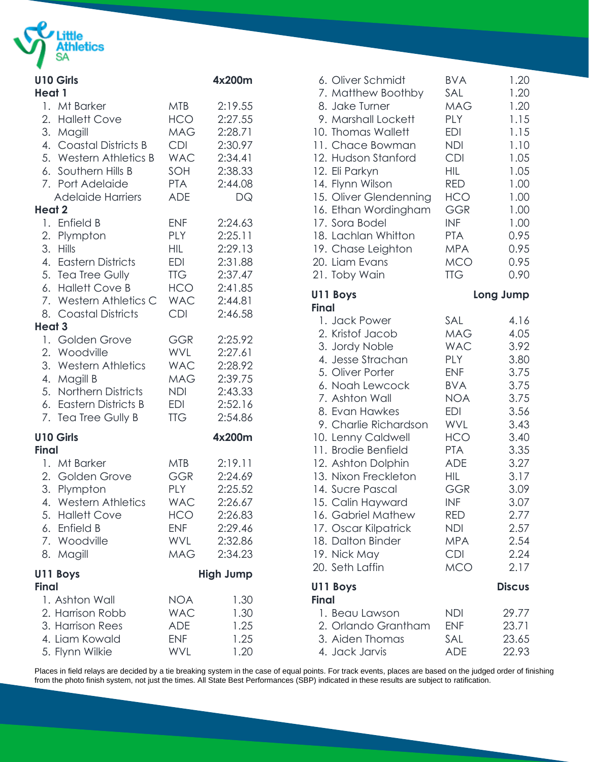## U10 Girls — 4x200m

### Heat 1

| Place | Team | Club | Time |
|---|---|---|---|
| 1. | Mt Barker | MTB | 2:19.55 |
| 2. | Hallett Cove | HCO | 2:27.55 |
| 3. | Magill | MAG | 2:28.71 |
| 4. | Coastal Districts B | CDI | 2:30.97 |
| 5. | Western Athletics B | WAC | 2:34.41 |
| 6. | Southern Hills B | SOH | 2:38.33 |
| 7. | Port Adelaide | PTA | 2:44.08 |
| | Adelaide Harriers | ADE | DQ |

### Heat 2

| Place | Team | Club | Time |
|---|---|---|---|
| 1. | Enfield B | ENF | 2:24.63 |
| 2. | Plympton | PLY | 2:25.11 |
| 3. | Hills | HIL | 2:29.13 |
| 4. | Eastern Districts | EDI | 2:31.88 |
| 5. | Tea Tree Gully | TTG | 2:37.47 |
| 6. | Hallett Cove B | HCO | 2:41.85 |
| 7. | Western Athletics C | WAC | 2:44.81 |
| 8. | Coastal Districts | CDI | 2:46.58 |

### Heat 3

| Place | Team | Club | Time |
|---|---|---|---|
| 1. | Golden Grove | GGR | 2:25.92 |
| 2. | Woodville | WVL | 2:27.61 |
| 3. | Western Athletics | WAC | 2:28.92 |
| 4. | Magill B | MAG | 2:39.75 |
| 5. | Northern Districts | NDI | 2:43.33 |
| 6. | Eastern Districts B | EDI | 2:52.16 |
| 7. | Tea Tree Gully B | TTG | 2:54.86 |

## U10 Girls — 4x200m

### Final

| Place | Team | Club | Time |
|---|---|---|---|
| 1. | Mt Barker | MTB | 2:19.11 |
| 2. | Golden Grove | GGR | 2:24.69 |
| 3. | Plympton | PLY | 2:25.52 |
| 4. | Western Athletics | WAC | 2:26.67 |
| 5. | Hallett Cove | HCO | 2:26.83 |
| 6. | Enfield B | ENF | 2:29.46 |
| 7. | Woodville | WVL | 2:32.86 |
| 8. | Magill | MAG | 2:34.23 |

## U11 Boys — High Jump

### Final

| Place | Name | Club | Mark |
|---|---|---|---|
| 1. | Ashton Wall | NOA | 1.30 |
| 2. | Harrison Robb | WAC | 1.30 |
| 3. | Harrison Rees | ADE | 1.25 |
| 4. | Liam Kowald | ENF | 1.25 |
| 5. | Flynn Wilkie | WVL | 1.20 |
| 6. | Oliver Schmidt | BVA | 1.20 |
| 7. | Matthew Boothby | SAL | 1.20 |
| 8. | Jake Turner | MAG | 1.20 |
| 9. | Marshall Lockett | PLY | 1.15 |
| 10. | Thomas Wallett | EDI | 1.15 |
| 11. | Chace Bowman | NDI | 1.10 |
| 12. | Hudson Stanford | CDI | 1.05 |
| 12. | Eli Parkyn | HIL | 1.05 |
| 14. | Flynn Wilson | RED | 1.00 |
| 15. | Oliver Glendenning | HCO | 1.00 |
| 16. | Ethan Wordingham | GGR | 1.00 |
| 17. | Sora Bodel | INF | 1.00 |
| 18. | Lachlan Whitton | PTA | 0.95 |
| 19. | Chase Leighton | MPA | 0.95 |
| 20. | Liam Evans | MCO | 0.95 |
| 21. | Toby Wain | TTG | 0.90 |

## U11 Boys — Long Jump

### Final

| Place | Name | Club | Mark |
|---|---|---|---|
| 1. | Jack Power | SAL | 4.16 |
| 2. | Kristof Jacob | MAG | 4.05 |
| 3. | Jordy Noble | WAC | 3.92 |
| 4. | Jesse Strachan | PLY | 3.80 |
| 5. | Oliver Porter | ENF | 3.75 |
| 6. | Noah Lewcock | BVA | 3.75 |
| 7. | Ashton Wall | NOA | 3.75 |
| 8. | Evan Hawkes | EDI | 3.56 |
| 9. | Charlie Richardson | WVL | 3.43 |
| 10. | Lenny Caldwell | HCO | 3.40 |
| 11. | Brodie Benfield | PTA | 3.35 |
| 12. | Ashton Dolphin | ADE | 3.27 |
| 13. | Nixon Freckleton | HIL | 3.17 |
| 14. | Sucre Pascal | GGR | 3.09 |
| 15. | Calin Hayward | INF | 3.07 |
| 16. | Gabriel Mathew | RED | 2.77 |
| 17. | Oscar Kilpatrick | NDI | 2.57 |
| 18. | Dalton Binder | MPA | 2.54 |
| 19. | Nick May | CDI | 2.24 |
| 20. | Seth Laffin | MCO | 2.17 |

## U11 Boys — Discus

### Final

| Place | Name | Club | Mark |
|---|---|---|---|
| 1. | Beau Lawson | NDI | 29.77 |
| 2. | Orlando Grantham | ENF | 23.71 |
| 3. | Aiden Thomas | SAL | 23.65 |
| 4. | Jack Jarvis | ADE | 22.93 |

Places in field relays are decided by a tie breaking system in the case of equal points. For track events, places are based on the judged order of finishing from the photo finish system, not just the times. All State Best Performances (SBP) indicated in these results are subject to ratification.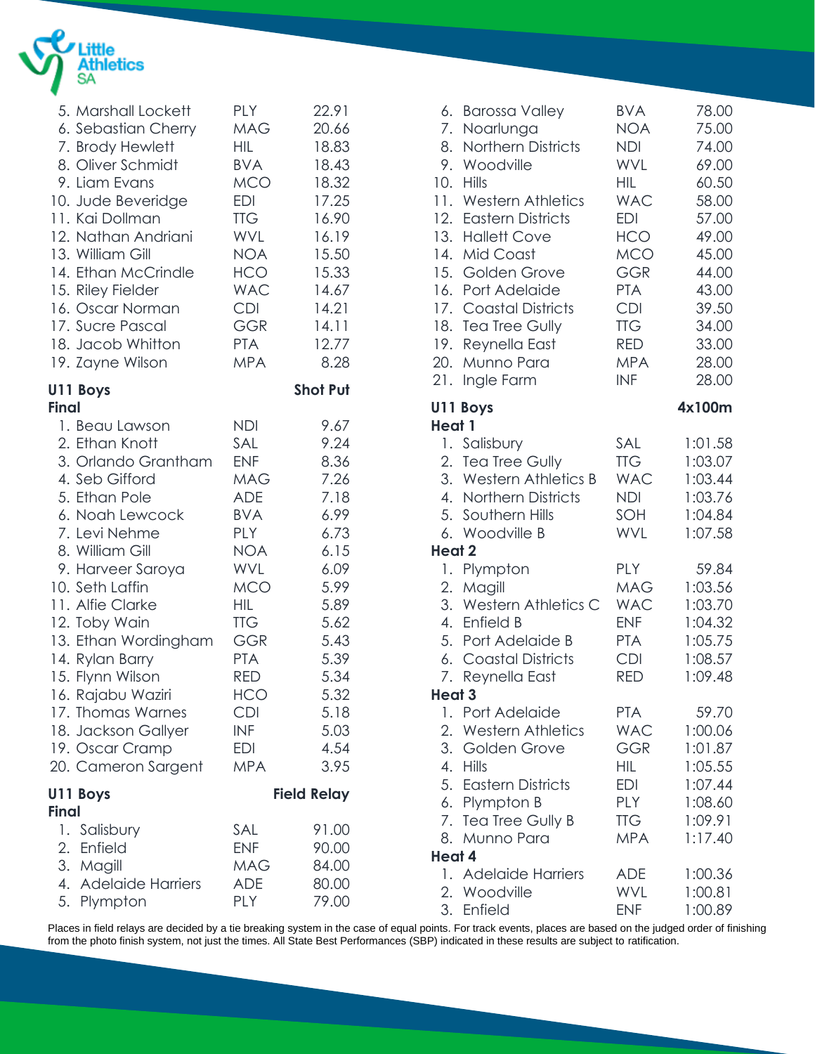| | | |
|---|---|---|
| 5. Marshall Lockett | PLY | 22.91 |
| 6. Sebastian Cherry | MAG | 20.66 |
| 7. Brody Hewlett | HIL | 18.83 |
| 8. Oliver Schmidt | BVA | 18.43 |
| 9. Liam Evans | MCO | 18.32 |
| 10. Jude Beveridge | EDI | 17.25 |
| 11. Kai Dollman | TTG | 16.90 |
| 12. Nathan Andriani | WVL | 16.19 |
| 13. William Gill | NOA | 15.50 |
| 14. Ethan McCrindle | HCO | 15.33 |
| 15. Riley Fielder | WAC | 14.67 |
| 16. Oscar Norman | CDI | 14.21 |
| 17. Sucre Pascal | GGR | 14.11 |
| 18. Jacob Whitton | PTA | 12.77 |
| 19. Zayne Wilson | MPA | 8.28 |

**U11 Boys** **Shot Put**
**Final**

| | | |
|---|---|---|
| 1. Beau Lawson | NDI | 9.67 |
| 2. Ethan Knott | SAL | 9.24 |
| 3. Orlando Grantham | ENF | 8.36 |
| 4. Seb Gifford | MAG | 7.26 |
| 5. Ethan Pole | ADE | 7.18 |
| 6. Noah Lewcock | BVA | 6.99 |
| 7. Levi Nehme | PLY | 6.73 |
| 8. William Gill | NOA | 6.15 |
| 9. Harveer Saroya | WVL | 6.09 |
| 10. Seth Laffin | MCO | 5.99 |
| 11. Alfie Clarke | HIL | 5.89 |
| 12. Toby Wain | TTG | 5.62 |
| 13. Ethan Wordingham | GGR | 5.43 |
| 14. Rylan Barry | PTA | 5.39 |
| 15. Flynn Wilson | RED | 5.34 |
| 16. Rajabu Waziri | HCO | 5.32 |
| 17. Thomas Warnes | CDI | 5.18 |
| 18. Jackson Gallyer | INF | 5.03 |
| 19. Oscar Cramp | EDI | 4.54 |
| 20. Cameron Sargent | MPA | 3.95 |

**U11 Boys** **Field Relay**
**Final**

| | | |
|---|---|---|
| 1. Salisbury | SAL | 91.00 |
| 2. Enfield | ENF | 90.00 |
| 3. Magill | MAG | 84.00 |
| 4. Adelaide Harriers | ADE | 80.00 |
| 5. Plympton | PLY | 79.00 |
| 6. Barossa Valley | BVA | 78.00 |
| 7. Noarlunga | NOA | 75.00 |
| 8. Northern Districts | NDI | 74.00 |
| 9. Woodville | WVL | 69.00 |
| 10. Hills | HIL | 60.50 |
| 11. Western Athletics | WAC | 58.00 |
| 12. Eastern Districts | EDI | 57.00 |
| 13. Hallett Cove | HCO | 49.00 |
| 14. Mid Coast | MCO | 45.00 |
| 15. Golden Grove | GGR | 44.00 |
| 16. Port Adelaide | PTA | 43.00 |
| 17. Coastal Districts | CDI | 39.50 |
| 18. Tea Tree Gully | TTG | 34.00 |
| 19. Reynella East | RED | 33.00 |
| 20. Munno Para | MPA | 28.00 |
| 21. Ingle Farm | INF | 28.00 |

**U11 Boys** **4x100m**
**Heat 1**

| | | |
|---|---|---|
| 1. Salisbury | SAL | 1:01.58 |
| 2. Tea Tree Gully | TTG | 1:03.07 |
| 3. Western Athletics B | WAC | 1:03.44 |
| 4. Northern Districts | NDI | 1:03.76 |
| 5. Southern Hills | SOH | 1:04.84 |
| 6. Woodville B | WVL | 1:07.58 |

**Heat 2**

| | | |
|---|---|---|
| 1. Plympton | PLY | 59.84 |
| 2. Magill | MAG | 1:03.56 |
| 3. Western Athletics C | WAC | 1:03.70 |
| 4. Enfield B | ENF | 1:04.32 |
| 5. Port Adelaide B | PTA | 1:05.75 |
| 6. Coastal Districts | CDI | 1:08.57 |
| 7. Reynella East | RED | 1:09.48 |

**Heat 3**

| | | |
|---|---|---|
| 1. Port Adelaide | PTA | 59.70 |
| 2. Western Athletics | WAC | 1:00.06 |
| 3. Golden Grove | GGR | 1:01.87 |
| 4. Hills | HIL | 1:05.55 |
| 5. Eastern Districts | EDI | 1:07.44 |
| 6. Plympton B | PLY | 1:08.60 |
| 7. Tea Tree Gully B | TTG | 1:09.91 |
| 8. Munno Para | MPA | 1:17.40 |

**Heat 4**

| | | |
|---|---|---|
| 1. Adelaide Harriers | ADE | 1:00.36 |
| 2. Woodville | WVL | 1:00.81 |
| 3. Enfield | ENF | 1:00.89 |

Places in field relays are decided by a tie breaking system in the case of equal points. For track events, places are based on the judged order of finishing from the photo finish system, not just the times. All State Best Performances (SBP) indicated in these results are subject to ratification.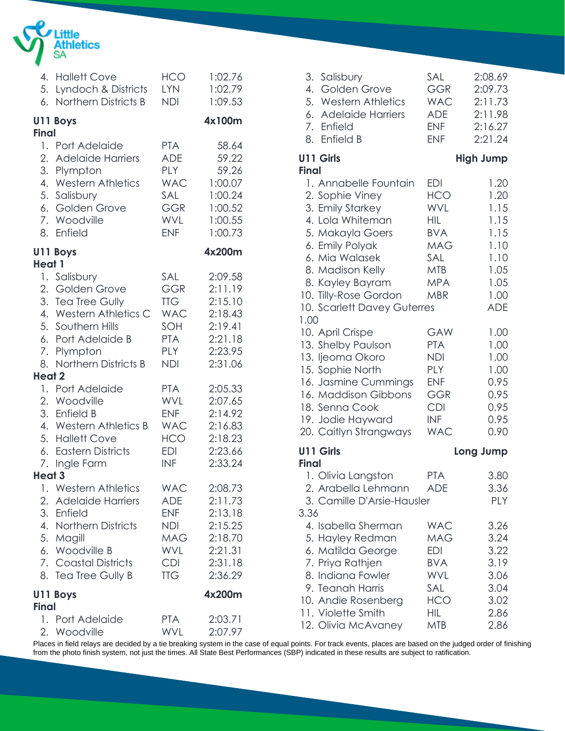| | | |
|---|---|---|
| 4. Hallett Cove | HCO | 1:02.76 |
| 5. Lyndoch & Districts | LYN | 1:02.79 |
| 6. Northern Districts B | NDI | 1:09.53 |

**U11 Boys** **4x100m**

**Final**

| | | |
|---|---|---|
| 1. Port Adelaide | PTA | 58.64 |
| 2. Adelaide Harriers | ADE | 59.22 |
| 3. Plympton | PLY | 59.26 |
| 4. Western Athletics | WAC | 1:00.07 |
| 5. Salisbury | SAL | 1:00.24 |
| 6. Golden Grove | GGR | 1:00.52 |
| 7. Woodville | WVL | 1:00.55 |
| 8. Enfield | ENF | 1:00.73 |

**U11 Boys** **4x200m**

**Heat 1**

| | | |
|---|---|---|
| 1. Salisbury | SAL | 2:09.58 |
| 2. Golden Grove | GGR | 2:11.19 |
| 3. Tea Tree Gully | TTG | 2:15.10 |
| 4. Western Athletics C | WAC | 2:18.43 |
| 5. Southern Hills | SOH | 2:19.41 |
| 6. Port Adelaide B | PTA | 2:21.18 |
| 7. Plympton | PLY | 2:23.95 |
| 8. Northern Districts B | NDI | 2:31.06 |

**Heat 2**

| | | |
|---|---|---|
| 1. Port Adelaide | PTA | 2:05.33 |
| 2. Woodville | WVL | 2:07.65 |
| 3. Enfield B | ENF | 2:14.92 |
| 4. Western Athletics B | WAC | 2:16.83 |
| 5. Hallett Cove | HCO | 2:18.23 |
| 6. Eastern Districts | EDI | 2:23.66 |
| 7. Ingle Farm | INF | 2:33.24 |

**Heat 3**

| | | |
|---|---|---|
| 1. Western Athletics | WAC | 2:08.73 |
| 2. Adelaide Harriers | ADE | 2:11.73 |
| 3. Enfield | ENF | 2:13.18 |
| 4. Northern Districts | NDI | 2:15.25 |
| 5. Magill | MAG | 2:18.70 |
| 6. Woodville B | WVL | 2:21.31 |
| 7. Coastal Districts | CDI | 2:31.18 |
| 8. Tea Tree Gully B | TTG | 2:36.29 |

**U11 Boys** **4x200m**

**Final**

| | | |
|---|---|---|
| 1. Port Adelaide | PTA | 2:03.71 |
| 2. Woodville | WVL | 2:07.97 |
| 3. Salisbury | SAL | 2:08.69 |
| 4. Golden Grove | GGR | 2:09.73 |
| 5. Western Athletics | WAC | 2:11.73 |
| 6. Adelaide Harriers | ADE | 2:11.98 |
| 7. Enfield | ENF | 2:16.27 |
| 8. Enfield B | ENF | 2:21.24 |

**U11 Girls** **High Jump**

**Final**

| | | |
|---|---|---|
| 1. Annabelle Fountain | EDI | 1.20 |
| 2. Sophie Viney | HCO | 1.20 |
| 3. Emily Starkey | WVL | 1.15 |
| 4. Lola Whiteman | HIL | 1.15 |
| 5. Makayla Goers | BVA | 1.15 |
| 6. Emily Polyak | MAG | 1.10 |
| 6. Mia Walasek | SAL | 1.10 |
| 8. Madison Kelly | MTB | 1.05 |
| 8. Kayley Bayram | MPA | 1.05 |
| 10. Tilly-Rose Gordon | MBR | 1.00 |
| 10. Scarlett Davey Guterres | ADE | 1.00 |
| 10. April Crispe | GAW | 1.00 |
| 13. Shelby Paulson | PTA | 1.00 |
| 13. Ijeoma Okoro | NDI | 1.00 |
| 15. Sophie North | PLY | 1.00 |
| 16. Jasmine Cummings | ENF | 0.95 |
| 16. Maddison Gibbons | GGR | 0.95 |
| 18. Senna Cook | CDI | 0.95 |
| 19. Jodie Hayward | INF | 0.95 |
| 20. Caitlyn Strangways | WAC | 0.90 |

**U11 Girls** **Long Jump**

**Final**

| | | |
|---|---|---|
| 1. Olivia Langston | PTA | 3.80 |
| 2. Arabella Lehmann | ADE | 3.36 |
| 3. Camille D'Arsie-Hausler | PLY | 3.36 |
| 4. Isabella Sherman | WAC | 3.26 |
| 5. Hayley Redman | MAG | 3.24 |
| 6. Matilda George | EDI | 3.22 |
| 7. Priya Rathjen | BVA | 3.19 |
| 8. Indiana Fowler | WVL | 3.06 |
| 9. Teanah Harris | SAL | 3.04 |
| 10. Andie Rosenberg | HCO | 3.02 |
| 11. Violette Smith | HIL | 2.86 |
| 12. Olivia McAvaney | MTB | 2.86 |

Places in field relays are decided by a tie breaking system in the case of equal points. For track events, places are based on the judged order of finishing from the photo finish system, not just the times. All State Best Performances (SBP) indicated in these results are subject to ratification.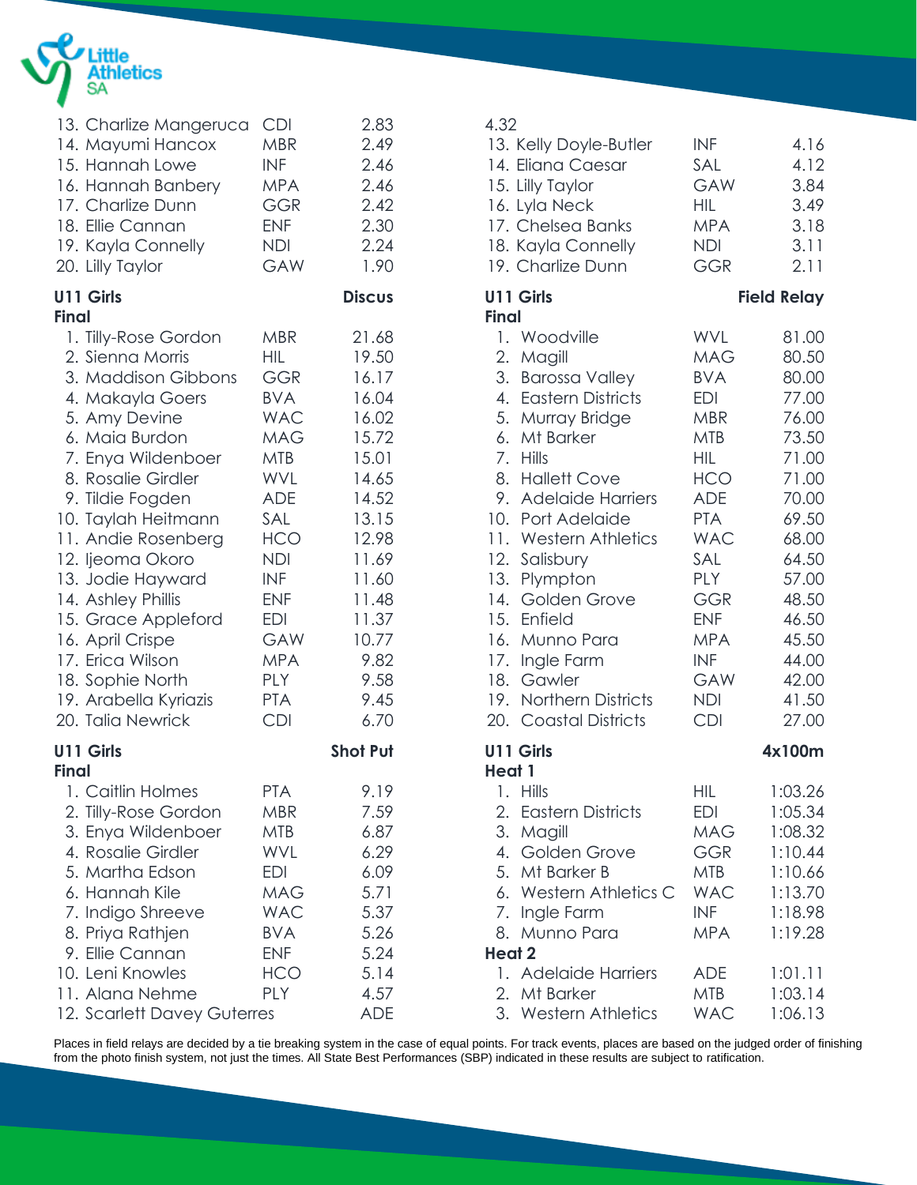| Place | Name | Club | Result |
|---|---|---|---|
| 13. | Charlize Mangeruca | CDI | 2.83 |
| 14. | Mayumi Hancox | MBR | 2.49 |
| 15. | Hannah Lowe | INF | 2.46 |
| 16. | Hannah Banbery | MPA | 2.46 |
| 17. | Charlize Dunn | GGR | 2.42 |
| 18. | Ellie Cannan | ENF | 2.30 |
| 19. | Kayla Connelly | NDI | 2.24 |
| 20. | Lilly Taylor | GAW | 1.90 |

## U11 Girls — Discus

**Final**

| Place | Name | Club | Result |
|---|---|---|---|
| 1. | Tilly-Rose Gordon | MBR | 21.68 |
| 2. | Sienna Morris | HIL | 19.50 |
| 3. | Maddison Gibbons | GGR | 16.17 |
| 4. | Makayla Goers | BVA | 16.04 |
| 5. | Amy Devine | WAC | 16.02 |
| 6. | Maia Burdon | MAG | 15.72 |
| 7. | Enya Wildenboer | MTB | 15.01 |
| 8. | Rosalie Girdler | WVL | 14.65 |
| 9. | Tildie Fogden | ADE | 14.52 |
| 10. | Taylah Heitmann | SAL | 13.15 |
| 11. | Andie Rosenberg | HCO | 12.98 |
| 12. | Ijeoma Okoro | NDI | 11.69 |
| 13. | Jodie Hayward | INF | 11.60 |
| 14. | Ashley Phillis | ENF | 11.48 |
| 15. | Grace Appleford | EDI | 11.37 |
| 16. | April Crispe | GAW | 10.77 |
| 17. | Erica Wilson | MPA | 9.82 |
| 18. | Sophie North | PLY | 9.58 |
| 19. | Arabella Kyriazis | PTA | 9.45 |
| 20. | Talia Newrick | CDI | 6.70 |

## U11 Girls — Shot Put

**Final**

| Place | Name | Club | Result |
|---|---|---|---|
| 1. | Caitlin Holmes | PTA | 9.19 |
| 2. | Tilly-Rose Gordon | MBR | 7.59 |
| 3. | Enya Wildenboer | MTB | 6.87 |
| 4. | Rosalie Girdler | WVL | 6.29 |
| 5. | Martha Edson | EDI | 6.09 |
| 6. | Hannah Kile | MAG | 5.71 |
| 7. | Indigo Shreeve | WAC | 5.37 |
| 8. | Priya Rathjen | BVA | 5.26 |
| 9. | Ellie Cannan | ENF | 5.24 |
| 10. | Leni Knowles | HCO | 5.14 |
| 11. | Alana Nehme | PLY | 4.57 |
| 12. | Scarlett Davey Guterres | ADE | 4.32 |
| 13. | Kelly Doyle-Butler | INF | 4.16 |
| 14. | Eliana Caesar | SAL | 4.12 |
| 15. | Lilly Taylor | GAW | 3.84 |
| 16. | Lyla Neck | HIL | 3.49 |
| 17. | Chelsea Banks | MPA | 3.18 |
| 18. | Kayla Connelly | NDI | 3.11 |
| 19. | Charlize Dunn | GGR | 2.11 |

## U11 Girls — Field Relay

**Final**

| Place | Team | Club | Points |
|---|---|---|---|
| 1. | Woodville | WVL | 81.00 |
| 2. | Magill | MAG | 80.50 |
| 3. | Barossa Valley | BVA | 80.00 |
| 4. | Eastern Districts | EDI | 77.00 |
| 5. | Murray Bridge | MBR | 76.00 |
| 6. | Mt Barker | MTB | 73.50 |
| 7. | Hills | HIL | 71.00 |
| 8. | Hallett Cove | HCO | 71.00 |
| 9. | Adelaide Harriers | ADE | 70.00 |
| 10. | Port Adelaide | PTA | 69.50 |
| 11. | Western Athletics | WAC | 68.00 |
| 12. | Salisbury | SAL | 64.50 |
| 13. | Plympton | PLY | 57.00 |
| 14. | Golden Grove | GGR | 48.50 |
| 15. | Enfield | ENF | 46.50 |
| 16. | Munno Para | MPA | 45.50 |
| 17. | Ingle Farm | INF | 44.00 |
| 18. | Gawler | GAW | 42.00 |
| 19. | Northern Districts | NDI | 41.50 |
| 20. | Coastal Districts | CDI | 27.00 |

## U11 Girls — 4x100m

**Heat 1**

| Place | Team | Club | Time |
|---|---|---|---|
| 1. | Hills | HIL | 1:03.26 |
| 2. | Eastern Districts | EDI | 1:05.34 |
| 3. | Magill | MAG | 1:08.32 |
| 4. | Golden Grove | GGR | 1:10.44 |
| 5. | Mt Barker B | MTB | 1:10.66 |
| 6. | Western Athletics C | WAC | 1:13.70 |
| 7. | Ingle Farm | INF | 1:18.98 |
| 8. | Munno Para | MPA | 1:19.28 |

**Heat 2**

| Place | Team | Club | Time |
|---|---|---|---|
| 1. | Adelaide Harriers | ADE | 1:01.11 |
| 2. | Mt Barker | MTB | 1:03.14 |
| 3. | Western Athletics | WAC | 1:06.13 |

Places in field relays are decided by a tie breaking system in the case of equal points. For track events, places are based on the judged order of finishing from the photo finish system, not just the times. All State Best Performances (SBP) indicated in these results are subject to ratification.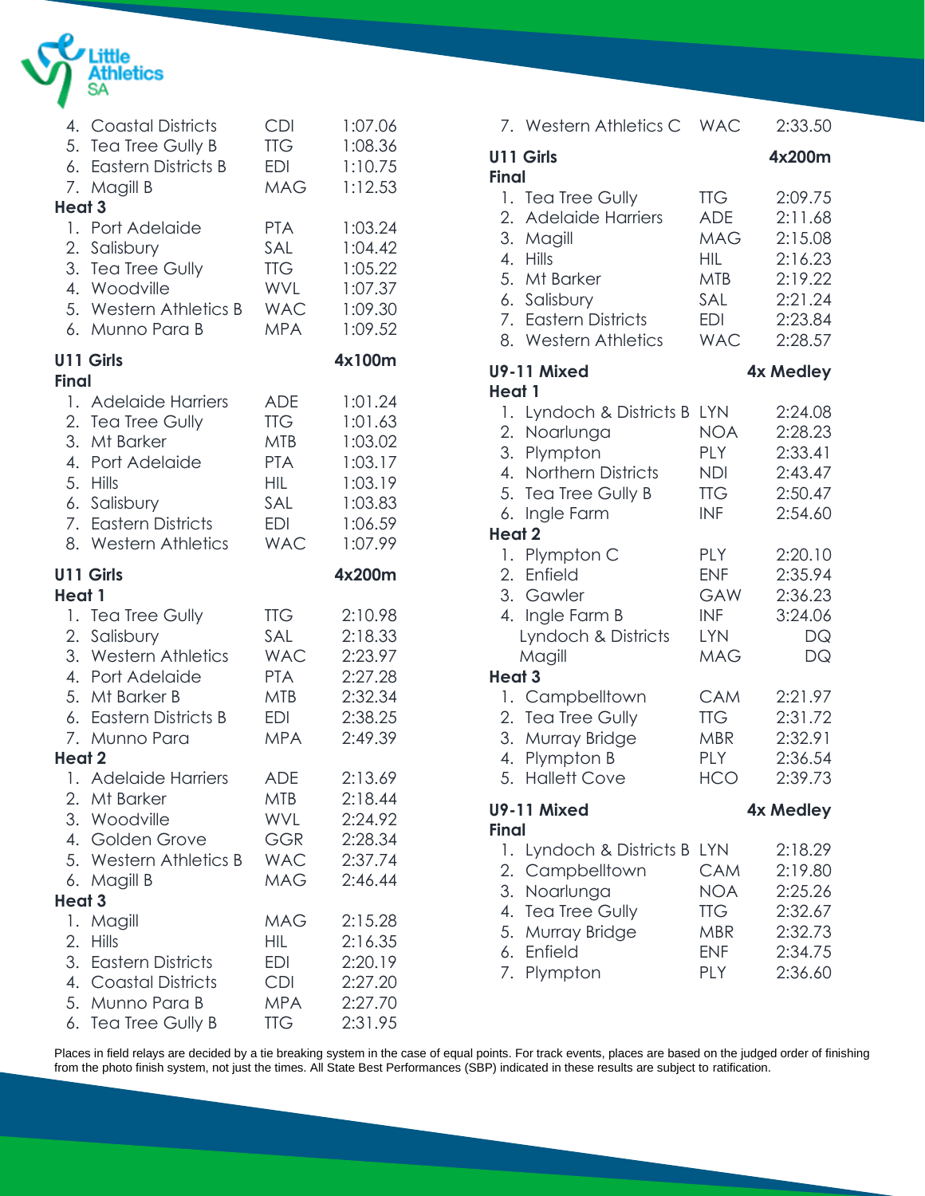| | | |
|---|---|---|
| 4. Coastal Districts | CDI | 1:07.06 |
| 5. Tea Tree Gully B | TTG | 1:08.36 |
| 6. Eastern Districts B | EDI | 1:10.75 |
| 7. Magill B | MAG | 1:12.53 |

**Heat 3**

| | | |
|---|---|---|
| 1. Port Adelaide | PTA | 1:03.24 |
| 2. Salisbury | SAL | 1:04.42 |
| 3. Tea Tree Gully | TTG | 1:05.22 |
| 4. Woodville | WVL | 1:07.37 |
| 5. Western Athletics B | WAC | 1:09.30 |
| 6. Munno Para B | MPA | 1:09.52 |

## U11 Girls — 4x100m

**Final**

| | | |
|---|---|---|
| 1. Adelaide Harriers | ADE | 1:01.24 |
| 2. Tea Tree Gully | TTG | 1:01.63 |
| 3. Mt Barker | MTB | 1:03.02 |
| 4. Port Adelaide | PTA | 1:03.17 |
| 5. Hills | HIL | 1:03.19 |
| 6. Salisbury | SAL | 1:03.83 |
| 7. Eastern Districts | EDI | 1:06.59 |
| 8. Western Athletics | WAC | 1:07.99 |

## U11 Girls — 4x200m

**Heat 1**

| | | |
|---|---|---|
| 1. Tea Tree Gully | TTG | 2:10.98 |
| 2. Salisbury | SAL | 2:18.33 |
| 3. Western Athletics | WAC | 2:23.97 |
| 4. Port Adelaide | PTA | 2:27.28 |
| 5. Mt Barker B | MTB | 2:32.34 |
| 6. Eastern Districts B | EDI | 2:38.25 |
| 7. Munno Para | MPA | 2:49.39 |

**Heat 2**

| | | |
|---|---|---|
| 1. Adelaide Harriers | ADE | 2:13.69 |
| 2. Mt Barker | MTB | 2:18.44 |
| 3. Woodville | WVL | 2:24.92 |
| 4. Golden Grove | GGR | 2:28.34 |
| 5. Western Athletics B | WAC | 2:37.74 |
| 6. Magill B | MAG | 2:46.44 |

**Heat 3**

| | | |
|---|---|---|
| 1. Magill | MAG | 2:15.28 |
| 2. Hills | HIL | 2:16.35 |
| 3. Eastern Districts | EDI | 2:20.19 |
| 4. Coastal Districts | CDI | 2:27.20 |
| 5. Munno Para B | MPA | 2:27.70 |
| 6. Tea Tree Gully B | TTG | 2:31.95 |
| 7. Western Athletics C | WAC | 2:33.50 |

## U11 Girls — 4x200m

**Final**

| | | |
|---|---|---|
| 1. Tea Tree Gully | TTG | 2:09.75 |
| 2. Adelaide Harriers | ADE | 2:11.68 |
| 3. Magill | MAG | 2:15.08 |
| 4. Hills | HIL | 2:16.23 |
| 5. Mt Barker | MTB | 2:19.22 |
| 6. Salisbury | SAL | 2:21.24 |
| 7. Eastern Districts | EDI | 2:23.84 |
| 8. Western Athletics | WAC | 2:28.57 |

## U9-11 Mixed — 4x Medley

**Heat 1**

| | | |
|---|---|---|
| 1. Lyndoch & Districts B | LYN | 2:24.08 |
| 2. Noarlunga | NOA | 2:28.23 |
| 3. Plympton | PLY | 2:33.41 |
| 4. Northern Districts | NDI | 2:43.47 |
| 5. Tea Tree Gully B | TTG | 2:50.47 |
| 6. Ingle Farm | INF | 2:54.60 |

**Heat 2**

| | | |
|---|---|---|
| 1. Plympton C | PLY | 2:20.10 |
| 2. Enfield | ENF | 2:35.94 |
| 3. Gawler | GAW | 2:36.23 |
| 4. Ingle Farm B | INF | 3:24.06 |
| Lyndoch & Districts | LYN | DQ |
| Magill | MAG | DQ |

**Heat 3**

| | | |
|---|---|---|
| 1. Campbelltown | CAM | 2:21.97 |
| 2. Tea Tree Gully | TTG | 2:31.72 |
| 3. Murray Bridge | MBR | 2:32.91 |
| 4. Plympton B | PLY | 2:36.54 |
| 5. Hallett Cove | HCO | 2:39.73 |

## U9-11 Mixed — 4x Medley

**Final**

| | | |
|---|---|---|
| 1. Lyndoch & Districts B | LYN | 2:18.29 |
| 2. Campbelltown | CAM | 2:19.80 |
| 3. Noarlunga | NOA | 2:25.26 |
| 4. Tea Tree Gully | TTG | 2:32.67 |
| 5. Murray Bridge | MBR | 2:32.73 |
| 6. Enfield | ENF | 2:34.75 |
| 7. Plympton | PLY | 2:36.60 |

Places in field relays are decided by a tie breaking system in the case of equal points. For track events, places are based on the judged order of finishing from the photo finish system, not just the times. All State Best Performances (SBP) indicated in these results are subject to ratification.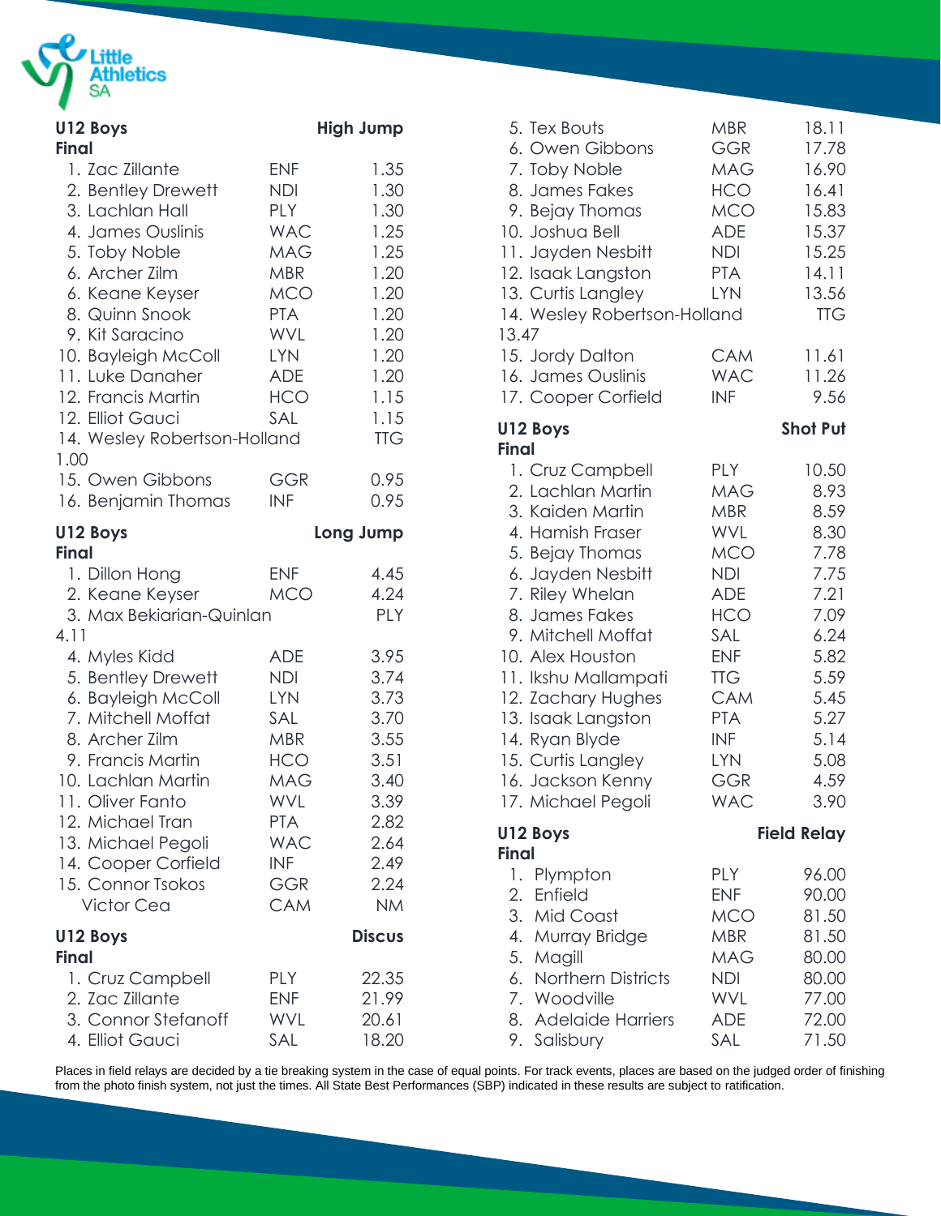## U12 Boys — High Jump

**Final**

| Place | Name | Club | Result |
|---|---|---|---|
| 1. | Zac Zillante | ENF | 1.35 |
| 2. | Bentley Drewett | NDI | 1.30 |
| 3. | Lachlan Hall | PLY | 1.30 |
| 4. | James Ouslinis | WAC | 1.25 |
| 5. | Toby Noble | MAG | 1.25 |
| 6. | Archer Zilm | MBR | 1.20 |
| 6. | Keane Keyser | MCO | 1.20 |
| 8. | Quinn Snook | PTA | 1.20 |
| 9. | Kit Saracino | WVL | 1.20 |
| 10. | Bayleigh McColl | LYN | 1.20 |
| 11. | Luke Danaher | ADE | 1.20 |
| 12. | Francis Martin | HCO | 1.15 |
| 12. | Elliot Gauci | SAL | 1.15 |
| 14. | Wesley Robertson-Holland | TTG | 1.00 |
| 15. | Owen Gibbons | GGR | 0.95 |
| 16. | Benjamin Thomas | INF | 0.95 |

## U12 Boys — Long Jump

**Final**

| Place | Name | Club | Result |
|---|---|---|---|
| 1. | Dillon Hong | ENF | 4.45 |
| 2. | Keane Keyser | MCO | 4.24 |
| 3. | Max Bekiarian-Quinlan | PLY | 4.11 |
| 4. | Myles Kidd | ADE | 3.95 |
| 5. | Bentley Drewett | NDI | 3.74 |
| 6. | Bayleigh McColl | LYN | 3.73 |
| 7. | Mitchell Moffat | SAL | 3.70 |
| 8. | Archer Zilm | MBR | 3.55 |
| 9. | Francis Martin | HCO | 3.51 |
| 10. | Lachlan Martin | MAG | 3.40 |
| 11. | Oliver Fanto | WVL | 3.39 |
| 12. | Michael Tran | PTA | 2.82 |
| 13. | Michael Pegoli | WAC | 2.64 |
| 14. | Cooper Corfield | INF | 2.49 |
| 15. | Connor Tsokos | GGR | 2.24 |
| | Victor Cea | CAM | NM |

## U12 Boys — Discus

**Final**

| Place | Name | Club | Result |
|---|---|---|---|
| 1. | Cruz Campbell | PLY | 22.35 |
| 2. | Zac Zillante | ENF | 21.99 |
| 3. | Connor Stefanoff | WVL | 20.61 |
| 4. | Elliot Gauci | SAL | 18.20 |
| 5. | Tex Bouts | MBR | 18.11 |
| 6. | Owen Gibbons | GGR | 17.78 |
| 7. | Toby Noble | MAG | 16.90 |
| 8. | James Fakes | HCO | 16.41 |
| 9. | Bejay Thomas | MCO | 15.83 |
| 10. | Joshua Bell | ADE | 15.37 |
| 11. | Jayden Nesbitt | NDI | 15.25 |
| 12. | Isaak Langston | PTA | 14.11 |
| 13. | Curtis Langley | LYN | 13.56 |
| 14. | Wesley Robertson-Holland | TTG | 13.47 |
| 15. | Jordy Dalton | CAM | 11.61 |
| 16. | James Ouslinis | WAC | 11.26 |
| 17. | Cooper Corfield | INF | 9.56 |

## U12 Boys — Shot Put

**Final**

| Place | Name | Club | Result |
|---|---|---|---|
| 1. | Cruz Campbell | PLY | 10.50 |
| 2. | Lachlan Martin | MAG | 8.93 |
| 3. | Kaiden Martin | MBR | 8.59 |
| 4. | Hamish Fraser | WVL | 8.30 |
| 5. | Bejay Thomas | MCO | 7.78 |
| 6. | Jayden Nesbitt | NDI | 7.75 |
| 7. | Riley Whelan | ADE | 7.21 |
| 8. | James Fakes | HCO | 7.09 |
| 9. | Mitchell Moffat | SAL | 6.24 |
| 10. | Alex Houston | ENF | 5.82 |
| 11. | Ikshu Mallampati | TTG | 5.59 |
| 12. | Zachary Hughes | CAM | 5.45 |
| 13. | Isaak Langston | PTA | 5.27 |
| 14. | Ryan Blyde | INF | 5.14 |
| 15. | Curtis Langley | LYN | 5.08 |
| 16. | Jackson Kenny | GGR | 4.59 |
| 17. | Michael Pegoli | WAC | 3.90 |

## U12 Boys — Field Relay

**Final**

| Place | Club | Code | Points |
|---|---|---|---|
| 1. | Plympton | PLY | 96.00 |
| 2. | Enfield | ENF | 90.00 |
| 3. | Mid Coast | MCO | 81.50 |
| 4. | Murray Bridge | MBR | 81.50 |
| 5. | Magill | MAG | 80.00 |
| 6. | Northern Districts | NDI | 80.00 |
| 7. | Woodville | WVL | 77.00 |
| 8. | Adelaide Harriers | ADE | 72.00 |
| 9. | Salisbury | SAL | 71.50 |

Places in field relays are decided by a tie breaking system in the case of equal points. For track events, places are based on the judged order of finishing from the photo finish system, not just the times. All State Best Performances (SBP) indicated in these results are subject to ratification.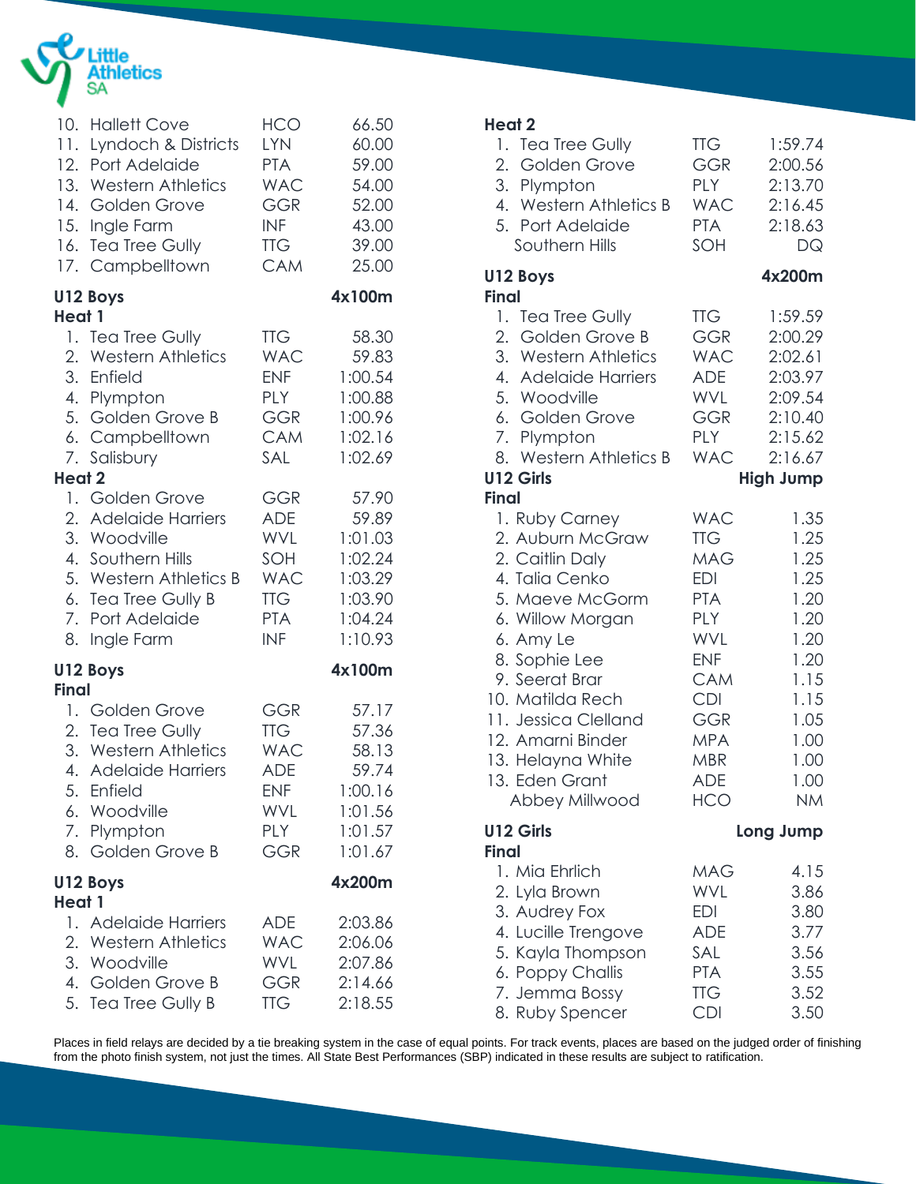| | | | |
|---|---|---|---|
| 10. | Hallett Cove | HCO | 66.50 |
| 11. | Lyndoch & Districts | LYN | 60.00 |
| 12. | Port Adelaide | PTA | 59.00 |
| 13. | Western Athletics | WAC | 54.00 |
| 14. | Golden Grove | GGR | 52.00 |
| 15. | Ingle Farm | INF | 43.00 |
| 16. | Tea Tree Gully | TTG | 39.00 |
| 17. | Campbelltown | CAM | 25.00 |

**U12 Boys** **4x100m**
**Heat 1**

| | | | |
|---|---|---|---|
| 1. | Tea Tree Gully | TTG | 58.30 |
| 2. | Western Athletics | WAC | 59.83 |
| 3. | Enfield | ENF | 1:00.54 |
| 4. | Plympton | PLY | 1:00.88 |
| 5. | Golden Grove B | GGR | 1:00.96 |
| 6. | Campbelltown | CAM | 1:02.16 |
| 7. | Salisbury | SAL | 1:02.69 |

**Heat 2**

| | | | |
|---|---|---|---|
| 1. | Golden Grove | GGR | 57.90 |
| 2. | Adelaide Harriers | ADE | 59.89 |
| 3. | Woodville | WVL | 1:01.03 |
| 4. | Southern Hills | SOH | 1:02.24 |
| 5. | Western Athletics B | WAC | 1:03.29 |
| 6. | Tea Tree Gully B | TTG | 1:03.90 |
| 7. | Port Adelaide | PTA | 1:04.24 |
| 8. | Ingle Farm | INF | 1:10.93 |

**U12 Boys** **4x100m**
**Final**

| | | | |
|---|---|---|---|
| 1. | Golden Grove | GGR | 57.17 |
| 2. | Tea Tree Gully | TTG | 57.36 |
| 3. | Western Athletics | WAC | 58.13 |
| 4. | Adelaide Harriers | ADE | 59.74 |
| 5. | Enfield | ENF | 1:00.16 |
| 6. | Woodville | WVL | 1:01.56 |
| 7. | Plympton | PLY | 1:01.57 |
| 8. | Golden Grove B | GGR | 1:01.67 |

**U12 Boys** **4x200m**
**Heat 1**

| | | | |
|---|---|---|---|
| 1. | Adelaide Harriers | ADE | 2:03.86 |
| 2. | Western Athletics | WAC | 2:06.06 |
| 3. | Woodville | WVL | 2:07.86 |
| 4. | Golden Grove B | GGR | 2:14.66 |
| 5. | Tea Tree Gully B | TTG | 2:18.55 |

**Heat 2**

| | | | |
|---|---|---|---|
| 1. | Tea Tree Gully | TTG | 1:59.74 |
| 2. | Golden Grove | GGR | 2:00.56 |
| 3. | Plympton | PLY | 2:13.70 |
| 4. | Western Athletics B | WAC | 2:16.45 |
| 5. | Port Adelaide | PTA | 2:18.63 |
| | Southern Hills | SOH | DQ |

**U12 Boys** **4x200m**
**Final**

| | | | |
|---|---|---|---|
| 1. | Tea Tree Gully | TTG | 1:59.59 |
| 2. | Golden Grove B | GGR | 2:00.29 |
| 3. | Western Athletics | WAC | 2:02.61 |
| 4. | Adelaide Harriers | ADE | 2:03.97 |
| 5. | Woodville | WVL | 2:09.54 |
| 6. | Golden Grove | GGR | 2:10.40 |
| 7. | Plympton | PLY | 2:15.62 |
| 8. | Western Athletics B | WAC | 2:16.67 |

**U12 Girls** **High Jump**
**Final**

| | | | |
|---|---|---|---|
| 1. | Ruby Carney | WAC | 1.35 |
| 2. | Auburn McGraw | TTG | 1.25 |
| 2. | Caitlin Daly | MAG | 1.25 |
| 4. | Talia Cenko | EDI | 1.25 |
| 5. | Maeve McGorm | PTA | 1.20 |
| 6. | Willow Morgan | PLY | 1.20 |
| 6. | Amy Le | WVL | 1.20 |
| 8. | Sophie Lee | ENF | 1.20 |
| 9. | Seerat Brar | CAM | 1.15 |
| 10. | Matilda Rech | CDI | 1.15 |
| 11. | Jessica Clelland | GGR | 1.05 |
| 12. | Amarni Binder | MPA | 1.00 |
| 13. | Helayna White | MBR | 1.00 |
| 13. | Eden Grant | ADE | 1.00 |
| | Abbey Millwood | HCO | NM |

**U12 Girls** **Long Jump**
**Final**

| | | | |
|---|---|---|---|
| 1. | Mia Ehrlich | MAG | 4.15 |
| 2. | Lyla Brown | WVL | 3.86 |
| 3. | Audrey Fox | EDI | 3.80 |
| 4. | Lucille Trengove | ADE | 3.77 |
| 5. | Kayla Thompson | SAL | 3.56 |
| 6. | Poppy Challis | PTA | 3.55 |
| 7. | Jemma Bossy | TTG | 3.52 |
| 8. | Ruby Spencer | CDI | 3.50 |

Places in field relays are decided by a tie breaking system in the case of equal points. For track events, places are based on the judged order of finishing from the photo finish system, not just the times. All State Best Performances (SBP) indicated in these results are subject to ratification.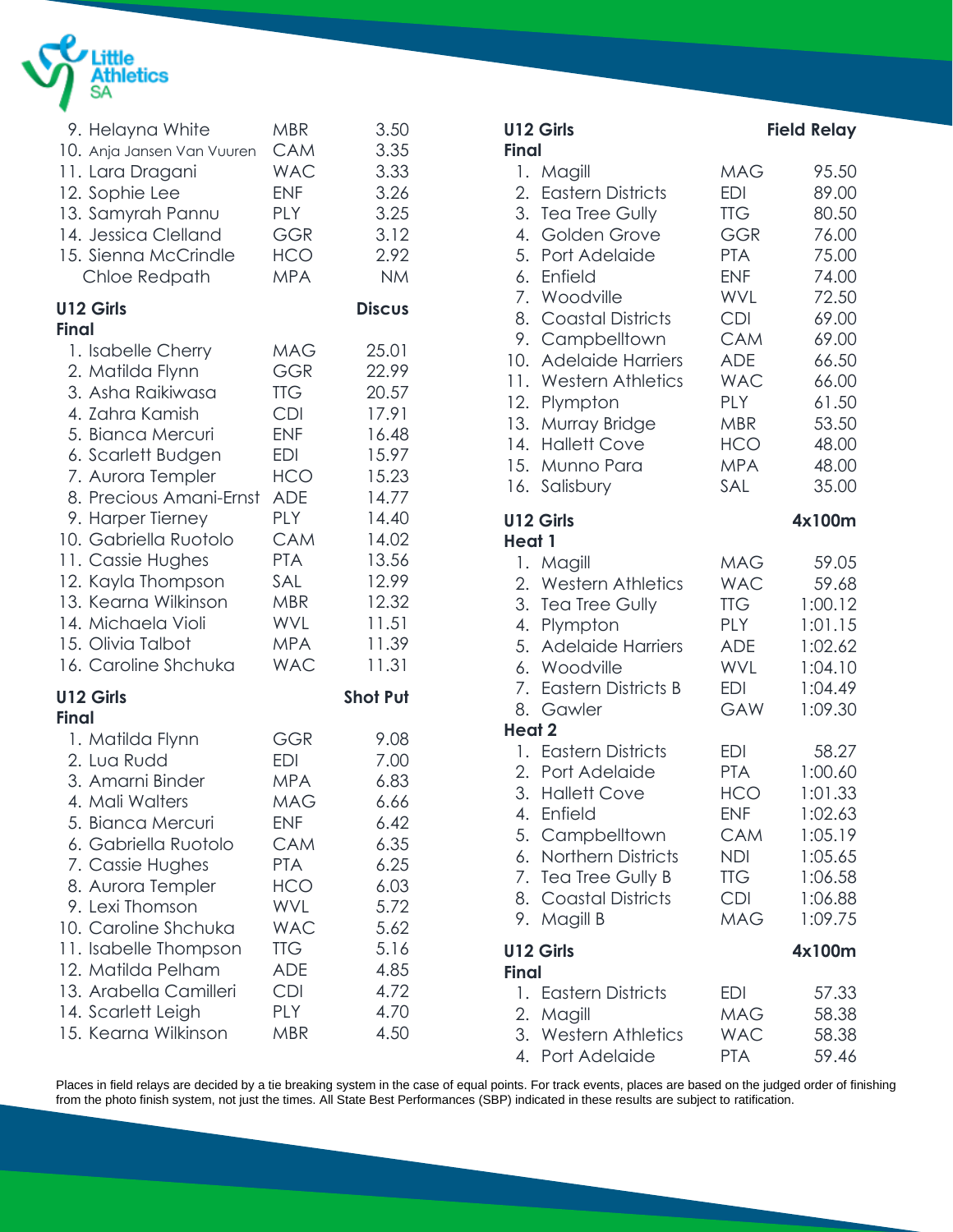| Place | Name | Club | Result |
|---|---|---|---|
| 9. | Helayna White | MBR | 3.50 |
| 10. | Anja Jansen Van Vuuren | CAM | 3.35 |
| 11. | Lara Dragani | WAC | 3.33 |
| 12. | Sophie Lee | ENF | 3.26 |
| 13. | Samyrah Pannu | PLY | 3.25 |
| 14. | Jessica Clelland | GGR | 3.12 |
| 15. | Sienna McCrindle | HCO | 2.92 |
| | Chloe Redpath | MPA | NM |

**U12 Girls** **Discus**
**Final**

| Place | Name | Club | Result |
|---|---|---|---|
| 1. | Isabelle Cherry | MAG | 25.01 |
| 2. | Matilda Flynn | GGR | 22.99 |
| 3. | Asha Raikiwasa | TTG | 20.57 |
| 4. | Zahra Kamish | CDI | 17.91 |
| 5. | Bianca Mercuri | ENF | 16.48 |
| 6. | Scarlett Budgen | EDI | 15.97 |
| 7. | Aurora Templer | HCO | 15.23 |
| 8. | Precious Amani-Ernst | ADE | 14.77 |
| 9. | Harper Tierney | PLY | 14.40 |
| 10. | Gabriella Ruotolo | CAM | 14.02 |
| 11. | Cassie Hughes | PTA | 13.56 |
| 12. | Kayla Thompson | SAL | 12.99 |
| 13. | Kearna Wilkinson | MBR | 12.32 |
| 14. | Michaela Violi | WVL | 11.51 |
| 15. | Olivia Talbot | MPA | 11.39 |
| 16. | Caroline Shchuka | WAC | 11.31 |

**U12 Girls** **Shot Put**
**Final**

| Place | Name | Club | Result |
|---|---|---|---|
| 1. | Matilda Flynn | GGR | 9.08 |
| 2. | Lua Rudd | EDI | 7.00 |
| 3. | Amarni Binder | MPA | 6.83 |
| 4. | Mali Walters | MAG | 6.66 |
| 5. | Bianca Mercuri | ENF | 6.42 |
| 6. | Gabriella Ruotolo | CAM | 6.35 |
| 7. | Cassie Hughes | PTA | 6.25 |
| 8. | Aurora Templer | HCO | 6.03 |
| 9. | Lexi Thomson | WVL | 5.72 |
| 10. | Caroline Shchuka | WAC | 5.62 |
| 11. | Isabelle Thompson | TTG | 5.16 |
| 12. | Matilda Pelham | ADE | 4.85 |
| 13. | Arabella Camilleri | CDI | 4.72 |
| 14. | Scarlett Leigh | PLY | 4.70 |
| 15. | Kearna Wilkinson | MBR | 4.50 |

**U12 Girls** **Field Relay**
**Final**

| Place | Team | Club | Result |
|---|---|---|---|
| 1. | Magill | MAG | 95.50 |
| 2. | Eastern Districts | EDI | 89.00 |
| 3. | Tea Tree Gully | TTG | 80.50 |
| 4. | Golden Grove | GGR | 76.00 |
| 5. | Port Adelaide | PTA | 75.00 |
| 6. | Enfield | ENF | 74.00 |
| 7. | Woodville | WVL | 72.50 |
| 8. | Coastal Districts | CDI | 69.00 |
| 9. | Campbelltown | CAM | 69.00 |
| 10. | Adelaide Harriers | ADE | 66.50 |
| 11. | Western Athletics | WAC | 66.00 |
| 12. | Plympton | PLY | 61.50 |
| 13. | Murray Bridge | MBR | 53.50 |
| 14. | Hallett Cove | HCO | 48.00 |
| 15. | Munno Para | MPA | 48.00 |
| 16. | Salisbury | SAL | 35.00 |

**U12 Girls** **4x100m**
**Heat 1**

| Place | Team | Club | Result |
|---|---|---|---|
| 1. | Magill | MAG | 59.05 |
| 2. | Western Athletics | WAC | 59.68 |
| 3. | Tea Tree Gully | TTG | 1:00.12 |
| 4. | Plympton | PLY | 1:01.15 |
| 5. | Adelaide Harriers | ADE | 1:02.62 |
| 6. | Woodville | WVL | 1:04.10 |
| 7. | Eastern Districts B | EDI | 1:04.49 |
| 8. | Gawler | GAW | 1:09.30 |

**Heat 2**

| Place | Team | Club | Result |
|---|---|---|---|
| 1. | Eastern Districts | EDI | 58.27 |
| 2. | Port Adelaide | PTA | 1:00.60 |
| 3. | Hallett Cove | HCO | 1:01.33 |
| 4. | Enfield | ENF | 1:02.63 |
| 5. | Campbelltown | CAM | 1:05.19 |
| 6. | Northern Districts | NDI | 1:05.65 |
| 7. | Tea Tree Gully B | TTG | 1:06.58 |
| 8. | Coastal Districts | CDI | 1:06.88 |
| 9. | Magill B | MAG | 1:09.75 |

**U12 Girls** **4x100m**
**Final**

| Place | Team | Club | Result |
|---|---|---|---|
| 1. | Eastern Districts | EDI | 57.33 |
| 2. | Magill | MAG | 58.38 |
| 3. | Western Athletics | WAC | 58.38 |
| 4. | Port Adelaide | PTA | 59.46 |

Places in field relays are decided by a tie breaking system in the case of equal points. For track events, places are based on the judged order of finishing from the photo finish system, not just the times. All State Best Performances (SBP) indicated in these results are subject to ratification.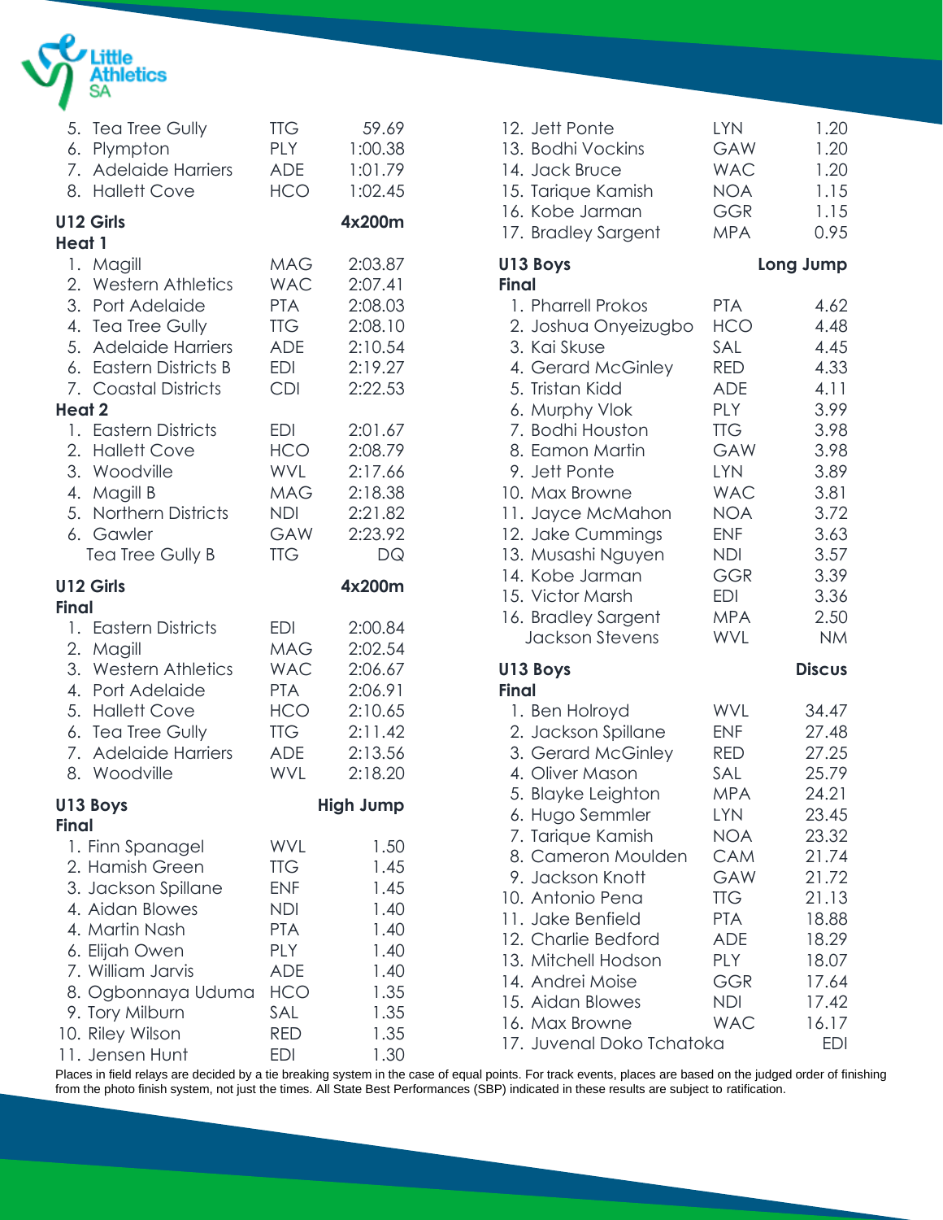| Place | Team | Club | Time |
|---|---|---|---|
| 5. | Tea Tree Gully | TTG | 59.69 |
| 6. | Plympton | PLY | 1:00.38 |
| 7. | Adelaide Harriers | ADE | 1:01.79 |
| 8. | Hallett Cove | HCO | 1:02.45 |

## U12 Girls — 4x200m

### Heat 1

| Place | Team | Club | Time |
|---|---|---|---|
| 1. | Magill | MAG | 2:03.87 |
| 2. | Western Athletics | WAC | 2:07.41 |
| 3. | Port Adelaide | PTA | 2:08.03 |
| 4. | Tea Tree Gully | TTG | 2:08.10 |
| 5. | Adelaide Harriers | ADE | 2:10.54 |
| 6. | Eastern Districts B | EDI | 2:19.27 |
| 7. | Coastal Districts | CDI | 2:22.53 |

### Heat 2

| Place | Team | Club | Time |
|---|---|---|---|
| 1. | Eastern Districts | EDI | 2:01.67 |
| 2. | Hallett Cove | HCO | 2:08.79 |
| 3. | Woodville | WVL | 2:17.66 |
| 4. | Magill B | MAG | 2:18.38 |
| 5. | Northern Districts | NDI | 2:21.82 |
| 6. | Gawler | GAW | 2:23.92 |
| | Tea Tree Gully B | TTG | DQ |

## U12 Girls — 4x200m

### Final

| Place | Team | Club | Time |
|---|---|---|---|
| 1. | Eastern Districts | EDI | 2:00.84 |
| 2. | Magill | MAG | 2:02.54 |
| 3. | Western Athletics | WAC | 2:06.67 |
| 4. | Port Adelaide | PTA | 2:06.91 |
| 5. | Hallett Cove | HCO | 2:10.65 |
| 6. | Tea Tree Gully | TTG | 2:11.42 |
| 7. | Adelaide Harriers | ADE | 2:13.56 |
| 8. | Woodville | WVL | 2:18.20 |

## U13 Boys — High Jump

### Final

| Place | Name | Club | Result |
|---|---|---|---|
| 1. | Finn Spanagel | WVL | 1.50 |
| 2. | Hamish Green | TTG | 1.45 |
| 3. | Jackson Spillane | ENF | 1.45 |
| 4. | Aidan Blowes | NDI | 1.40 |
| 4. | Martin Nash | PTA | 1.40 |
| 6. | Elijah Owen | PLY | 1.40 |
| 7. | William Jarvis | ADE | 1.40 |
| 8. | Ogbonnaya Uduma | HCO | 1.35 |
| 9. | Tory Milburn | SAL | 1.35 |
| 10. | Riley Wilson | RED | 1.35 |
| 11. | Jensen Hunt | EDI | 1.30 |
| 12. | Jett Ponte | LYN | 1.20 |
| 13. | Bodhi Vockins | GAW | 1.20 |
| 14. | Jack Bruce | WAC | 1.20 |
| 15. | Tarique Kamish | NOA | 1.15 |
| 16. | Kobe Jarman | GGR | 1.15 |
| 17. | Bradley Sargent | MPA | 0.95 |

## U13 Boys — Long Jump

### Final

| Place | Name | Club | Result |
|---|---|---|---|
| 1. | Pharrell Prokos | PTA | 4.62 |
| 2. | Joshua Onyeizugbo | HCO | 4.48 |
| 3. | Kai Skuse | SAL | 4.45 |
| 4. | Gerard McGinley | RED | 4.33 |
| 5. | Tristan Kidd | ADE | 4.11 |
| 6. | Murphy Vlok | PLY | 3.99 |
| 7. | Bodhi Houston | TTG | 3.98 |
| 8. | Eamon Martin | GAW | 3.98 |
| 9. | Jett Ponte | LYN | 3.89 |
| 10. | Max Browne | WAC | 3.81 |
| 11. | Jayce McMahon | NOA | 3.72 |
| 12. | Jake Cummings | ENF | 3.63 |
| 13. | Musashi Nguyen | NDI | 3.57 |
| 14. | Kobe Jarman | GGR | 3.39 |
| 15. | Victor Marsh | EDI | 3.36 |
| 16. | Bradley Sargent | MPA | 2.50 |
| | Jackson Stevens | WVL | NM |

## U13 Boys — Discus

### Final

| Place | Name | Club | Result |
|---|---|---|---|
| 1. | Ben Holroyd | WVL | 34.47 |
| 2. | Jackson Spillane | ENF | 27.48 |
| 3. | Gerard McGinley | RED | 27.25 |
| 4. | Oliver Mason | SAL | 25.79 |
| 5. | Blayke Leighton | MPA | 24.21 |
| 6. | Hugo Semmler | LYN | 23.45 |
| 7. | Tarique Kamish | NOA | 23.32 |
| 8. | Cameron Moulden | CAM | 21.74 |
| 9. | Jackson Knott | GAW | 21.72 |
| 10. | Antonio Pena | TTG | 21.13 |
| 11. | Jake Benfield | PTA | 18.88 |
| 12. | Charlie Bedford | ADE | 18.29 |
| 13. | Mitchell Hodson | PLY | 18.07 |
| 14. | Andrei Moise | GGR | 17.64 |
| 15. | Aidan Blowes | NDI | 17.42 |
| 16. | Max Browne | WAC | 16.17 |
| 17. | Juvenal Doko Tchatoka | | EDI |

Places in field relays are decided by a tie breaking system in the case of equal points. For track events, places are based on the judged order of finishing from the photo finish system, not just the times. All State Best Performances (SBP) indicated in these results are subject to ratification.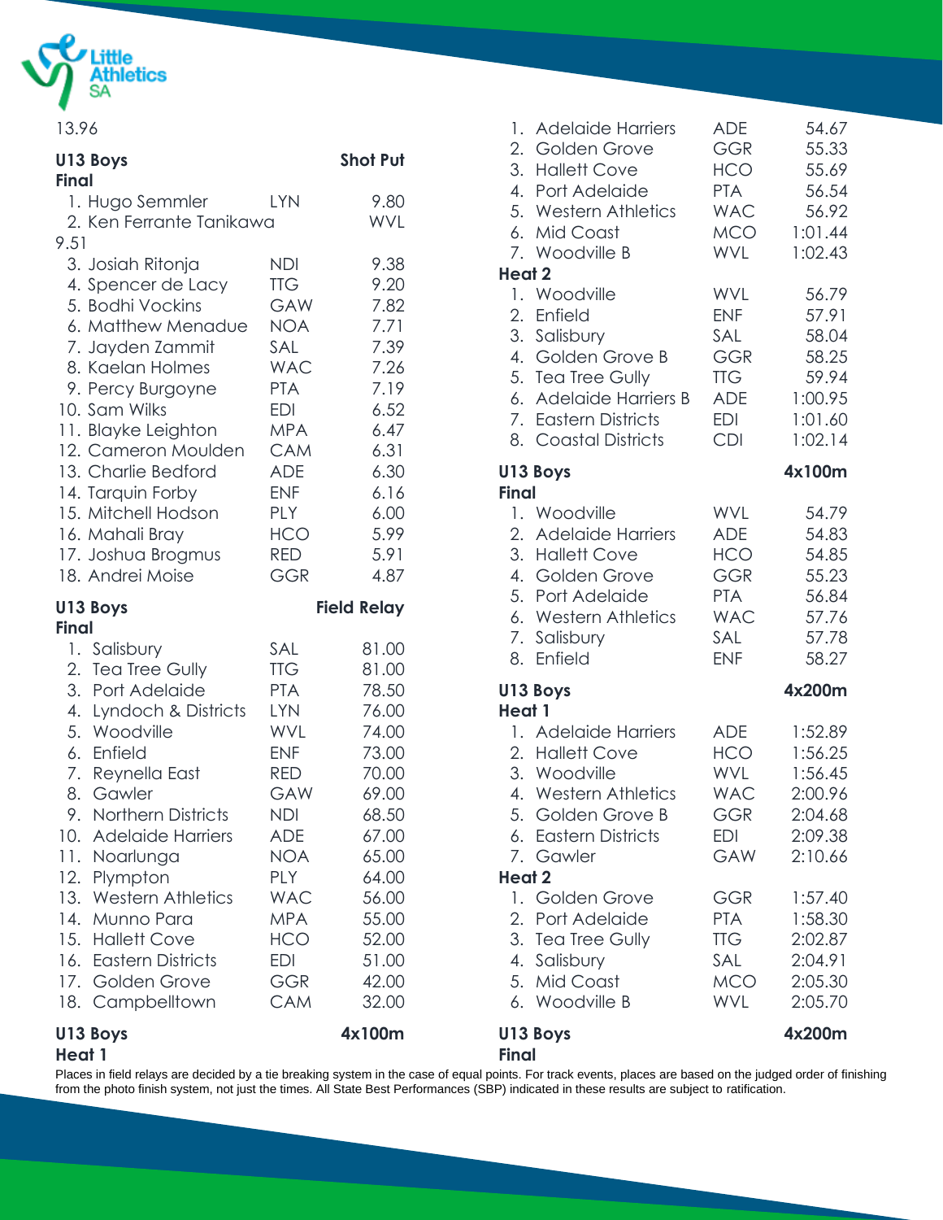13.96

## U13 Boys — Shot Put

**Final**

| Place | Name | Club | Result |
|---|---|---|---|
| 1. | Hugo Semmler | LYN | 9.80 |
| 2. | Ken Ferrante Tanikawa | WVL | 9.51 |
| 3. | Josiah Ritonja | NDI | 9.38 |
| 4. | Spencer de Lacy | TTG | 9.20 |
| 5. | Bodhi Vockins | GAW | 7.82 |
| 6. | Matthew Menadue | NOA | 7.71 |
| 7. | Jayden Zammit | SAL | 7.39 |
| 8. | Kaelan Holmes | WAC | 7.26 |
| 9. | Percy Burgoyne | PTA | 7.19 |
| 10. | Sam Wilks | EDI | 6.52 |
| 11. | Blayke Leighton | MPA | 6.47 |
| 12. | Cameron Moulden | CAM | 6.31 |
| 13. | Charlie Bedford | ADE | 6.30 |
| 14. | Tarquin Forby | ENF | 6.16 |
| 15. | Mitchell Hodson | PLY | 6.00 |
| 16. | Mahali Bray | HCO | 5.99 |
| 17. | Joshua Brogmus | RED | 5.91 |
| 18. | Andrei Moise | GGR | 4.87 |

## U13 Boys — Field Relay

**Final**

| Place | Team | Club | Result |
|---|---|---|---|
| 1. | Salisbury | SAL | 81.00 |
| 2. | Tea Tree Gully | TTG | 81.00 |
| 3. | Port Adelaide | PTA | 78.50 |
| 4. | Lyndoch & Districts | LYN | 76.00 |
| 5. | Woodville | WVL | 74.00 |
| 6. | Enfield | ENF | 73.00 |
| 7. | Reynella East | RED | 70.00 |
| 8. | Gawler | GAW | 69.00 |
| 9. | Northern Districts | NDI | 68.50 |
| 10. | Adelaide Harriers | ADE | 67.00 |
| 11. | Noarlunga | NOA | 65.00 |
| 12. | Plympton | PLY | 64.00 |
| 13. | Western Athletics | WAC | 56.00 |
| 14. | Munno Para | MPA | 55.00 |
| 15. | Hallett Cove | HCO | 52.00 |
| 16. | Eastern Districts | EDI | 51.00 |
| 17. | Golden Grove | GGR | 42.00 |
| 18. | Campbelltown | CAM | 32.00 |

## U13 Boys — 4x100m

**Heat 1**

| Place | Team | Club | Result |
|---|---|---|---|
| 1. | Adelaide Harriers | ADE | 54.67 |
| 2. | Golden Grove | GGR | 55.33 |
| 3. | Hallett Cove | HCO | 55.69 |
| 4. | Port Adelaide | PTA | 56.54 |
| 5. | Western Athletics | WAC | 56.92 |
| 6. | Mid Coast | MCO | 1:01.44 |
| 7. | Woodville B | WVL | 1:02.43 |

**Heat 2**

| Place | Team | Club | Result |
|---|---|---|---|
| 1. | Woodville | WVL | 56.79 |
| 2. | Enfield | ENF | 57.91 |
| 3. | Salisbury | SAL | 58.04 |
| 4. | Golden Grove B | GGR | 58.25 |
| 5. | Tea Tree Gully | TTG | 59.94 |
| 6. | Adelaide Harriers B | ADE | 1:00.95 |
| 7. | Eastern Districts | EDI | 1:01.60 |
| 8. | Coastal Districts | CDI | 1:02.14 |

## U13 Boys — 4x100m

**Final**

| Place | Team | Club | Result |
|---|---|---|---|
| 1. | Woodville | WVL | 54.79 |
| 2. | Adelaide Harriers | ADE | 54.83 |
| 3. | Hallett Cove | HCO | 54.85 |
| 4. | Golden Grove | GGR | 55.23 |
| 5. | Port Adelaide | PTA | 56.84 |
| 6. | Western Athletics | WAC | 57.76 |
| 7. | Salisbury | SAL | 57.78 |
| 8. | Enfield | ENF | 58.27 |

## U13 Boys — 4x200m

**Heat 1**

| Place | Team | Club | Result |
|---|---|---|---|
| 1. | Adelaide Harriers | ADE | 1:52.89 |
| 2. | Hallett Cove | HCO | 1:56.25 |
| 3. | Woodville | WVL | 1:56.45 |
| 4. | Western Athletics | WAC | 2:00.96 |
| 5. | Golden Grove B | GGR | 2:04.68 |
| 6. | Eastern Districts | EDI | 2:09.38 |
| 7. | Gawler | GAW | 2:10.66 |

**Heat 2**

| Place | Team | Club | Result |
|---|---|---|---|
| 1. | Golden Grove | GGR | 1:57.40 |
| 2. | Port Adelaide | PTA | 1:58.30 |
| 3. | Tea Tree Gully | TTG | 2:02.87 |
| 4. | Salisbury | SAL | 2:04.91 |
| 5. | Mid Coast | MCO | 2:05.30 |
| 6. | Woodville B | WVL | 2:05.70 |

## U13 Boys — 4x200m

**Final**

Places in field relays are decided by a tie breaking system in the case of equal points. For track events, places are based on the judged order of finishing from the photo finish system, not just the times. All State Best Performances (SBP) indicated in these results are subject to ratification.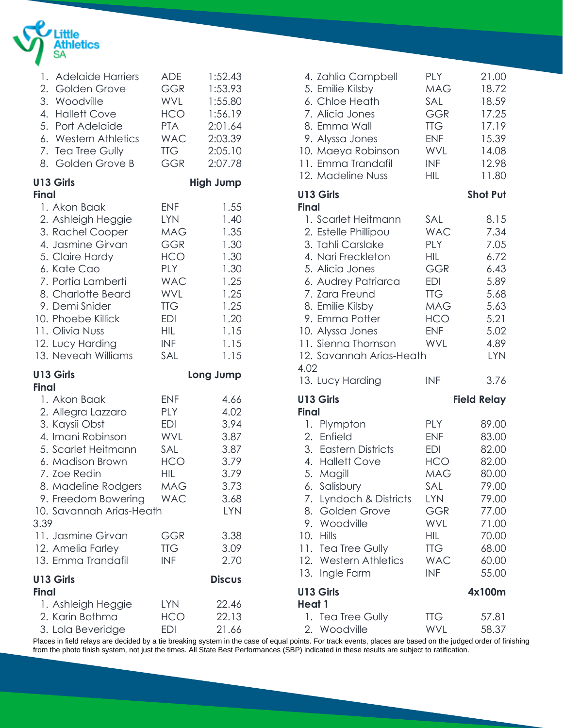| Place | Team | Club | Time |
|---|---|---|---|
| 1. | Adelaide Harriers | ADE | 1:52.43 |
| 2. | Golden Grove | GGR | 1:53.93 |
| 3. | Woodville | WVL | 1:55.80 |
| 4. | Hallett Cove | HCO | 1:56.19 |
| 5. | Port Adelaide | PTA | 2:01.64 |
| 6. | Western Athletics | WAC | 2:03.39 |
| 7. | Tea Tree Gully | TTG | 2:05.10 |
| 8. | Golden Grove B | GGR | 2:07.78 |

**U13 Girls** **High Jump**
**Final**

| Place | Name | Club | Mark |
|---|---|---|---|
| 1. | Akon Baak | ENF | 1.55 |
| 2. | Ashleigh Heggie | LYN | 1.40 |
| 3. | Rachel Cooper | MAG | 1.35 |
| 4. | Jasmine Girvan | GGR | 1.30 |
| 5. | Claire Hardy | HCO | 1.30 |
| 6. | Kate Cao | PLY | 1.30 |
| 7. | Portia Lamberti | WAC | 1.25 |
| 8. | Charlotte Beard | WVL | 1.25 |
| 9. | Demi Snider | TTG | 1.25 |
| 10. | Phoebe Killick | EDI | 1.20 |
| 11. | Olivia Nuss | HIL | 1.15 |
| 12. | Lucy Harding | INF | 1.15 |
| 13. | Neveah Williams | SAL | 1.15 |

**U13 Girls** **Long Jump**
**Final**

| Place | Name | Club | Mark |
|---|---|---|---|
| 1. | Akon Baak | ENF | 4.66 |
| 2. | Allegra Lazzaro | PLY | 4.02 |
| 3. | Kaysii Obst | EDI | 3.94 |
| 4. | Imani Robinson | WVL | 3.87 |
| 5. | Scarlet Heitmann | SAL | 3.87 |
| 6. | Madison Brown | HCO | 3.79 |
| 7. | Zoe Redin | HIL | 3.79 |
| 8. | Madeline Rodgers | MAG | 3.73 |
| 9. | Freedom Bowering | WAC | 3.68 |
| 10. | Savannah Arias-Heath | LYN | 3.39 |
| 11. | Jasmine Girvan | GGR | 3.38 |
| 12. | Amelia Farley | TTG | 3.09 |
| 13. | Emma Trandafil | INF | 2.70 |

**U13 Girls** **Discus**
**Final**

| Place | Name | Club | Mark |
|---|---|---|---|
| 1. | Ashleigh Heggie | LYN | 22.46 |
| 2. | Karin Bothma | HCO | 22.13 |
| 3. | Lola Beveridge | EDI | 21.66 |
| 4. | Zahlia Campbell | PLY | 21.00 |
| 5. | Emilie Kilsby | MAG | 18.72 |
| 6. | Chloe Heath | SAL | 18.59 |
| 7. | Alicia Jones | GGR | 17.25 |
| 8. | Emma Wall | TTG | 17.19 |
| 9. | Alyssa Jones | ENF | 15.39 |
| 10. | Maeya Robinson | WVL | 14.08 |
| 11. | Emma Trandafil | INF | 12.98 |
| 12. | Madeline Nuss | HIL | 11.80 |

**U13 Girls** **Shot Put**
**Final**

| Place | Name | Club | Mark |
|---|---|---|---|
| 1. | Scarlet Heitmann | SAL | 8.15 |
| 2. | Estelle Phillipou | WAC | 7.34 |
| 3. | Tahli Carslake | PLY | 7.05 |
| 4. | Nari Freckleton | HIL | 6.72 |
| 5. | Alicia Jones | GGR | 6.43 |
| 6. | Audrey Patriarca | EDI | 5.89 |
| 7. | Zara Freund | TTG | 5.68 |
| 8. | Emilie Kilsby | MAG | 5.63 |
| 9. | Emma Potter | HCO | 5.21 |
| 10. | Alyssa Jones | ENF | 5.02 |
| 11. | Sienna Thomson | WVL | 4.89 |
| 12. | Savannah Arias-Heath | LYN | 4.02 |
| 13. | Lucy Harding | INF | 3.76 |

**U13 Girls** **Field Relay**
**Final**

| Place | Team | Club | Points |
|---|---|---|---|
| 1. | Plympton | PLY | 89.00 |
| 2. | Enfield | ENF | 83.00 |
| 3. | Eastern Districts | EDI | 82.00 |
| 4. | Hallett Cove | HCO | 82.00 |
| 5. | Magill | MAG | 80.00 |
| 6. | Salisbury | SAL | 79.00 |
| 7. | Lyndoch & Districts | LYN | 79.00 |
| 8. | Golden Grove | GGR | 77.00 |
| 9. | Woodville | WVL | 71.00 |
| 10. | Hills | HIL | 70.00 |
| 11. | Tea Tree Gully | TTG | 68.00 |
| 12. | Western Athletics | WAC | 60.00 |
| 13. | Ingle Farm | INF | 55.00 |

**U13 Girls** **4x100m**
**Heat 1**

| Place | Team | Club | Time |
|---|---|---|---|
| 1. | Tea Tree Gully | TTG | 57.81 |
| 2. | Woodville | WVL | 58.37 |

Places in field relays are decided by a tie breaking system in the case of equal points. For track events, places are based on the judged order of finishing from the photo finish system, not just the times. All State Best Performances (SBP) indicated in these results are subject to ratification.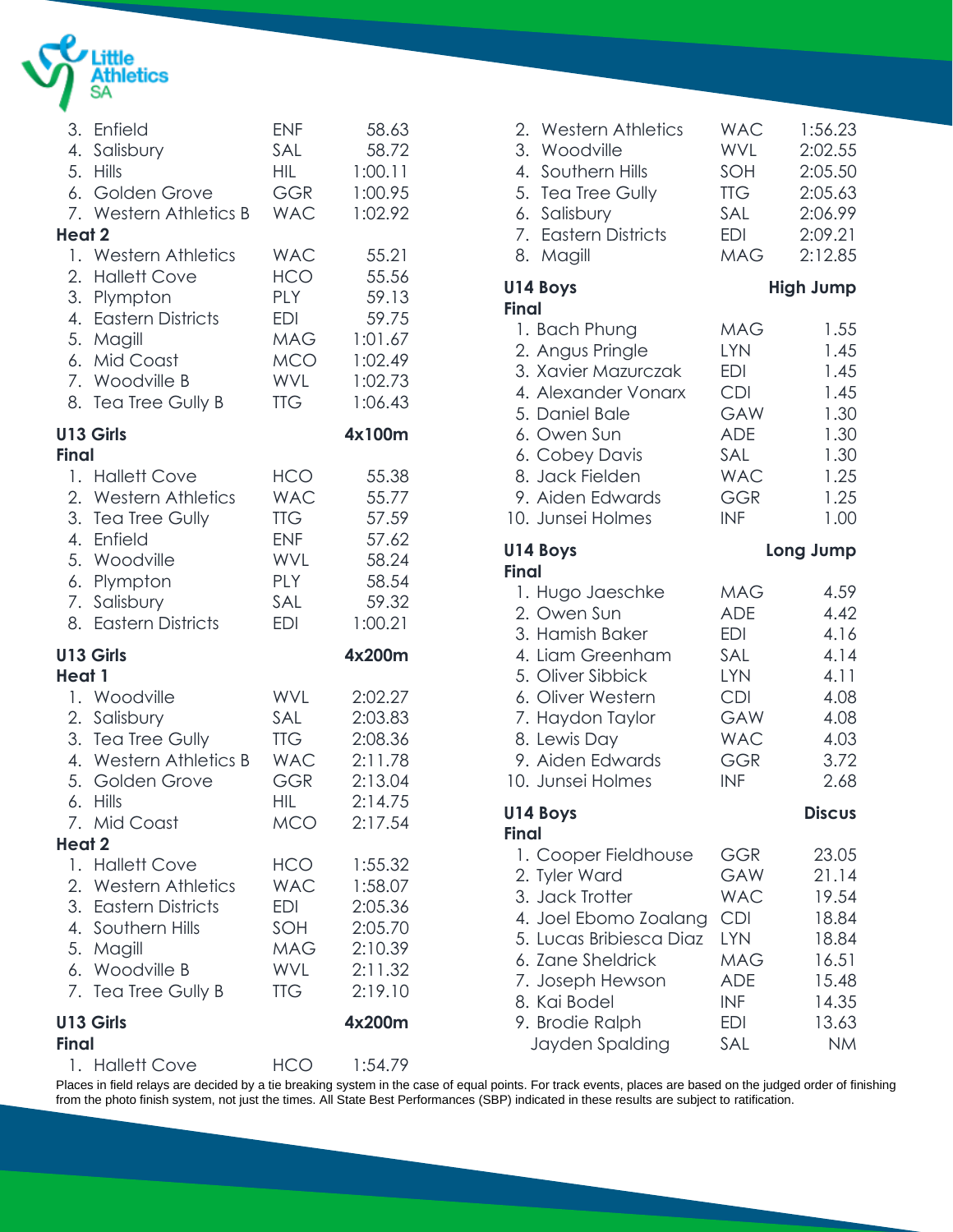| | | |
|---|---|---|
| 3. Enfield | ENF | 58.63 |
| 4. Salisbury | SAL | 58.72 |
| 5. Hills | HIL | 1:00.11 |
| 6. Golden Grove | GGR | 1:00.95 |
| 7. Western Athletics B | WAC | 1:02.92 |

**Heat 2**

| | | |
|---|---|---|
| 1. Western Athletics | WAC | 55.21 |
| 2. Hallett Cove | HCO | 55.56 |
| 3. Plympton | PLY | 59.13 |
| 4. Eastern Districts | EDI | 59.75 |
| 5. Magill | MAG | 1:01.67 |
| 6. Mid Coast | MCO | 1:02.49 |
| 7. Woodville B | WVL | 1:02.73 |
| 8. Tea Tree Gully B | TTG | 1:06.43 |

### U13 Girls — 4x100m

**Final**

| | | |
|---|---|---|
| 1. Hallett Cove | HCO | 55.38 |
| 2. Western Athletics | WAC | 55.77 |
| 3. Tea Tree Gully | TTG | 57.59 |
| 4. Enfield | ENF | 57.62 |
| 5. Woodville | WVL | 58.24 |
| 6. Plympton | PLY | 58.54 |
| 7. Salisbury | SAL | 59.32 |
| 8. Eastern Districts | EDI | 1:00.21 |

### U13 Girls — 4x200m

**Heat 1**

| | | |
|---|---|---|
| 1. Woodville | WVL | 2:02.27 |
| 2. Salisbury | SAL | 2:03.83 |
| 3. Tea Tree Gully | TTG | 2:08.36 |
| 4. Western Athletics B | WAC | 2:11.78 |
| 5. Golden Grove | GGR | 2:13.04 |
| 6. Hills | HIL | 2:14.75 |
| 7. Mid Coast | MCO | 2:17.54 |

**Heat 2**

| | | |
|---|---|---|
| 1. Hallett Cove | HCO | 1:55.32 |
| 2. Western Athletics | WAC | 1:58.07 |
| 3. Eastern Districts | EDI | 2:05.36 |
| 4. Southern Hills | SOH | 2:05.70 |
| 5. Magill | MAG | 2:10.39 |
| 6. Woodville B | WVL | 2:11.32 |
| 7. Tea Tree Gully B | TTG | 2:19.10 |

### U13 Girls — 4x200m

**Final**

| | | |
|---|---|---|
| 1. Hallett Cove | HCO | 1:54.79 |
| 2. Western Athletics | WAC | 1:56.23 |
| 3. Woodville | WVL | 2:02.55 |
| 4. Southern Hills | SOH | 2:05.50 |
| 5. Tea Tree Gully | TTG | 2:05.63 |
| 6. Salisbury | SAL | 2:06.99 |
| 7. Eastern Districts | EDI | 2:09.21 |
| 8. Magill | MAG | 2:12.85 |

### U14 Boys — High Jump

**Final**

| | | |
|---|---|---|
| 1. Bach Phung | MAG | 1.55 |
| 2. Angus Pringle | LYN | 1.45 |
| 3. Xavier Mazurczak | EDI | 1.45 |
| 4. Alexander Vonarx | CDI | 1.45 |
| 5. Daniel Bale | GAW | 1.30 |
| 6. Owen Sun | ADE | 1.30 |
| 6. Cobey Davis | SAL | 1.30 |
| 8. Jack Fielden | WAC | 1.25 |
| 9. Aiden Edwards | GGR | 1.25 |
| 10. Junsei Holmes | INF | 1.00 |

### U14 Boys — Long Jump

**Final**

| | | |
|---|---|---|
| 1. Hugo Jaeschke | MAG | 4.59 |
| 2. Owen Sun | ADE | 4.42 |
| 3. Hamish Baker | EDI | 4.16 |
| 4. Liam Greenham | SAL | 4.14 |
| 5. Oliver Sibbick | LYN | 4.11 |
| 6. Oliver Western | CDI | 4.08 |
| 7. Haydon Taylor | GAW | 4.08 |
| 8. Lewis Day | WAC | 4.03 |
| 9. Aiden Edwards | GGR | 3.72 |
| 10. Junsei Holmes | INF | 2.68 |

### U14 Boys — Discus

**Final**

| | | |
|---|---|---|
| 1. Cooper Fieldhouse | GGR | 23.05 |
| 2. Tyler Ward | GAW | 21.14 |
| 3. Jack Trotter | WAC | 19.54 |
| 4. Joel Ebomo Zoalang | CDI | 18.84 |
| 5. Lucas Bribiesca Diaz | LYN | 18.84 |
| 6. Zane Sheldrick | MAG | 16.51 |
| 7. Joseph Hewson | ADE | 15.48 |
| 8. Kai Bodel | INF | 14.35 |
| 9. Brodie Ralph | EDI | 13.63 |
| Jayden Spalding | SAL | NM |

Places in field relays are decided by a tie breaking system in the case of equal points. For track events, places are based on the judged order of finishing from the photo finish system, not just the times. All State Best Performances (SBP) indicated in these results are subject to ratification.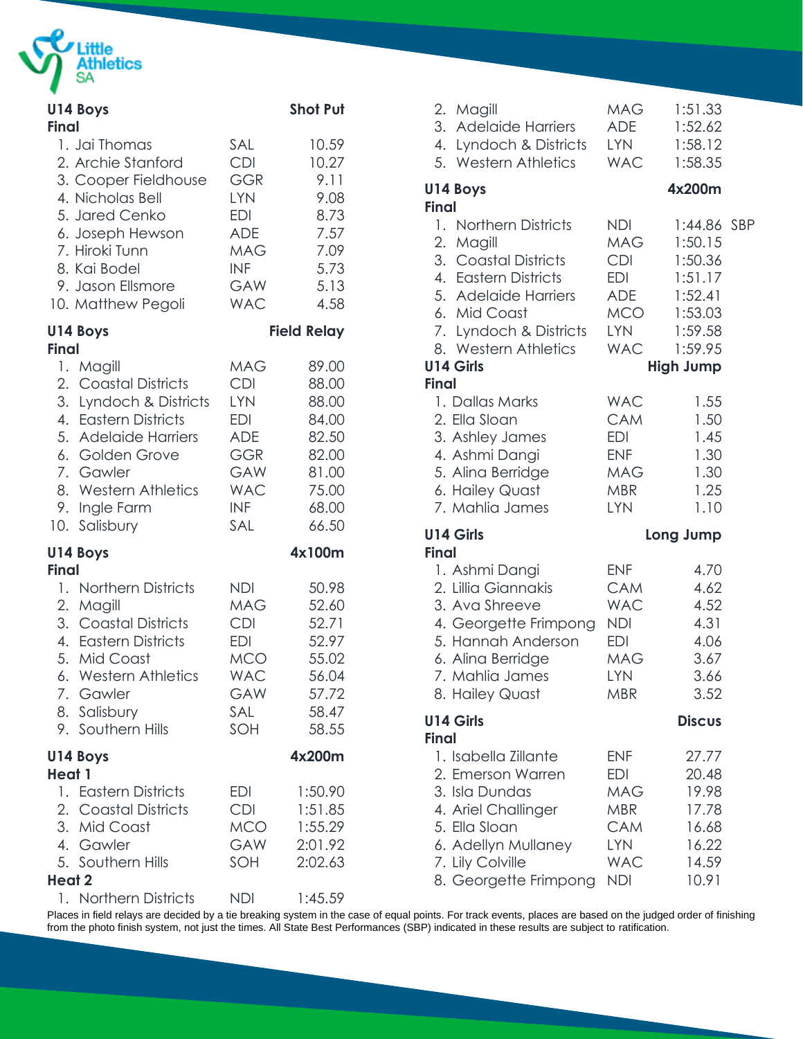## U14 Boys — Shot Put

**Final**

| Place | Name | Club | Result |
|---|---|---|---|
| 1. | Jai Thomas | SAL | 10.59 |
| 2. | Archie Stanford | CDI | 10.27 |
| 3. | Cooper Fieldhouse | GGR | 9.11 |
| 4. | Nicholas Bell | LYN | 9.08 |
| 5. | Jared Cenko | EDI | 8.73 |
| 6. | Joseph Hewson | ADE | 7.57 |
| 7. | Hiroki Tunn | MAG | 7.09 |
| 8. | Kai Bodel | INF | 5.73 |
| 9. | Jason Ellsmore | GAW | 5.13 |
| 10. | Matthew Pegoli | WAC | 4.58 |

## U14 Boys — Field Relay

**Final**

| Place | Team | Club | Result |
|---|---|---|---|
| 1. | Magill | MAG | 89.00 |
| 2. | Coastal Districts | CDI | 88.00 |
| 3. | Lyndoch & Districts | LYN | 88.00 |
| 4. | Eastern Districts | EDI | 84.00 |
| 5. | Adelaide Harriers | ADE | 82.50 |
| 6. | Golden Grove | GGR | 82.00 |
| 7. | Gawler | GAW | 81.00 |
| 8. | Western Athletics | WAC | 75.00 |
| 9. | Ingle Farm | INF | 68.00 |
| 10. | Salisbury | SAL | 66.50 |

## U14 Boys — 4x100m

**Final**

| Place | Team | Club | Result |
|---|---|---|---|
| 1. | Northern Districts | NDI | 50.98 |
| 2. | Magill | MAG | 52.60 |
| 3. | Coastal Districts | CDI | 52.71 |
| 4. | Eastern Districts | EDI | 52.97 |
| 5. | Mid Coast | MCO | 55.02 |
| 6. | Western Athletics | WAC | 56.04 |
| 7. | Gawler | GAW | 57.72 |
| 8. | Salisbury | SAL | 58.47 |
| 9. | Southern Hills | SOH | 58.55 |

## U14 Boys — 4x200m

**Heat 1**

| Place | Team | Club | Result |
|---|---|---|---|
| 1. | Eastern Districts | EDI | 1:50.90 |
| 2. | Coastal Districts | CDI | 1:51.85 |
| 3. | Mid Coast | MCO | 1:55.29 |
| 4. | Gawler | GAW | 2:01.92 |
| 5. | Southern Hills | SOH | 2:02.63 |

**Heat 2**

| Place | Team | Club | Result |
|---|---|---|---|
| 1. | Northern Districts | NDI | 1:45.59 |
| 2. | Magill | MAG | 1:51.33 |
| 3. | Adelaide Harriers | ADE | 1:52.62 |
| 4. | Lyndoch & Districts | LYN | 1:58.12 |
| 5. | Western Athletics | WAC | 1:58.35 |

## U14 Boys — 4x200m

**Final**

| Place | Team | Club | Result | |
|---|---|---|---|---|
| 1. | Northern Districts | NDI | 1:44.86 | SBP |
| 2. | Magill | MAG | 1:50.15 | |
| 3. | Coastal Districts | CDI | 1:50.36 | |
| 4. | Eastern Districts | EDI | 1:51.17 | |
| 5. | Adelaide Harriers | ADE | 1:52.41 | |
| 6. | Mid Coast | MCO | 1:53.03 | |
| 7. | Lyndoch & Districts | LYN | 1:59.58 | |
| 8. | Western Athletics | WAC | 1:59.95 | |

## U14 Girls — High Jump

**Final**

| Place | Name | Club | Result |
|---|---|---|---|
| 1. | Dallas Marks | WAC | 1.55 |
| 2. | Ella Sloan | CAM | 1.50 |
| 3. | Ashley James | EDI | 1.45 |
| 4. | Ashmi Dangi | ENF | 1.30 |
| 5. | Alina Berridge | MAG | 1.30 |
| 6. | Hailey Quast | MBR | 1.25 |
| 7. | Mahlia James | LYN | 1.10 |

## U14 Girls — Long Jump

**Final**

| Place | Name | Club | Result |
|---|---|---|---|
| 1. | Ashmi Dangi | ENF | 4.70 |
| 2. | Lillia Giannakis | CAM | 4.62 |
| 3. | Ava Shreeve | WAC | 4.52 |
| 4. | Georgette Frimpong | NDI | 4.31 |
| 5. | Hannah Anderson | EDI | 4.06 |
| 6. | Alina Berridge | MAG | 3.67 |
| 7. | Mahlia James | LYN | 3.66 |
| 8. | Hailey Quast | MBR | 3.52 |

## U14 Girls — Discus

**Final**

| Place | Name | Club | Result |
|---|---|---|---|
| 1. | Isabella Zillante | ENF | 27.77 |
| 2. | Emerson Warren | EDI | 20.48 |
| 3. | Isla Dundas | MAG | 19.98 |
| 4. | Ariel Challinger | MBR | 17.78 |
| 5. | Ella Sloan | CAM | 16.68 |
| 6. | Adellyn Mullaney | LYN | 16.22 |
| 7. | Lily Colville | WAC | 14.59 |
| 8. | Georgette Frimpong | NDI | 10.91 |

Places in field relays are decided by a tie breaking system in the case of equal points. For track events, places are based on the judged order of finishing from the photo finish system, not just the times. All State Best Performances (SBP) indicated in these results are subject to ratification.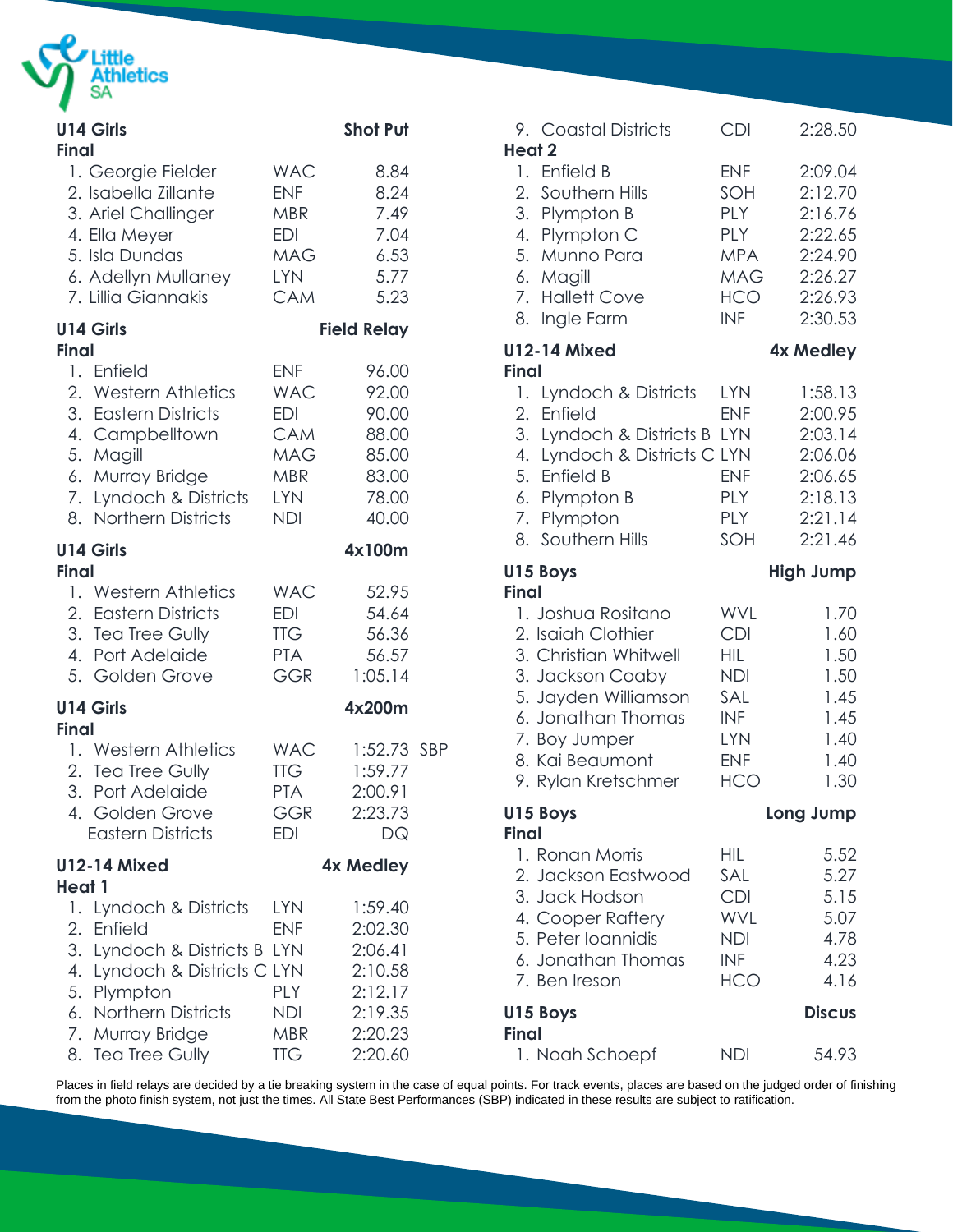## U14 Girls — Shot Put

**Final**

| Place | Name | Club | Result |
|---|---|---|---|
| 1. | Georgie Fielder | WAC | 8.84 |
| 2. | Isabella Zillante | ENF | 8.24 |
| 3. | Ariel Challinger | MBR | 7.49 |
| 4. | Ella Meyer | EDI | 7.04 |
| 5. | Isla Dundas | MAG | 6.53 |
| 6. | Adellyn Mullaney | LYN | 5.77 |
| 7. | Lillia Giannakis | CAM | 5.23 |

## U14 Girls — Field Relay

**Final**

| Place | Team | Club | Result |
|---|---|---|---|
| 1. | Enfield | ENF | 96.00 |
| 2. | Western Athletics | WAC | 92.00 |
| 3. | Eastern Districts | EDI | 90.00 |
| 4. | Campbelltown | CAM | 88.00 |
| 5. | Magill | MAG | 85.00 |
| 6. | Murray Bridge | MBR | 83.00 |
| 7. | Lyndoch & Districts | LYN | 78.00 |
| 8. | Northern Districts | NDI | 40.00 |

## U14 Girls — 4x100m

**Final**

| Place | Team | Club | Result |
|---|---|---|---|
| 1. | Western Athletics | WAC | 52.95 |
| 2. | Eastern Districts | EDI | 54.64 |
| 3. | Tea Tree Gully | TTG | 56.36 |
| 4. | Port Adelaide | PTA | 56.57 |
| 5. | Golden Grove | GGR | 1:05.14 |

## U14 Girls — 4x200m

**Final**

| Place | Team | Club | Result | |
|---|---|---|---|---|
| 1. | Western Athletics | WAC | 1:52.73 | SBP |
| 2. | Tea Tree Gully | TTG | 1:59.77 | |
| 3. | Port Adelaide | PTA | 2:00.91 | |
| 4. | Golden Grove | GGR | 2:23.73 | |
| | Eastern Districts | EDI | DQ | |

## U12-14 Mixed — 4x Medley

**Heat 1**

| Place | Team | Club | Result |
|---|---|---|---|
| 1. | Lyndoch & Districts | LYN | 1:59.40 |
| 2. | Enfield | ENF | 2:02.30 |
| 3. | Lyndoch & Districts B | LYN | 2:06.41 |
| 4. | Lyndoch & Districts C | LYN | 2:10.58 |
| 5. | Plympton | PLY | 2:12.17 |
| 6. | Northern Districts | NDI | 2:19.35 |
| 7. | Murray Bridge | MBR | 2:20.23 |
| 8. | Tea Tree Gully | TTG | 2:20.60 |
| 9. | Coastal Districts | CDI | 2:28.50 |

**Heat 2**

| Place | Team | Club | Result |
|---|---|---|---|
| 1. | Enfield B | ENF | 2:09.04 |
| 2. | Southern Hills | SOH | 2:12.70 |
| 3. | Plympton B | PLY | 2:16.76 |
| 4. | Plympton C | PLY | 2:22.65 |
| 5. | Munno Para | MPA | 2:24.90 |
| 6. | Magill | MAG | 2:26.27 |
| 7. | Hallett Cove | HCO | 2:26.93 |
| 8. | Ingle Farm | INF | 2:30.53 |

## U12-14 Mixed — 4x Medley

**Final**

| Place | Team | Club | Result |
|---|---|---|---|
| 1. | Lyndoch & Districts | LYN | 1:58.13 |
| 2. | Enfield | ENF | 2:00.95 |
| 3. | Lyndoch & Districts B | LYN | 2:03.14 |
| 4. | Lyndoch & Districts C | LYN | 2:06.06 |
| 5. | Enfield B | ENF | 2:06.65 |
| 6. | Plympton B | PLY | 2:18.13 |
| 7. | Plympton | PLY | 2:21.14 |
| 8. | Southern Hills | SOH | 2:21.46 |

## U15 Boys — High Jump

**Final**

| Place | Name | Club | Result |
|---|---|---|---|
| 1. | Joshua Rositano | WVL | 1.70 |
| 2. | Isaiah Clothier | CDI | 1.60 |
| 3. | Christian Whitwell | HIL | 1.50 |
| 3. | Jackson Coaby | NDI | 1.50 |
| 5. | Jayden Williamson | SAL | 1.45 |
| 6. | Jonathan Thomas | INF | 1.45 |
| 7. | Boy Jumper | LYN | 1.40 |
| 8. | Kai Beaumont | ENF | 1.40 |
| 9. | Rylan Kretschmer | HCO | 1.30 |

## U15 Boys — Long Jump

**Final**

| Place | Name | Club | Result |
|---|---|---|---|
| 1. | Ronan Morris | HIL | 5.52 |
| 2. | Jackson Eastwood | SAL | 5.27 |
| 3. | Jack Hodson | CDI | 5.15 |
| 4. | Cooper Raftery | WVL | 5.07 |
| 5. | Peter Ioannidis | NDI | 4.78 |
| 6. | Jonathan Thomas | INF | 4.23 |
| 7. | Ben Ireson | HCO | 4.16 |

## U15 Boys — Discus

**Final**

| Place | Name | Club | Result |
|---|---|---|---|
| 1. | Noah Schoepf | NDI | 54.93 |

Places in field relays are decided by a tie breaking system in the case of equal points. For track events, places are based on the judged order of finishing from the photo finish system, not just the times. All State Best Performances (SBP) indicated in these results are subject to ratification.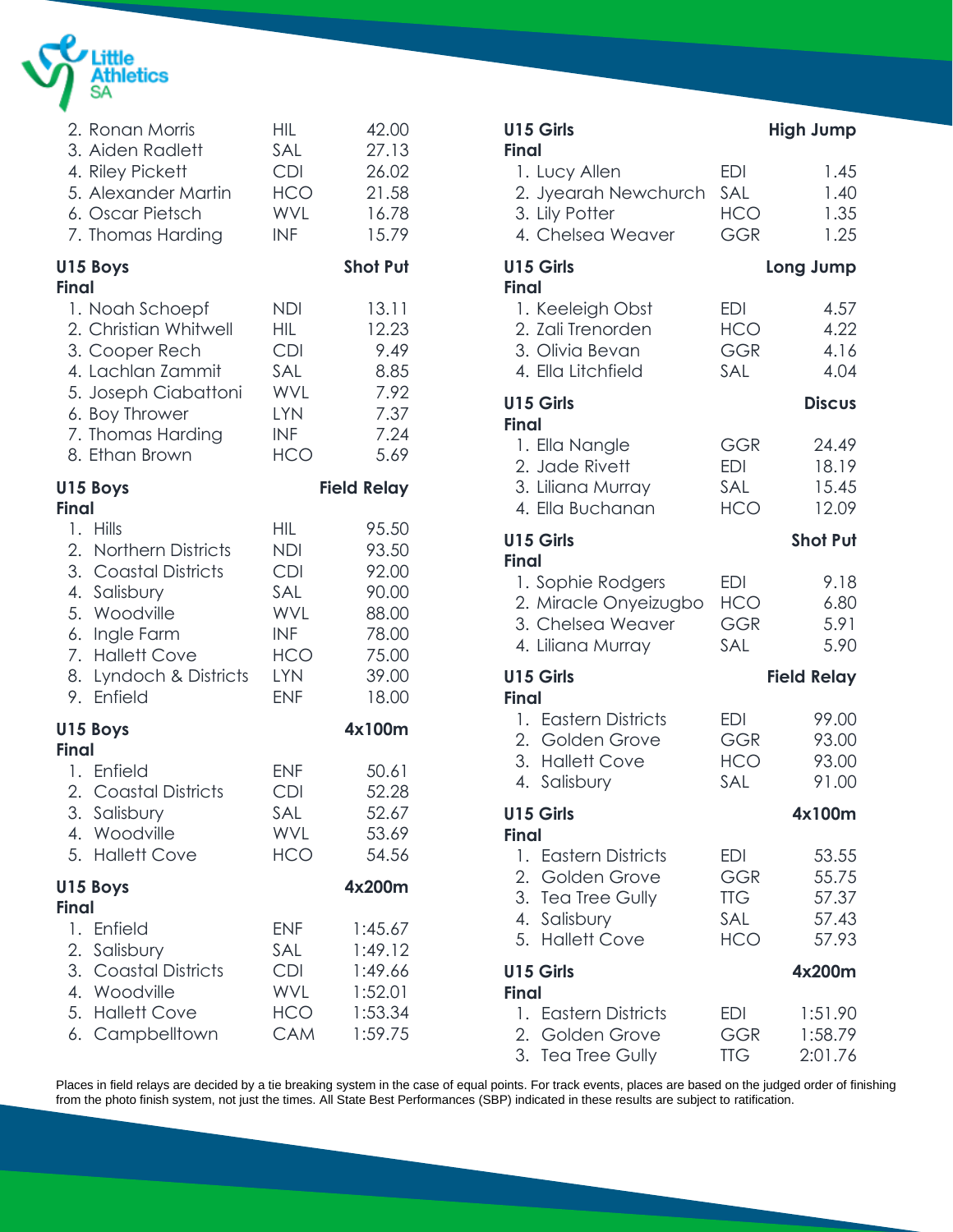| Place | Name | Club | Result |
|---|---|---|---|
| 2. | Ronan Morris | HIL | 42.00 |
| 3. | Aiden Radlett | SAL | 27.13 |
| 4. | Riley Pickett | CDI | 26.02 |
| 5. | Alexander Martin | HCO | 21.58 |
| 6. | Oscar Pietsch | WVL | 16.78 |
| 7. | Thomas Harding | INF | 15.79 |

**U15 Boys** — **Shot Put**
**Final**

| Place | Name | Club | Result |
|---|---|---|---|
| 1. | Noah Schoepf | NDI | 13.11 |
| 2. | Christian Whitwell | HIL | 12.23 |
| 3. | Cooper Rech | CDI | 9.49 |
| 4. | Lachlan Zammit | SAL | 8.85 |
| 5. | Joseph Ciabattoni | WVL | 7.92 |
| 6. | Boy Thrower | LYN | 7.37 |
| 7. | Thomas Harding | INF | 7.24 |
| 8. | Ethan Brown | HCO | 5.69 |

**U15 Boys** — **Field Relay**
**Final**

| Place | Team | Club | Result |
|---|---|---|---|
| 1. | Hills | HIL | 95.50 |
| 2. | Northern Districts | NDI | 93.50 |
| 3. | Coastal Districts | CDI | 92.00 |
| 4. | Salisbury | SAL | 90.00 |
| 5. | Woodville | WVL | 88.00 |
| 6. | Ingle Farm | INF | 78.00 |
| 7. | Hallett Cove | HCO | 75.00 |
| 8. | Lyndoch & Districts | LYN | 39.00 |
| 9. | Enfield | ENF | 18.00 |

**U15 Boys** — **4x100m**
**Final**

| Place | Team | Club | Result |
|---|---|---|---|
| 1. | Enfield | ENF | 50.61 |
| 2. | Coastal Districts | CDI | 52.28 |
| 3. | Salisbury | SAL | 52.67 |
| 4. | Woodville | WVL | 53.69 |
| 5. | Hallett Cove | HCO | 54.56 |

**U15 Boys** — **4x200m**
**Final**

| Place | Team | Club | Result |
|---|---|---|---|
| 1. | Enfield | ENF | 1:45.67 |
| 2. | Salisbury | SAL | 1:49.12 |
| 3. | Coastal Districts | CDI | 1:49.66 |
| 4. | Woodville | WVL | 1:52.01 |
| 5. | Hallett Cove | HCO | 1:53.34 |
| 6. | Campbelltown | CAM | 1:59.75 |

**U15 Girls** — **High Jump**
**Final**

| Place | Name | Club | Result |
|---|---|---|---|
| 1. | Lucy Allen | EDI | 1.45 |
| 2. | Jyearah Newchurch | SAL | 1.40 |
| 3. | Lily Potter | HCO | 1.35 |
| 4. | Chelsea Weaver | GGR | 1.25 |

**U15 Girls** — **Long Jump**
**Final**

| Place | Name | Club | Result |
|---|---|---|---|
| 1. | Keeleigh Obst | EDI | 4.57 |
| 2. | Zali Trenorden | HCO | 4.22 |
| 3. | Olivia Bevan | GGR | 4.16 |
| 4. | Ella Litchfield | SAL | 4.04 |

**U15 Girls** — **Discus**
**Final**

| Place | Name | Club | Result |
|---|---|---|---|
| 1. | Ella Nangle | GGR | 24.49 |
| 2. | Jade Rivett | EDI | 18.19 |
| 3. | Liliana Murray | SAL | 15.45 |
| 4. | Ella Buchanan | HCO | 12.09 |

**U15 Girls** — **Shot Put**
**Final**

| Place | Name | Club | Result |
|---|---|---|---|
| 1. | Sophie Rodgers | EDI | 9.18 |
| 2. | Miracle Onyeizugbo | HCO | 6.80 |
| 3. | Chelsea Weaver | GGR | 5.91 |
| 4. | Liliana Murray | SAL | 5.90 |

**U15 Girls** — **Field Relay**
**Final**

| Place | Team | Club | Result |
|---|---|---|---|
| 1. | Eastern Districts | EDI | 99.00 |
| 2. | Golden Grove | GGR | 93.00 |
| 3. | Hallett Cove | HCO | 93.00 |
| 4. | Salisbury | SAL | 91.00 |

**U15 Girls** — **4x100m**
**Final**

| Place | Team | Club | Result |
|---|---|---|---|
| 1. | Eastern Districts | EDI | 53.55 |
| 2. | Golden Grove | GGR | 55.75 |
| 3. | Tea Tree Gully | TTG | 57.37 |
| 4. | Salisbury | SAL | 57.43 |
| 5. | Hallett Cove | HCO | 57.93 |

**U15 Girls** — **4x200m**
**Final**

| Place | Team | Club | Result |
|---|---|---|---|
| 1. | Eastern Districts | EDI | 1:51.90 |
| 2. | Golden Grove | GGR | 1:58.79 |
| 3. | Tea Tree Gully | TTG | 2:01.76 |

Places in field relays are decided by a tie breaking system in the case of equal points. For track events, places are based on the judged order of finishing from the photo finish system, not just the times. All State Best Performances (SBP) indicated in these results are subject to ratification.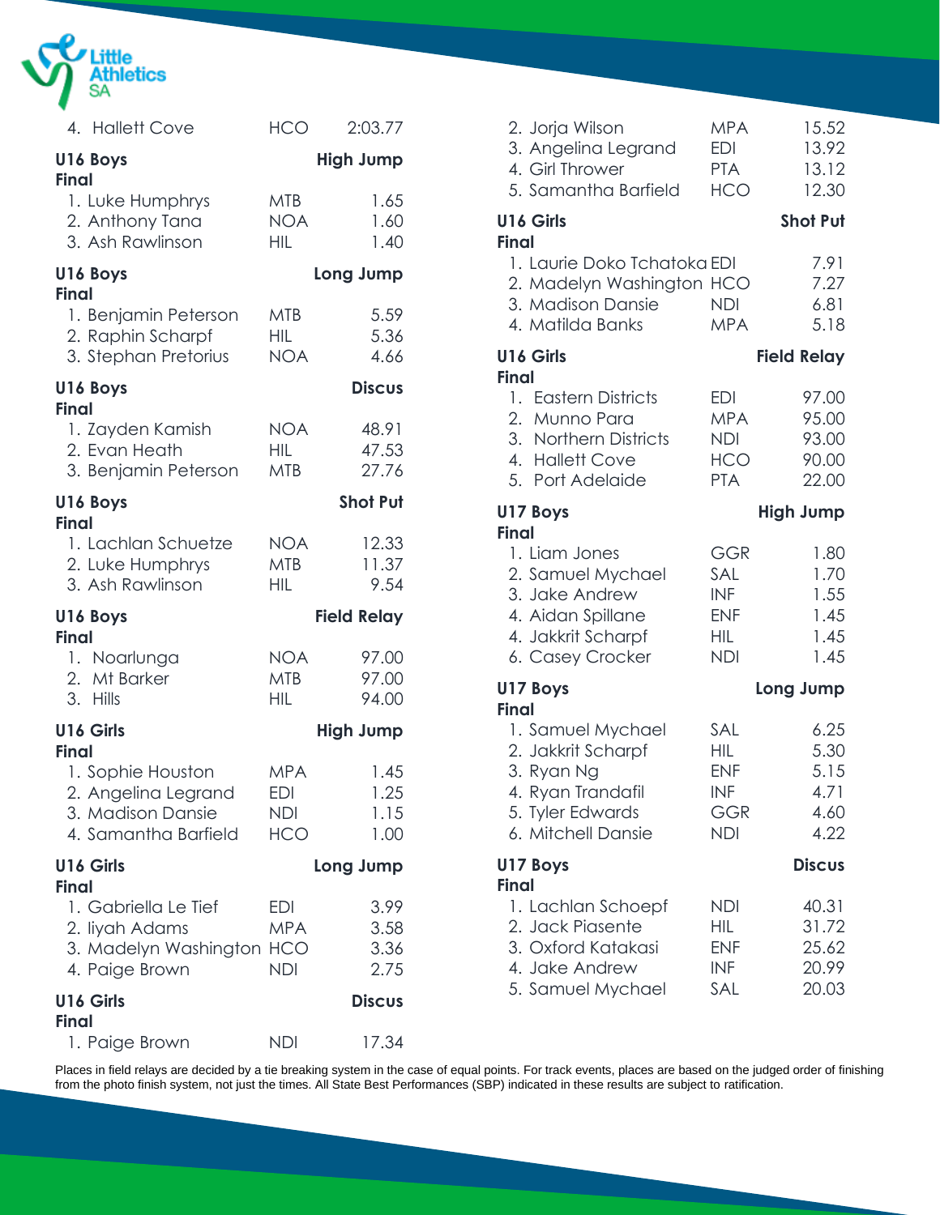| | | |
|---|---|---|
| 4. Hallett Cove | HCO | 2:03.77 |

**U16 Boys** — **High Jump**
**Final**

| | | |
|---|---|---|
| 1. Luke Humphrys | MTB | 1.65 |
| 2. Anthony Tana | NOA | 1.60 |
| 3. Ash Rawlinson | HIL | 1.40 |

**U16 Boys** — **Long Jump**
**Final**

| | | |
|---|---|---|
| 1. Benjamin Peterson | MTB | 5.59 |
| 2. Raphin Scharpf | HIL | 5.36 |
| 3. Stephan Pretorius | NOA | 4.66 |

**U16 Boys** — **Discus**
**Final**

| | | |
|---|---|---|
| 1. Zayden Kamish | NOA | 48.91 |
| 2. Evan Heath | HIL | 47.53 |
| 3. Benjamin Peterson | MTB | 27.76 |

**U16 Boys** — **Shot Put**
**Final**

| | | |
|---|---|---|
| 1. Lachlan Schuetze | NOA | 12.33 |
| 2. Luke Humphrys | MTB | 11.37 |
| 3. Ash Rawlinson | HIL | 9.54 |

**U16 Boys** — **Field Relay**
**Final**

| | | |
|---|---|---|
| 1. Noarlunga | NOA | 97.00 |
| 2. Mt Barker | MTB | 97.00 |
| 3. Hills | HIL | 94.00 |

**U16 Girls** — **High Jump**
**Final**

| | | |
|---|---|---|
| 1. Sophie Houston | MPA | 1.45 |
| 2. Angelina Legrand | EDI | 1.25 |
| 3. Madison Dansie | NDI | 1.15 |
| 4. Samantha Barfield | HCO | 1.00 |

**U16 Girls** — **Long Jump**
**Final**

| | | |
|---|---|---|
| 1. Gabriella Le Tief | EDI | 3.99 |
| 2. Iiyah Adams | MPA | 3.58 |
| 3. Madelyn Washington | HCO | 3.36 |
| 4. Paige Brown | NDI | 2.75 |

**U16 Girls** — **Discus**
**Final**

| | | |
|---|---|---|
| 1. Paige Brown | NDI | 17.34 |
| 2. Jorja Wilson | MPA | 15.52 |
| 3. Angelina Legrand | EDI | 13.92 |
| 4. Girl Thrower | PTA | 13.12 |
| 5. Samantha Barfield | HCO | 12.30 |

**U16 Girls** — **Shot Put**
**Final**

| | | |
|---|---|---|
| 1. Laurie Doko Tchatoka | EDI | 7.91 |
| 2. Madelyn Washington | HCO | 7.27 |
| 3. Madison Dansie | NDI | 6.81 |
| 4. Matilda Banks | MPA | 5.18 |

**U16 Girls** — **Field Relay**
**Final**

| | | |
|---|---|---|
| 1. Eastern Districts | EDI | 97.00 |
| 2. Munno Para | MPA | 95.00 |
| 3. Northern Districts | NDI | 93.00 |
| 4. Hallett Cove | HCO | 90.00 |
| 5. Port Adelaide | PTA | 22.00 |

**U17 Boys** — **High Jump**
**Final**

| | | |
|---|---|---|
| 1. Liam Jones | GGR | 1.80 |
| 2. Samuel Mychael | SAL | 1.70 |
| 3. Jake Andrew | INF | 1.55 |
| 4. Aidan Spillane | ENF | 1.45 |
| 4. Jakkrit Scharpf | HIL | 1.45 |
| 6. Casey Crocker | NDI | 1.45 |

**U17 Boys** — **Long Jump**
**Final**

| | | |
|---|---|---|
| 1. Samuel Mychael | SAL | 6.25 |
| 2. Jakkrit Scharpf | HIL | 5.30 |
| 3. Ryan Ng | ENF | 5.15 |
| 4. Ryan Trandafil | INF | 4.71 |
| 5. Tyler Edwards | GGR | 4.60 |
| 6. Mitchell Dansie | NDI | 4.22 |

**U17 Boys** — **Discus**
**Final**

| | | |
|---|---|---|
| 1. Lachlan Schoepf | NDI | 40.31 |
| 2. Jack Piasente | HIL | 31.72 |
| 3. Oxford Katakasi | ENF | 25.62 |
| 4. Jake Andrew | INF | 20.99 |
| 5. Samuel Mychael | SAL | 20.03 |

Places in field relays are decided by a tie breaking system in the case of equal points. For track events, places are based on the judged order of finishing from the photo finish system, not just the times. All State Best Performances (SBP) indicated in these results are subject to ratification.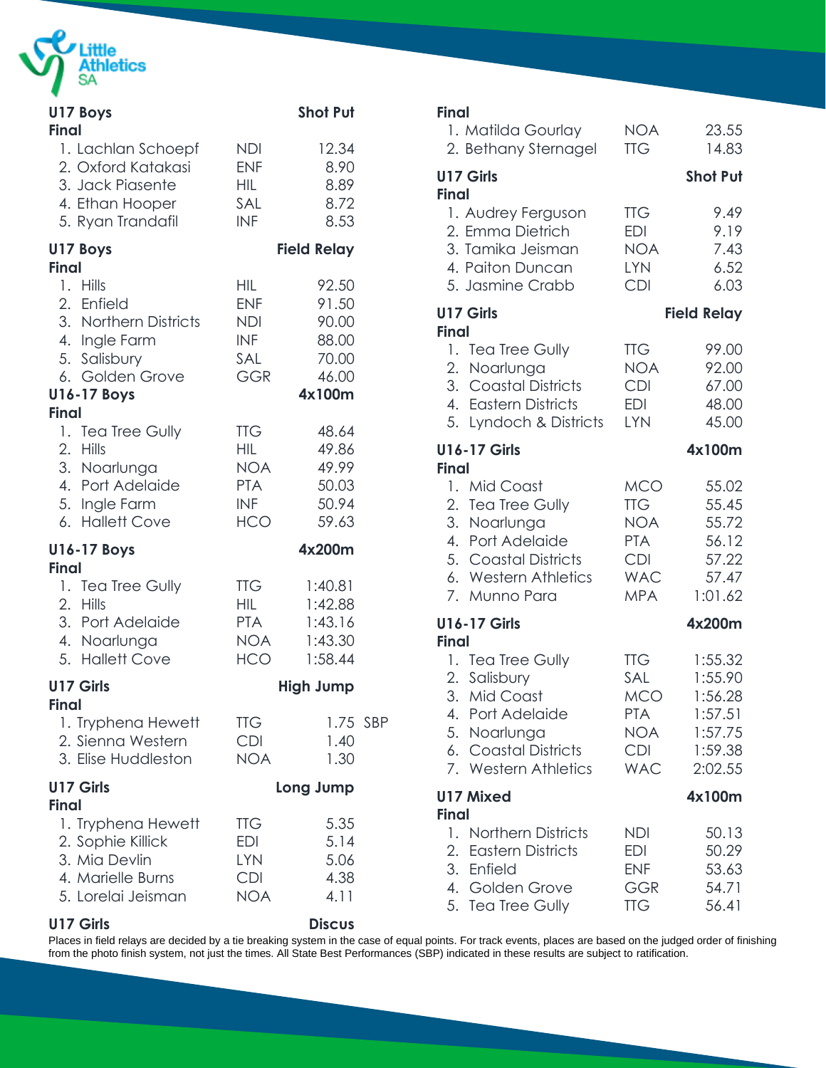## U17 Boys — Shot Put

**Final**

1. Lachlan Schoepf NDI 12.34
2. Oxford Katakasi ENF 8.90
3. Jack Piasente HIL 8.89
4. Ethan Hooper SAL 8.72
5. Ryan Trandafil INF 8.53

## U17 Boys — Field Relay

**Final**

1. Hills HIL 92.50
2. Enfield ENF 91.50
3. Northern Districts NDI 90.00
4. Ingle Farm INF 88.00
5. Salisbury SAL 70.00
6. Golden Grove GGR 46.00

## U16-17 Boys — 4x100m

**Final**

1. Tea Tree Gully TTG 48.64
2. Hills HIL 49.86
3. Noarlunga NOA 49.99
4. Port Adelaide PTA 50.03
5. Ingle Farm INF 50.94
6. Hallett Cove HCO 59.63

## U16-17 Boys — 4x200m

**Final**

1. Tea Tree Gully TTG 1:40.81
2. Hills HIL 1:42.88
3. Port Adelaide PTA 1:43.16
4. Noarlunga NOA 1:43.30
5. Hallett Cove HCO 1:58.44

## U17 Girls — High Jump

**Final**

1. Tryphena Hewett TTG 1.75 SBP
2. Sienna Western CDI 1.40
3. Elise Huddleston NOA 1.30

## U17 Girls — Long Jump

**Final**

1. Tryphena Hewett TTG 5.35
2. Sophie Killick EDI 5.14
3. Mia Devlin LYN 5.06
4. Marielle Burns CDI 4.38
5. Lorelai Jeisman NOA 4.11

## U17 Girls — Discus

**Final**

1. Matilda Gourlay NOA 23.55
2. Bethany Sternagel TTG 14.83

## U17 Girls — Shot Put

**Final**

1. Audrey Ferguson TTG 9.49
2. Emma Dietrich EDI 9.19
3. Tamika Jeisman NOA 7.43
4. Paiton Duncan LYN 6.52
5. Jasmine Crabb CDI 6.03

## U17 Girls — Field Relay

**Final**

1. Tea Tree Gully TTG 99.00
2. Noarlunga NOA 92.00
3. Coastal Districts CDI 67.00
4. Eastern Districts EDI 48.00
5. Lyndoch & Districts LYN 45.00

## U16-17 Girls — 4x100m

**Final**

1. Mid Coast MCO 55.02
2. Tea Tree Gully TTG 55.45
3. Noarlunga NOA 55.72
4. Port Adelaide PTA 56.12
5. Coastal Districts CDI 57.22
6. Western Athletics WAC 57.47
7. Munno Para MPA 1:01.62

## U16-17 Girls — 4x200m

**Final**

1. Tea Tree Gully TTG 1:55.32
2. Salisbury SAL 1:55.90
3. Mid Coast MCO 1:56.28
4. Port Adelaide PTA 1:57.51
5. Noarlunga NOA 1:57.75
6. Coastal Districts CDI 1:59.38
7. Western Athletics WAC 2:02.55

## U17 Mixed — 4x100m

**Final**

1. Northern Districts NDI 50.13
2. Eastern Districts EDI 50.29
3. Enfield ENF 53.63
4. Golden Grove GGR 54.71
5. Tea Tree Gully TTG 56.41

Places in field relays are decided by a tie breaking system in the case of equal points. For track events, places are based on the judged order of finishing from the photo finish system, not just the times. All State Best Performances (SBP) indicated in these results are subject to ratification.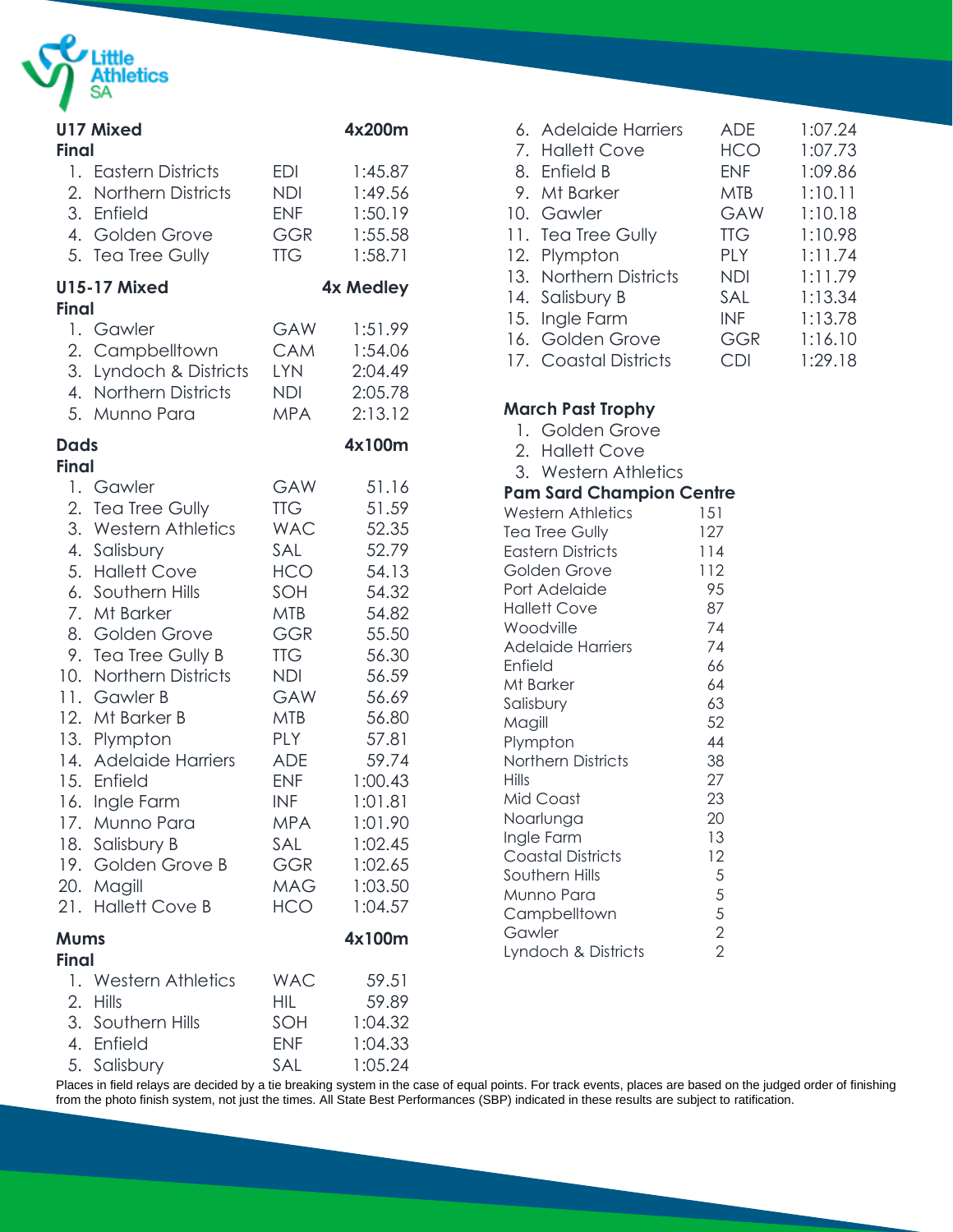## U17 Mixed — 4x200m

**Final**

| Place | Team | Code | Time |
|---|---|---|---|
| 1. | Eastern Districts | EDI | 1:45.87 |
| 2. | Northern Districts | NDI | 1:49.56 |
| 3. | Enfield | ENF | 1:50.19 |
| 4. | Golden Grove | GGR | 1:55.58 |
| 5. | Tea Tree Gully | TTG | 1:58.71 |

## U15-17 Mixed — 4x Medley

**Final**

| Place | Team | Code | Time |
|---|---|---|---|
| 1. | Gawler | GAW | 1:51.99 |
| 2. | Campbelltown | CAM | 1:54.06 |
| 3. | Lyndoch & Districts | LYN | 2:04.49 |
| 4. | Northern Districts | NDI | 2:05.78 |
| 5. | Munno Para | MPA | 2:13.12 |

## Dads — 4x100m

**Final**

| Place | Team | Code | Time |
|---|---|---|---|
| 1. | Gawler | GAW | 51.16 |
| 2. | Tea Tree Gully | TTG | 51.59 |
| 3. | Western Athletics | WAC | 52.35 |
| 4. | Salisbury | SAL | 52.79 |
| 5. | Hallett Cove | HCO | 54.13 |
| 6. | Southern Hills | SOH | 54.32 |
| 7. | Mt Barker | MTB | 54.82 |
| 8. | Golden Grove | GGR | 55.50 |
| 9. | Tea Tree Gully B | TTG | 56.30 |
| 10. | Northern Districts | NDI | 56.59 |
| 11. | Gawler B | GAW | 56.69 |
| 12. | Mt Barker B | MTB | 56.80 |
| 13. | Plympton | PLY | 57.81 |
| 14. | Adelaide Harriers | ADE | 59.74 |
| 15. | Enfield | ENF | 1:00.43 |
| 16. | Ingle Farm | INF | 1:01.81 |
| 17. | Munno Para | MPA | 1:01.90 |
| 18. | Salisbury B | SAL | 1:02.45 |
| 19. | Golden Grove B | GGR | 1:02.65 |
| 20. | Magill | MAG | 1:03.50 |
| 21. | Hallett Cove B | HCO | 1:04.57 |

## Mums — 4x100m

**Final**

| Place | Team | Code | Time |
|---|---|---|---|
| 1. | Western Athletics | WAC | 59.51 |
| 2. | Hills | HIL | 59.89 |
| 3. | Southern Hills | SOH | 1:04.32 |
| 4. | Enfield | ENF | 1:04.33 |
| 5. | Salisbury | SAL | 1:05.24 |
| 6. | Adelaide Harriers | ADE | 1:07.24 |
| 7. | Hallett Cove | HCO | 1:07.73 |
| 8. | Enfield B | ENF | 1:09.86 |
| 9. | Mt Barker | MTB | 1:10.11 |
| 10. | Gawler | GAW | 1:10.18 |
| 11. | Tea Tree Gully | TTG | 1:10.98 |
| 12. | Plympton | PLY | 1:11.74 |
| 13. | Northern Districts | NDI | 1:11.79 |
| 14. | Salisbury B | SAL | 1:13.34 |
| 15. | Ingle Farm | INF | 1:13.78 |
| 16. | Golden Grove | GGR | 1:16.10 |
| 17. | Coastal Districts | CDI | 1:29.18 |

## March Past Trophy

1. Golden Grove
2. Hallett Cove
3. Western Athletics

## Pam Sard Champion Centre

| Centre | Points |
|---|---|
| Western Athletics | 151 |
| Tea Tree Gully | 127 |
| Eastern Districts | 114 |
| Golden Grove | 112 |
| Port Adelaide | 95 |
| Hallett Cove | 87 |
| Woodville | 74 |
| Adelaide Harriers | 74 |
| Enfield | 66 |
| Mt Barker | 64 |
| Salisbury | 63 |
| Magill | 52 |
| Plympton | 44 |
| Northern Districts | 38 |
| Hills | 27 |
| Mid Coast | 23 |
| Noarlunga | 20 |
| Ingle Farm | 13 |
| Coastal Districts | 12 |
| Southern Hills | 5 |
| Munno Para | 5 |
| Campbelltown | 5 |
| Gawler | 2 |
| Lyndoch & Districts | 2 |

Places in field relays are decided by a tie breaking system in the case of equal points. For track events, places are based on the judged order of finishing from the photo finish system, not just the times. All State Best Performances (SBP) indicated in these results are subject to ratification.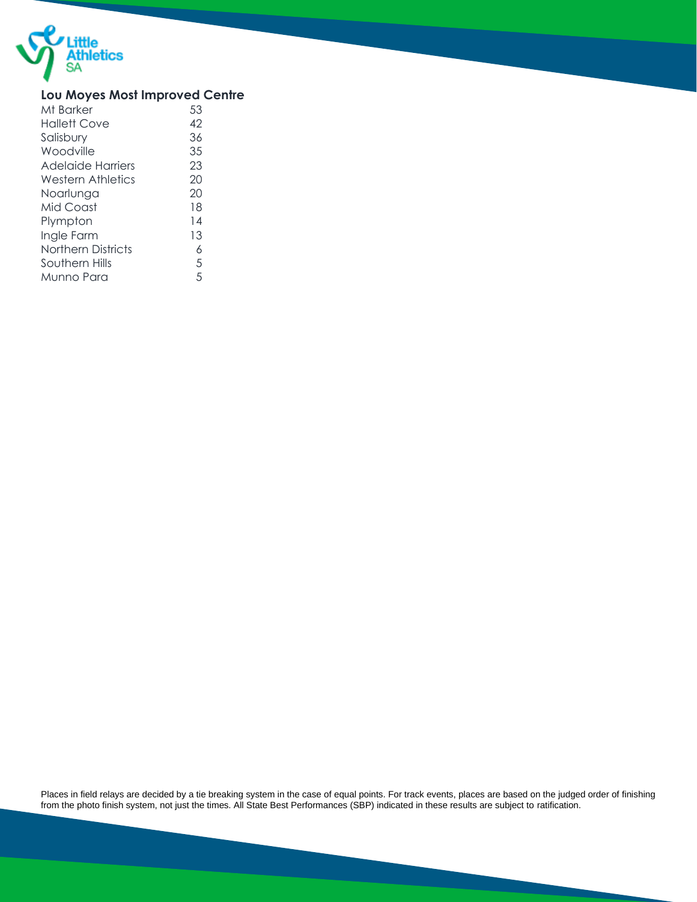### Lou Moyes Most Improved Centre

| | |
|---|---|
| Mt Barker | 53 |
| Hallett Cove | 42 |
| Salisbury | 36 |
| Woodville | 35 |
| Adelaide Harriers | 23 |
| Western Athletics | 20 |
| Noarlunga | 20 |
| Mid Coast | 18 |
| Plympton | 14 |
| Ingle Farm | 13 |
| Northern Districts | 6 |
| Southern Hills | 5 |
| Munno Para | 5 |

Places in field relays are decided by a tie breaking system in the case of equal points. For track events, places are based on the judged order of finishing from the photo finish system, not just the times. All State Best Performances (SBP) indicated in these results are subject to ratification.